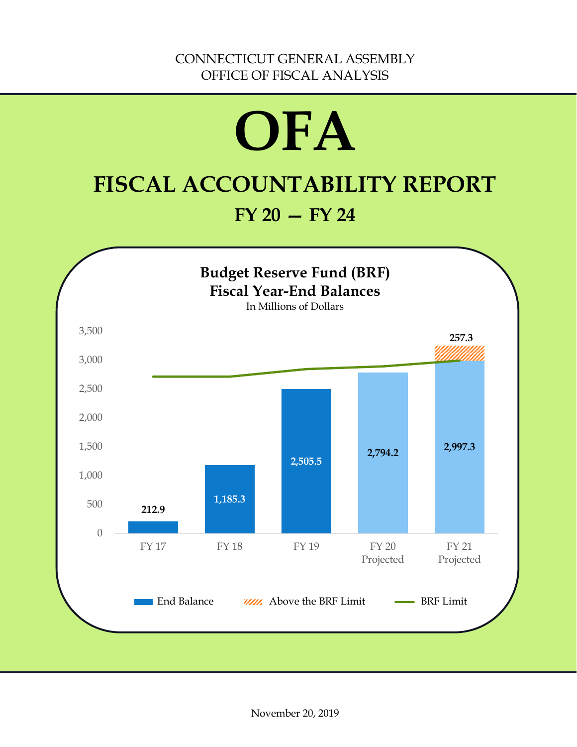CONNECTICUT GENERAL ASSEMBLY
OFFICE OF FISCAL ANALYSIS

# OFA

## FISCAL ACCOUNTABILITY REPORT

### FY 20 — FY 24

**Budget Reserve Fund (BRF)**
**Fiscal Year-End Balances**
In Millions of Dollars

| Fiscal Year | End Balance | Above the BRF Limit |
|---|---|---|
| FY 17 | 212.9 | |
| FY 18 | 1,185.3 | |
| FY 19 | 2,505.5 | |
| FY 20 Projected | 2,794.2 | |
| FY 21 Projected | 2,997.3 | 257.3 |

Legend: End Balance; Above the BRF Limit; BRF Limit

November 20, 2019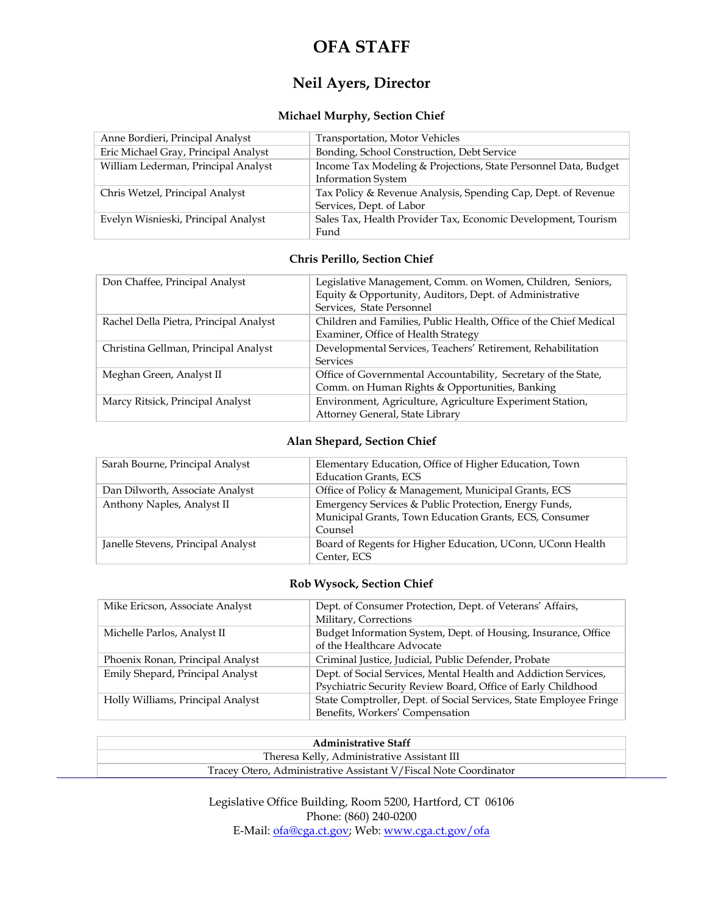# OFA STAFF

## Neil Ayers, Director

### Michael Murphy, Section Chief

| Name | Responsibilities |
|---|---|
| Anne Bordieri, Principal Analyst | Transportation, Motor Vehicles |
| Eric Michael Gray, Principal Analyst | Bonding, School Construction, Debt Service |
| William Lederman, Principal Analyst | Income Tax Modeling & Projections, State Personnel Data, Budget Information System |
| Chris Wetzel, Principal Analyst | Tax Policy & Revenue Analysis, Spending Cap, Dept. of Revenue Services, Dept. of Labor |
| Evelyn Wisnieski, Principal Analyst | Sales Tax, Health Provider Tax, Economic Development, Tourism Fund |

### Chris Perillo, Section Chief

| Name | Responsibilities |
|---|---|
| Don Chaffee, Principal Analyst | Legislative Management, Comm. on Women, Children, Seniors, Equity & Opportunity, Auditors, Dept. of Administrative Services, State Personnel |
| Rachel Della Pietra, Principal Analyst | Children and Families, Public Health, Office of the Chief Medical Examiner, Office of Health Strategy |
| Christina Gellman, Principal Analyst | Developmental Services, Teachers' Retirement, Rehabilitation Services |
| Meghan Green, Analyst II | Office of Governmental Accountability, Secretary of the State, Comm. on Human Rights & Opportunities, Banking |
| Marcy Ritsick, Principal Analyst | Environment, Agriculture, Agriculture Experiment Station, Attorney General, State Library |

### Alan Shepard, Section Chief

| Name | Responsibilities |
|---|---|
| Sarah Bourne, Principal Analyst | Elementary Education, Office of Higher Education, Town Education Grants, ECS |
| Dan Dilworth, Associate Analyst | Office of Policy & Management, Municipal Grants, ECS |
| Anthony Naples, Analyst II | Emergency Services & Public Protection, Energy Funds, Municipal Grants, Town Education Grants, ECS, Consumer Counsel |
| Janelle Stevens, Principal Analyst | Board of Regents for Higher Education, UConn, UConn Health Center, ECS |

### Rob Wysock, Section Chief

| Name | Responsibilities |
|---|---|
| Mike Ericson, Associate Analyst | Dept. of Consumer Protection, Dept. of Veterans' Affairs, Military, Corrections |
| Michelle Parlos, Analyst II | Budget Information System, Dept. of Housing, Insurance, Office of the Healthcare Advocate |
| Phoenix Ronan, Principal Analyst | Criminal Justice, Judicial, Public Defender, Probate |
| Emily Shepard, Principal Analyst | Dept. of Social Services, Mental Health and Addiction Services, Psychiatric Security Review Board, Office of Early Childhood |
| Holly Williams, Principal Analyst | State Comptroller, Dept. of Social Services, State Employee Fringe Benefits, Workers' Compensation |

| **Administrative Staff** |
|---|
| Theresa Kelly, Administrative Assistant III |
| Tracey Otero, Administrative Assistant V/Fiscal Note Coordinator |

Legislative Office Building, Room 5200, Hartford, CT 06106
Phone: (860) 240-0200
E-Mail: ofa@cga.ct.gov; Web: www.cga.ct.gov/ofa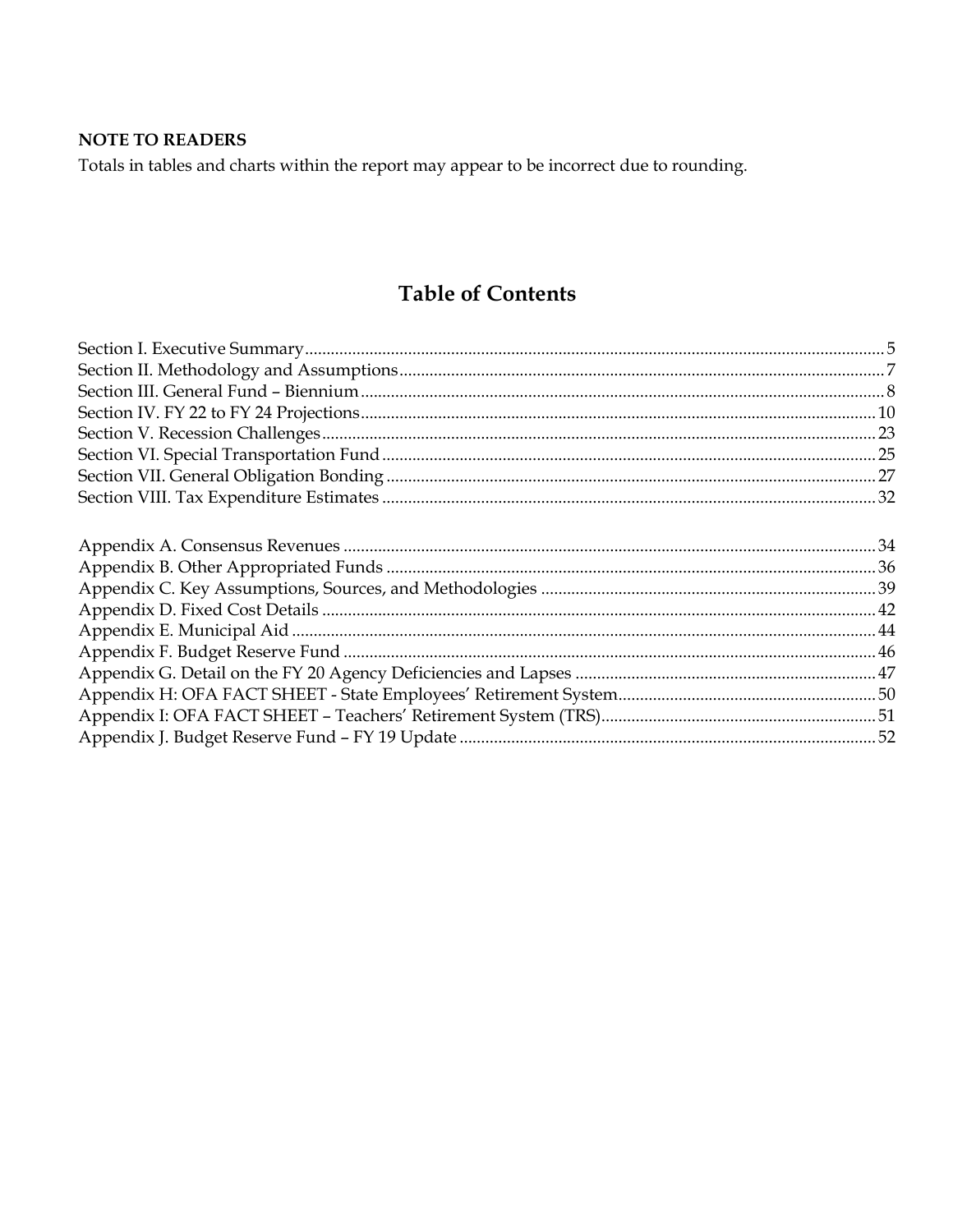**NOTE TO READERS**

Totals in tables and charts within the report may appear to be incorrect due to rounding.

## Table of Contents

Section I. Executive Summary ..... 5
Section II. Methodology and Assumptions ..... 7
Section III. General Fund – Biennium ..... 8
Section IV. FY 22 to FY 24 Projections ..... 10
Section V. Recession Challenges ..... 23
Section VI. Special Transportation Fund ..... 25
Section VII. General Obligation Bonding ..... 27
Section VIII. Tax Expenditure Estimates ..... 32

Appendix A. Consensus Revenues ..... 34
Appendix B. Other Appropriated Funds ..... 36
Appendix C. Key Assumptions, Sources, and Methodologies ..... 39
Appendix D. Fixed Cost Details ..... 42
Appendix E. Municipal Aid ..... 44
Appendix F. Budget Reserve Fund ..... 46
Appendix G. Detail on the FY 20 Agency Deficiencies and Lapses ..... 47
Appendix H: OFA FACT SHEET - State Employees' Retirement System ..... 50
Appendix I: OFA FACT SHEET – Teachers' Retirement System (TRS) ..... 51
Appendix J. Budget Reserve Fund – FY 19 Update ..... 52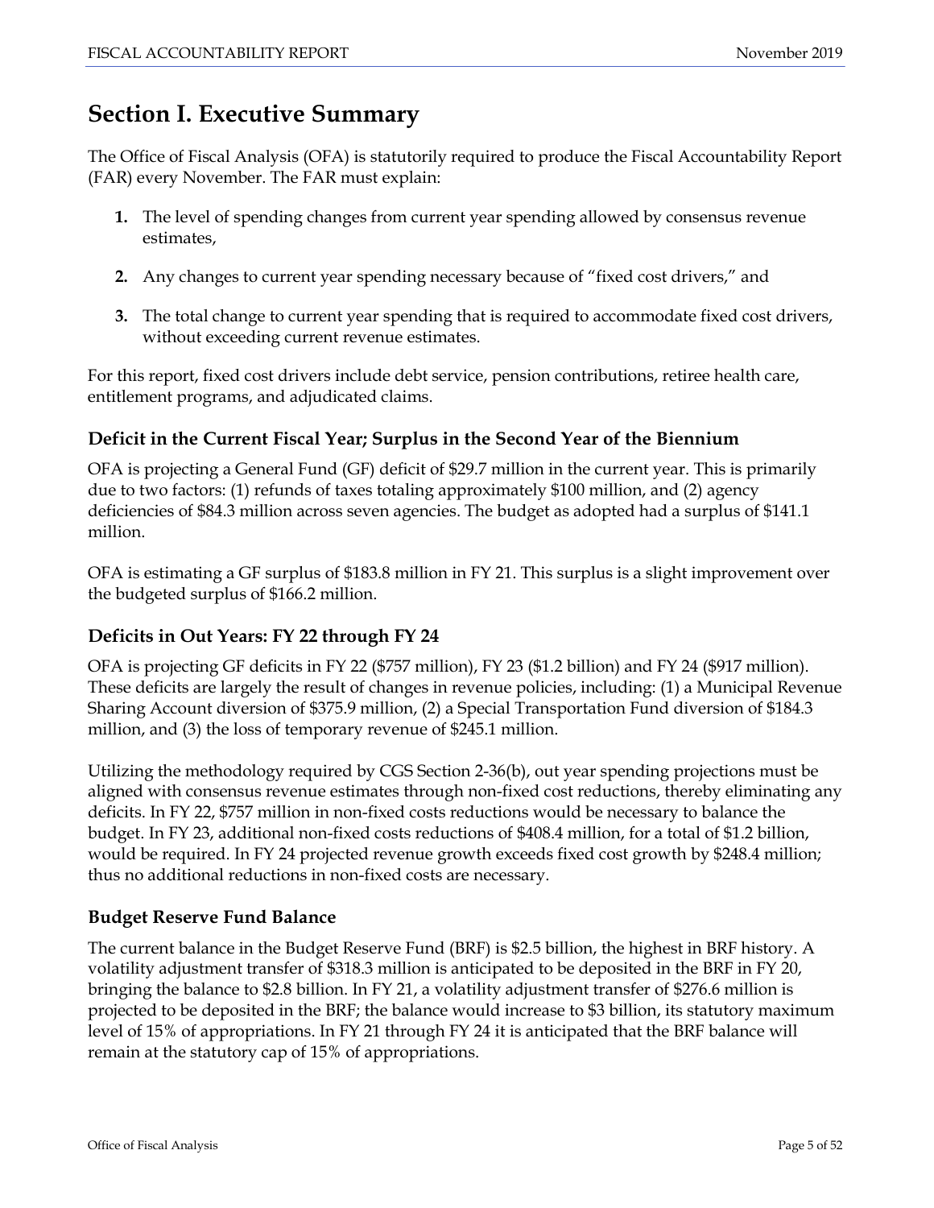# Section I. Executive Summary

The Office of Fiscal Analysis (OFA) is statutorily required to produce the Fiscal Accountability Report (FAR) every November. The FAR must explain:

1. The level of spending changes from current year spending allowed by consensus revenue estimates,

2. Any changes to current year spending necessary because of "fixed cost drivers," and

3. The total change to current year spending that is required to accommodate fixed cost drivers, without exceeding current revenue estimates.

For this report, fixed cost drivers include debt service, pension contributions, retiree health care, entitlement programs, and adjudicated claims.

### Deficit in the Current Fiscal Year; Surplus in the Second Year of the Biennium

OFA is projecting a General Fund (GF) deficit of $29.7 million in the current year. This is primarily due to two factors: (1) refunds of taxes totaling approximately $100 million, and (2) agency deficiencies of $84.3 million across seven agencies. The budget as adopted had a surplus of $141.1 million.

OFA is estimating a GF surplus of $183.8 million in FY 21. This surplus is a slight improvement over the budgeted surplus of $166.2 million.

### Deficits in Out Years: FY 22 through FY 24

OFA is projecting GF deficits in FY 22 ($757 million), FY 23 ($1.2 billion) and FY 24 ($917 million). These deficits are largely the result of changes in revenue policies, including: (1) a Municipal Revenue Sharing Account diversion of $375.9 million, (2) a Special Transportation Fund diversion of $184.3 million, and (3) the loss of temporary revenue of $245.1 million.

Utilizing the methodology required by CGS Section 2-36(b), out year spending projections must be aligned with consensus revenue estimates through non-fixed cost reductions, thereby eliminating any deficits. In FY 22, $757 million in non-fixed costs reductions would be necessary to balance the budget. In FY 23, additional non-fixed costs reductions of $408.4 million, for a total of $1.2 billion, would be required. In FY 24 projected revenue growth exceeds fixed cost growth by $248.4 million; thus no additional reductions in non-fixed costs are necessary.

### Budget Reserve Fund Balance

The current balance in the Budget Reserve Fund (BRF) is $2.5 billion, the highest in BRF history. A volatility adjustment transfer of $318.3 million is anticipated to be deposited in the BRF in FY 20, bringing the balance to $2.8 billion. In FY 21, a volatility adjustment transfer of $276.6 million is projected to be deposited in the BRF; the balance would increase to $3 billion, its statutory maximum level of 15% of appropriations. In FY 21 through FY 24 it is anticipated that the BRF balance will remain at the statutory cap of 15% of appropriations.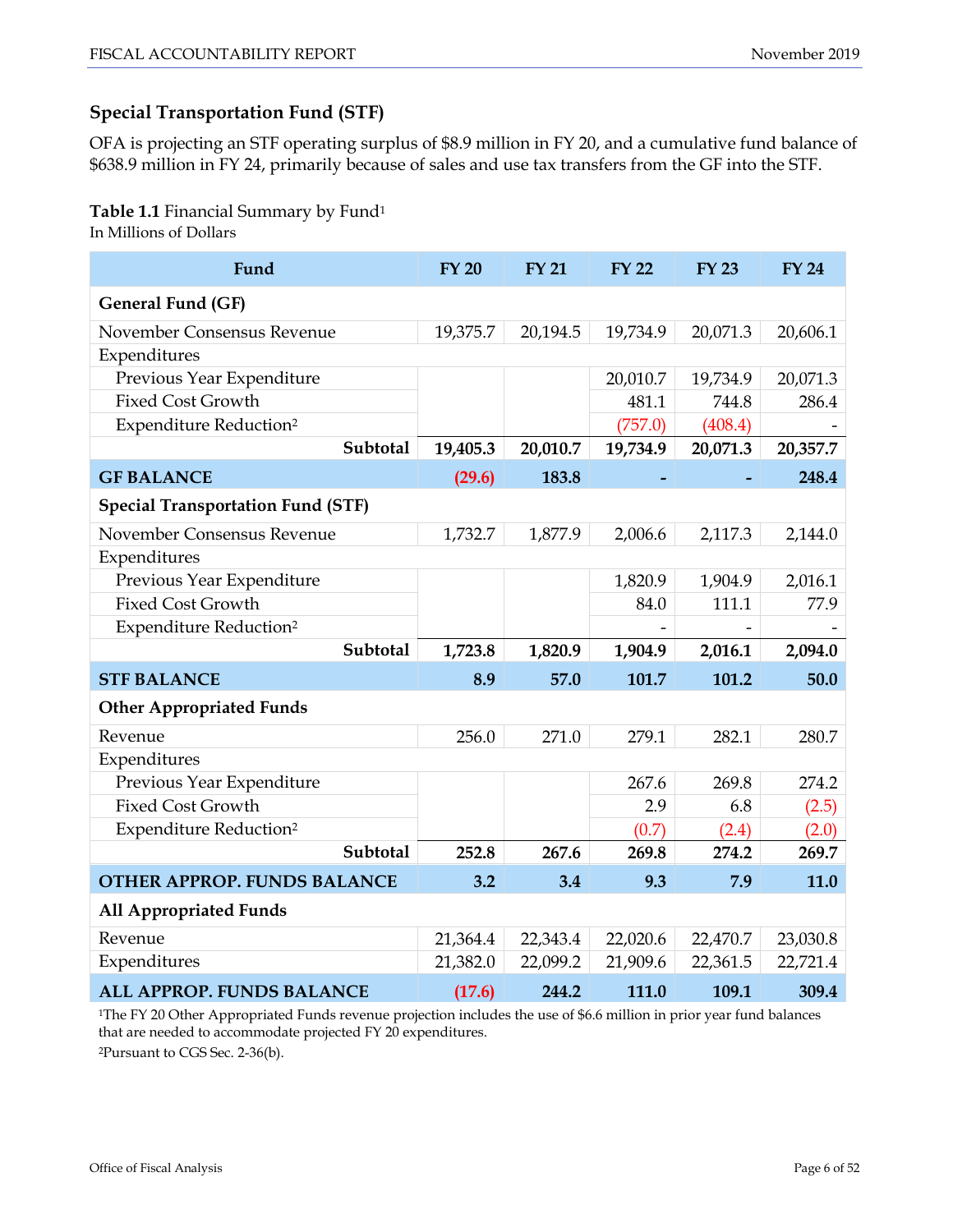## Special Transportation Fund (STF)

OFA is projecting an STF operating surplus of $8.9 million in FY 20, and a cumulative fund balance of $638.9 million in FY 24, primarily because of sales and use tax transfers from the GF into the STF.

**Table 1.1** Financial Summary by Fund[1]
In Millions of Dollars

| Fund | FY 20 | FY 21 | FY 22 | FY 23 | FY 24 |
|---|---|---|---|---|---|
| **General Fund (GF)** | | | | | |
| November Consensus Revenue | 19,375.7 | 20,194.5 | 19,734.9 | 20,071.3 | 20,606.1 |
| Expenditures | | | | | |
| Previous Year Expenditure | | | 20,010.7 | 19,734.9 | 20,071.3 |
| Fixed Cost Growth | | | 481.1 | 744.8 | 286.4 |
| Expenditure Reduction[2] | | | (757.0) | (408.4) | - |
| **Subtotal** | **19,405.3** | **20,010.7** | **19,734.9** | **20,071.3** | **20,357.7** |
| **GF BALANCE** | **(29.6)** | **183.8** | **-** | **-** | **248.4** |
| **Special Transportation Fund (STF)** | | | | | |
| November Consensus Revenue | 1,732.7 | 1,877.9 | 2,006.6 | 2,117.3 | 2,144.0 |
| Expenditures | | | | | |
| Previous Year Expenditure | | | 1,820.9 | 1,904.9 | 2,016.1 |
| Fixed Cost Growth | | | 84.0 | 111.1 | 77.9 |
| Expenditure Reduction[2] | | | - | - | - |
| **Subtotal** | **1,723.8** | **1,820.9** | **1,904.9** | **2,016.1** | **2,094.0** |
| **STF BALANCE** | **8.9** | **57.0** | **101.7** | **101.2** | **50.0** |
| **Other Appropriated Funds** | | | | | |
| Revenue | 256.0 | 271.0 | 279.1 | 282.1 | 280.7 |
| Expenditures | | | | | |
| Previous Year Expenditure | | | 267.6 | 269.8 | 274.2 |
| Fixed Cost Growth | | | 2.9 | 6.8 | (2.5) |
| Expenditure Reduction[2] | | | (0.7) | (2.4) | (2.0) |
| **Subtotal** | **252.8** | **267.6** | **269.8** | **274.2** | **269.7** |
| **OTHER APPROP. FUNDS BALANCE** | **3.2** | **3.4** | **9.3** | **7.9** | **11.0** |
| **All Appropriated Funds** | | | | | |
| Revenue | 21,364.4 | 22,343.4 | 22,020.6 | 22,470.7 | 23,030.8 |
| Expenditures | 21,382.0 | 22,099.2 | 21,909.6 | 22,361.5 | 22,721.4 |
| **ALL APPROP. FUNDS BALANCE** | **(17.6)** | **244.2** | **111.0** | **109.1** | **309.4** |

[1]The FY 20 Other Appropriated Funds revenue projection includes the use of $6.6 million in prior year fund balances that are needed to accommodate projected FY 20 expenditures.

[2]Pursuant to CGS Sec. 2-36(b).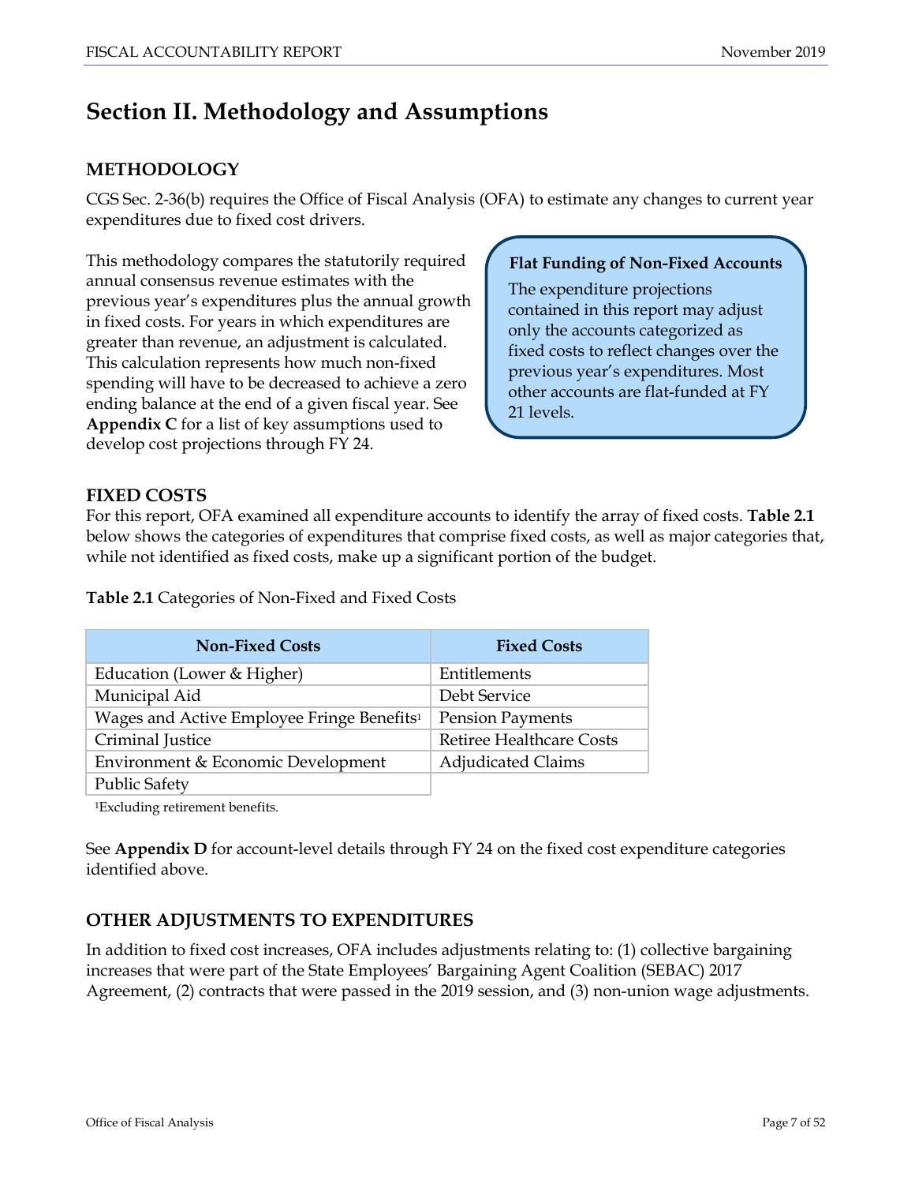# Section II. Methodology and Assumptions

## METHODOLOGY

CGS Sec. 2-36(b) requires the Office of Fiscal Analysis (OFA) to estimate any changes to current year expenditures due to fixed cost drivers.

This methodology compares the statutorily required annual consensus revenue estimates with the previous year's expenditures plus the annual growth in fixed costs. For years in which expenditures are greater than revenue, an adjustment is calculated. This calculation represents how much non-fixed spending will have to be decreased to achieve a zero ending balance at the end of a given fiscal year. See **Appendix C** for a list of key assumptions used to develop cost projections through FY 24.

> **Flat Funding of Non-Fixed Accounts**
>
> The expenditure projections contained in this report may adjust only the accounts categorized as fixed costs to reflect changes over the previous year's expenditures. Most other accounts are flat-funded at FY 21 levels.

## FIXED COSTS

For this report, OFA examined all expenditure accounts to identify the array of fixed costs. **Table 2.1** below shows the categories of expenditures that comprise fixed costs, as well as major categories that, while not identified as fixed costs, make up a significant portion of the budget.

**Table 2.1** Categories of Non-Fixed and Fixed Costs

| Non-Fixed Costs | Fixed Costs |
|---|---|
| Education (Lower & Higher) | Entitlements |
| Municipal Aid | Debt Service |
| Wages and Active Employee Fringe Benefits[1] | Pension Payments |
| Criminal Justice | Retiree Healthcare Costs |
| Environment & Economic Development | Adjudicated Claims |
| Public Safety | |

[1]Excluding retirement benefits.

See **Appendix D** for account-level details through FY 24 on the fixed cost expenditure categories identified above.

## OTHER ADJUSTMENTS TO EXPENDITURES

In addition to fixed cost increases, OFA includes adjustments relating to: (1) collective bargaining increases that were part of the State Employees' Bargaining Agent Coalition (SEBAC) 2017 Agreement, (2) contracts that were passed in the 2019 session, and (3) non-union wage adjustments.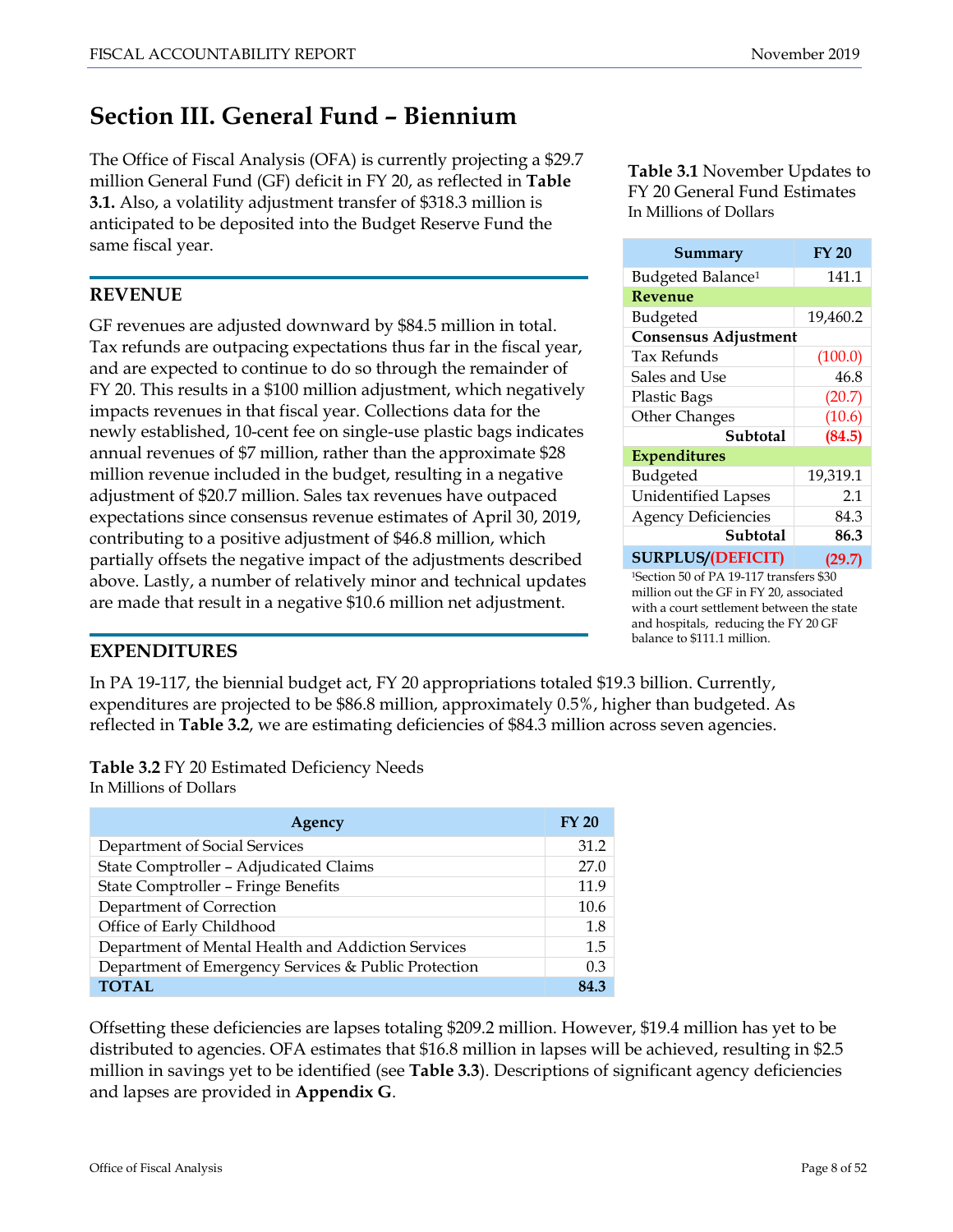# Section III. General Fund – Biennium

The Office of Fiscal Analysis (OFA) is currently projecting a $29.7 million General Fund (GF) deficit in FY 20, as reflected in **Table 3.1.** Also, a volatility adjustment transfer of $318.3 million is anticipated to be deposited into the Budget Reserve Fund the same fiscal year.

**Table 3.1** November Updates to FY 20 General Fund Estimates
In Millions of Dollars

| Summary | FY 20 |
|---|---|
| Budgeted Balance[1] | 141.1 |
| **Revenue** | |
| Budgeted | 19,460.2 |
| **Consensus Adjustment** | |
| Tax Refunds | (100.0) |
| Sales and Use | 46.8 |
| Plastic Bags | (20.7) |
| Other Changes | (10.6) |
| **Subtotal** | **(84.5)** |
| **Expenditures** | |
| Budgeted | 19,319.1 |
| Unidentified Lapses | 2.1 |
| Agency Deficiencies | 84.3 |
| **Subtotal** | **86.3** |
| **SURPLUS/(DEFICIT)** | **(29.7)** |

[1]Section 50 of PA 19-117 transfers $30 million out the GF in FY 20, associated with a court settlement between the state and hospitals, reducing the FY 20 GF balance to $111.1 million.

## REVENUE

GF revenues are adjusted downward by $84.5 million in total. Tax refunds are outpacing expectations thus far in the fiscal year, and are expected to continue to do so through the remainder of FY 20. This results in a $100 million adjustment, which negatively impacts revenues in that fiscal year. Collections data for the newly established, 10-cent fee on single-use plastic bags indicates annual revenues of $7 million, rather than the approximate $28 million revenue included in the budget, resulting in a negative adjustment of $20.7 million. Sales tax revenues have outpaced expectations since consensus revenue estimates of April 30, 2019, contributing to a positive adjustment of $46.8 million, which partially offsets the negative impact of the adjustments described above. Lastly, a number of relatively minor and technical updates are made that result in a negative $10.6 million net adjustment.

## EXPENDITURES

In PA 19-117, the biennial budget act, FY 20 appropriations totaled $19.3 billion. Currently, expenditures are projected to be $86.8 million, approximately 0.5%, higher than budgeted. As reflected in **Table 3.2**, we are estimating deficiencies of $84.3 million across seven agencies.

**Table 3.2** FY 20 Estimated Deficiency Needs
In Millions of Dollars

| Agency | FY 20 |
|---|---|
| Department of Social Services | 31.2 |
| State Comptroller – Adjudicated Claims | 27.0 |
| State Comptroller – Fringe Benefits | 11.9 |
| Department of Correction | 10.6 |
| Office of Early Childhood | 1.8 |
| Department of Mental Health and Addiction Services | 1.5 |
| Department of Emergency Services & Public Protection | 0.3 |
| **TOTAL** | **84.3** |

Offsetting these deficiencies are lapses totaling $209.2 million. However, $19.4 million has yet to be distributed to agencies. OFA estimates that $16.8 million in lapses will be achieved, resulting in $2.5 million in savings yet to be identified (see **Table 3.3**). Descriptions of significant agency deficiencies and lapses are provided in **Appendix G**.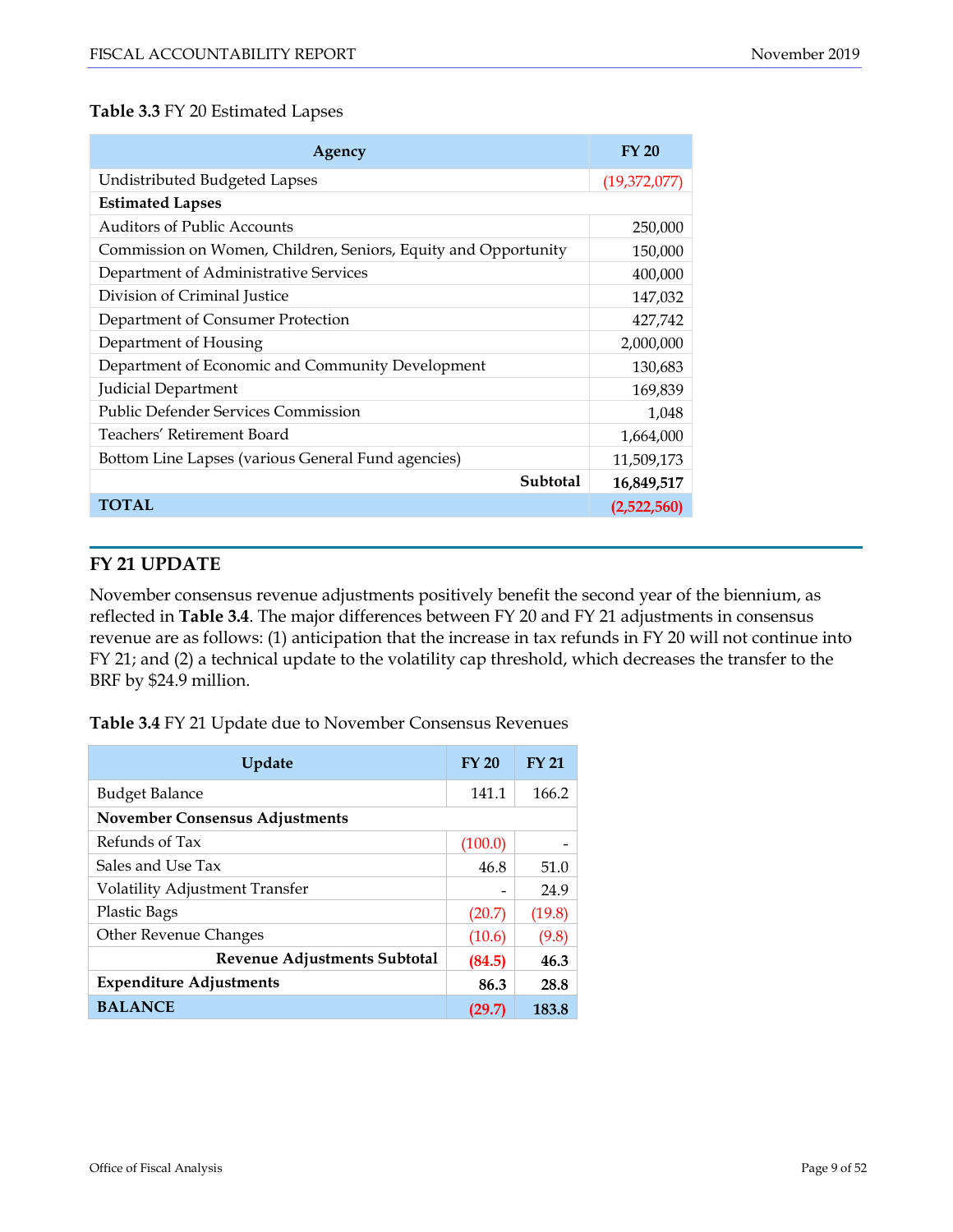**Table 3.3** FY 20 Estimated Lapses

| Agency | FY 20 |
|---|---|
| Undistributed Budgeted Lapses | (19,372,077) |
| **Estimated Lapses** | |
| Auditors of Public Accounts | 250,000 |
| Commission on Women, Children, Seniors, Equity and Opportunity | 150,000 |
| Department of Administrative Services | 400,000 |
| Division of Criminal Justice | 147,032 |
| Department of Consumer Protection | 427,742 |
| Department of Housing | 2,000,000 |
| Department of Economic and Community Development | 130,683 |
| Judicial Department | 169,839 |
| Public Defender Services Commission | 1,048 |
| Teachers' Retirement Board | 1,664,000 |
| Bottom Line Lapses (various General Fund agencies) | 11,509,173 |
| **Subtotal** | **16,849,517** |
| **TOTAL** | **(2,522,560)** |

## FY 21 UPDATE

November consensus revenue adjustments positively benefit the second year of the biennium, as reflected in **Table 3.4**. The major differences between FY 20 and FY 21 adjustments in consensus revenue are as follows: (1) anticipation that the increase in tax refunds in FY 20 will not continue into FY 21; and (2) a technical update to the volatility cap threshold, which decreases the transfer to the BRF by $24.9 million.

**Table 3.4** FY 21 Update due to November Consensus Revenues

| Update | FY 20 | FY 21 |
|---|---|---|
| Budget Balance | 141.1 | 166.2 |
| **November Consensus Adjustments** | | |
| Refunds of Tax | (100.0) | - |
| Sales and Use Tax | 46.8 | 51.0 |
| Volatility Adjustment Transfer | - | 24.9 |
| Plastic Bags | (20.7) | (19.8) |
| Other Revenue Changes | (10.6) | (9.8) |
| **Revenue Adjustments Subtotal** | **(84.5)** | **46.3** |
| **Expenditure Adjustments** | **86.3** | **28.8** |
| **BALANCE** | **(29.7)** | **183.8** |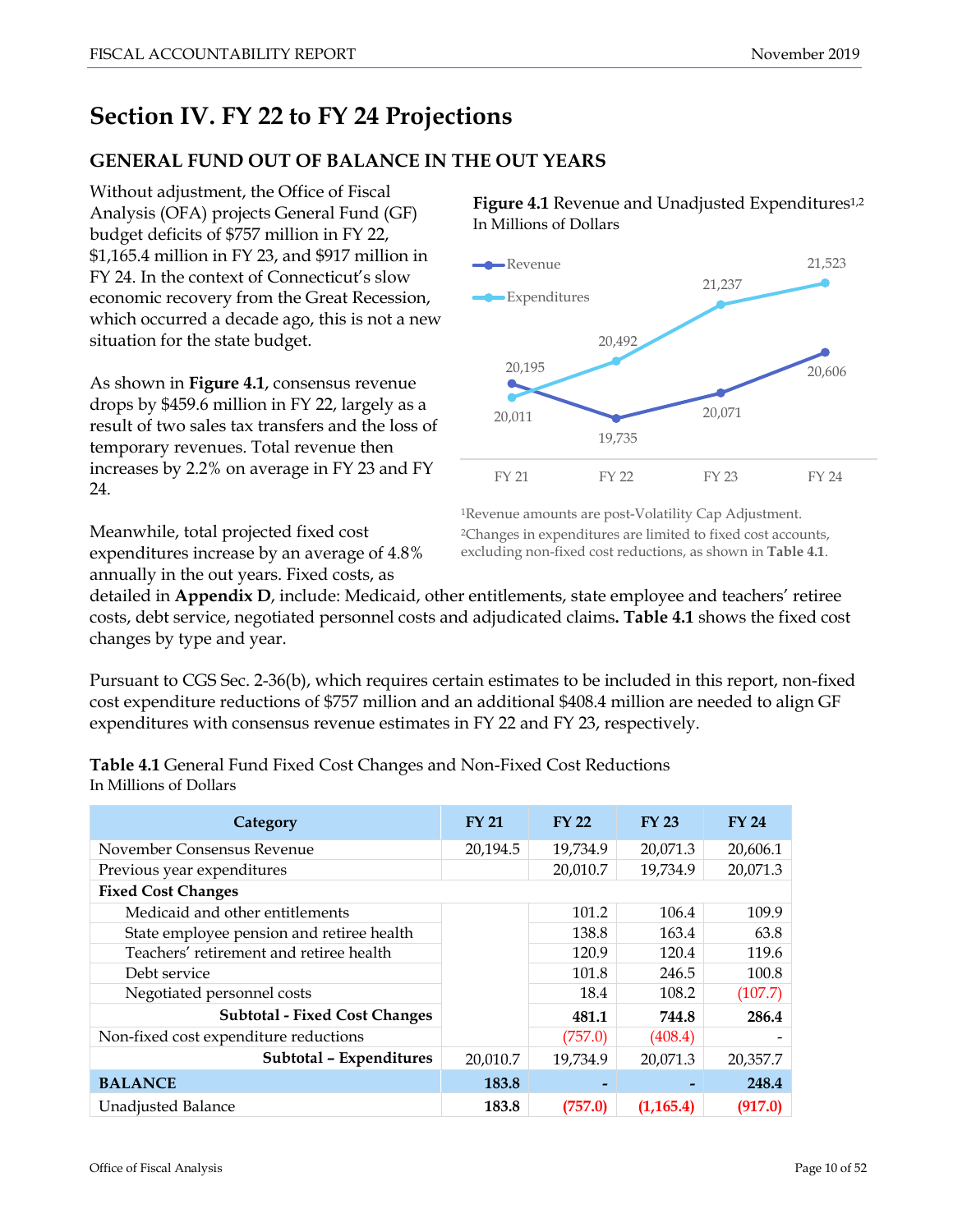# Section IV. FY 22 to FY 24 Projections

## GENERAL FUND OUT OF BALANCE IN THE OUT YEARS

Without adjustment, the Office of Fiscal Analysis (OFA) projects General Fund (GF) budget deficits of $757 million in FY 22, $1,165.4 million in FY 23, and $917 million in FY 24. In the context of Connecticut's slow economic recovery from the Great Recession, which occurred a decade ago, this is not a new situation for the state budget.

**Figure 4.1** Revenue and Unadjusted Expenditures[1,2]
In Millions of Dollars

| | FY 21 | FY 22 | FY 23 | FY 24 |
|---|---|---|---|---|
| Revenue | 20,195 | 19,735 | 20,071 | 20,606 |
| Expenditures | 20,011 | 20,492 | 21,237 | 21,523 |

[1]Revenue amounts are post-Volatility Cap Adjustment.
[2]Changes in expenditures are limited to fixed cost accounts, excluding non-fixed cost reductions, as shown in **Table 4.1**.

As shown in **Figure 4.1**, consensus revenue drops by $459.6 million in FY 22, largely as a result of two sales tax transfers and the loss of temporary revenues. Total revenue then increases by 2.2% on average in FY 23 and FY 24.

Meanwhile, total projected fixed cost expenditures increase by an average of 4.8% annually in the out years. Fixed costs, as detailed in **Appendix D**, include: Medicaid, other entitlements, state employee and teachers' retiree costs, debt service, negotiated personnel costs and adjudicated claims**. Table 4.1** shows the fixed cost changes by type and year.

Pursuant to CGS Sec. 2-36(b), which requires certain estimates to be included in this report, non-fixed cost expenditure reductions of $757 million and an additional $408.4 million are needed to align GF expenditures with consensus revenue estimates in FY 22 and FY 23, respectively.

**Table 4.1** General Fund Fixed Cost Changes and Non-Fixed Cost Reductions
In Millions of Dollars

| Category | FY 21 | FY 22 | FY 23 | FY 24 |
|---|---|---|---|---|
| November Consensus Revenue | 20,194.5 | 19,734.9 | 20,071.3 | 20,606.1 |
| Previous year expenditures | | 20,010.7 | 19,734.9 | 20,071.3 |
| **Fixed Cost Changes** | | | | |
| Medicaid and other entitlements | | 101.2 | 106.4 | 109.9 |
| State employee pension and retiree health | | 138.8 | 163.4 | 63.8 |
| Teachers' retirement and retiree health | | 120.9 | 120.4 | 119.6 |
| Debt service | | 101.8 | 246.5 | 100.8 |
| Negotiated personnel costs | | 18.4 | 108.2 | (107.7) |
| **Subtotal - Fixed Cost Changes** | | **481.1** | **744.8** | **286.4** |
| Non-fixed cost expenditure reductions | | (757.0) | (408.4) | - |
| **Subtotal – Expenditures** | 20,010.7 | 19,734.9 | 20,071.3 | 20,357.7 |
| **BALANCE** | **183.8** | **-** | **-** | **248.4** |
| Unadjusted Balance | **183.8** | **(757.0)** | **(1,165.4)** | **(917.0)** |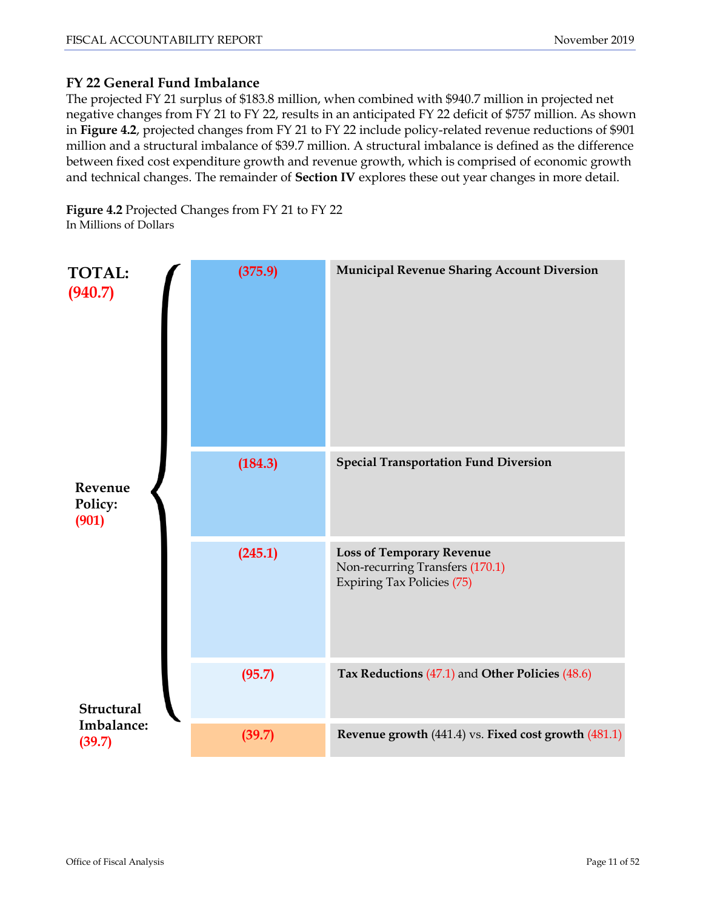### FY 22 General Fund Imbalance

The projected FY 21 surplus of $183.8 million, when combined with $940.7 million in projected net negative changes from FY 21 to FY 22, results in an anticipated FY 22 deficit of $757 million. As shown in **Figure 4.2**, projected changes from FY 21 to FY 22 include policy-related revenue reductions of $901 million and a structural imbalance of $39.7 million. A structural imbalance is defined as the difference between fixed cost expenditure growth and revenue growth, which is comprised of economic growth and technical changes. The remainder of **Section IV** explores these out year changes in more detail.

**Figure 4.2** Projected Changes from FY 21 to FY 22
In Millions of Dollars

**TOTAL: (940.7)**

| Category | Amount | Description |
|---|---|---|
| **Revenue Policy: (901)** | **(375.9)** | **Municipal Revenue Sharing Account Diversion** |
| | **(184.3)** | **Special Transportation Fund Diversion** |
| | **(245.1)** | **Loss of Temporary Revenue**<br>Non-recurring Transfers (170.1)<br>Expiring Tax Policies (75) |
| | **(95.7)** | **Tax Reductions** (47.1) and **Other Policies** (48.6) |
| **Structural Imbalance: (39.7)** | **(39.7)** | **Revenue growth** (441.4) vs. **Fixed cost growth** (481.1) |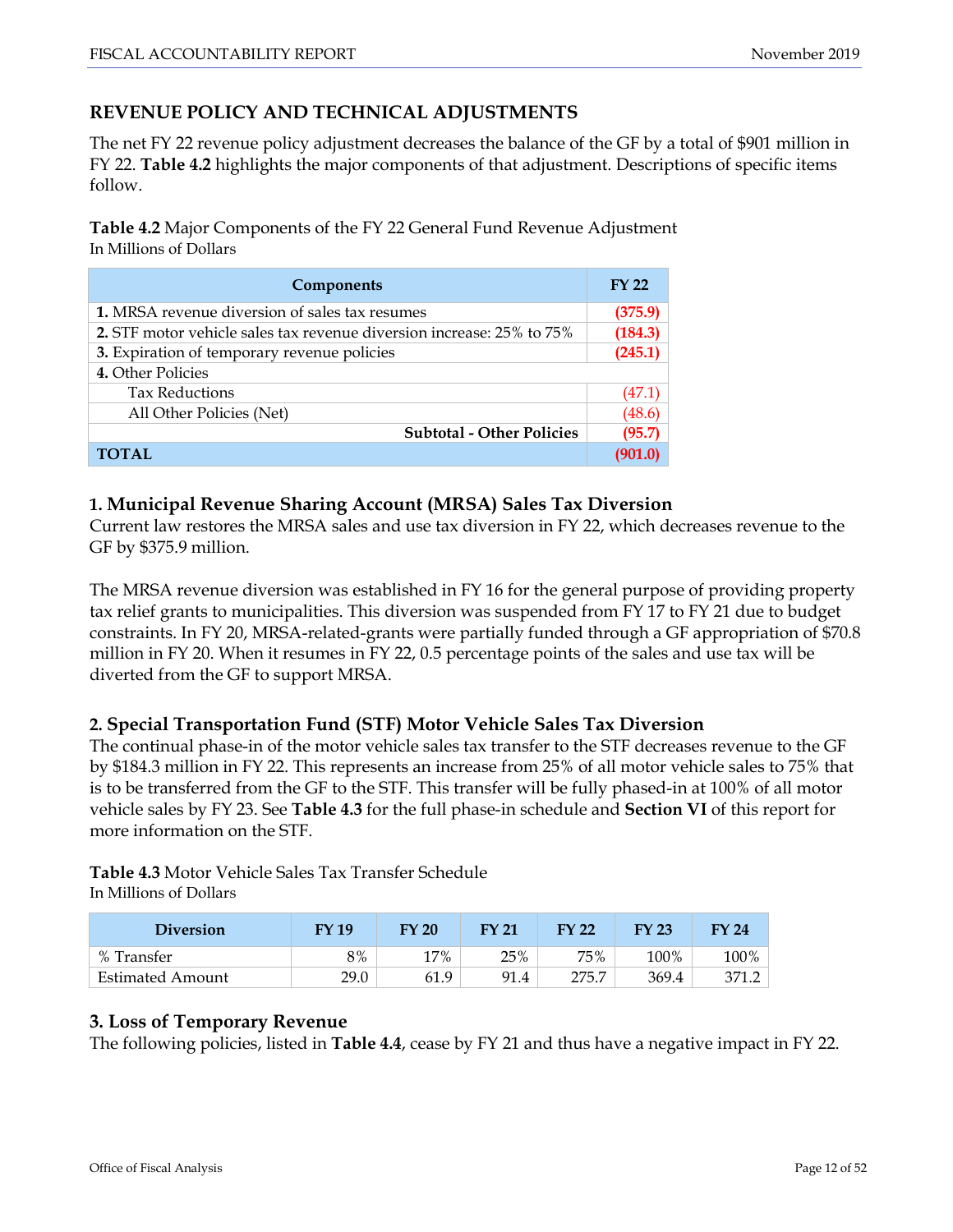## REVENUE POLICY AND TECHNICAL ADJUSTMENTS

The net FY 22 revenue policy adjustment decreases the balance of the GF by a total of $901 million in FY 22. **Table 4.2** highlights the major components of that adjustment. Descriptions of specific items follow.

**Table 4.2** Major Components of the FY 22 General Fund Revenue Adjustment
In Millions of Dollars

| Components | FY 22 |
|---|---|
| **1.** MRSA revenue diversion of sales tax resumes | **(375.9)** |
| **2.** STF motor vehicle sales tax revenue diversion increase: 25% to 75% | **(184.3)** |
| **3.** Expiration of temporary revenue policies | **(245.1)** |
| **4.** Other Policies | |
| Tax Reductions | (47.1) |
| All Other Policies (Net) | (48.6) |
| **Subtotal - Other Policies** | **(95.7)** |
| **TOTAL** | **(901.0)** |

### 1. Municipal Revenue Sharing Account (MRSA) Sales Tax Diversion

Current law restores the MRSA sales and use tax diversion in FY 22, which decreases revenue to the GF by $375.9 million.

The MRSA revenue diversion was established in FY 16 for the general purpose of providing property tax relief grants to municipalities. This diversion was suspended from FY 17 to FY 21 due to budget constraints. In FY 20, MRSA-related-grants were partially funded through a GF appropriation of $70.8 million in FY 20. When it resumes in FY 22, 0.5 percentage points of the sales and use tax will be diverted from the GF to support MRSA.

### 2. Special Transportation Fund (STF) Motor Vehicle Sales Tax Diversion

The continual phase-in of the motor vehicle sales tax transfer to the STF decreases revenue to the GF by $184.3 million in FY 22. This represents an increase from 25% of all motor vehicle sales to 75% that is to be transferred from the GF to the STF. This transfer will be fully phased-in at 100% of all motor vehicle sales by FY 23. See **Table 4.3** for the full phase-in schedule and **Section VI** of this report for more information on the STF.

**Table 4.3** Motor Vehicle Sales Tax Transfer Schedule
In Millions of Dollars

| Diversion | FY 19 | FY 20 | FY 21 | FY 22 | FY 23 | FY 24 |
|---|---|---|---|---|---|---|
| % Transfer | 8% | 17% | 25% | 75% | 100% | 100% |
| Estimated Amount | 29.0 | 61.9 | 91.4 | 275.7 | 369.4 | 371.2 |

### 3. Loss of Temporary Revenue

The following policies, listed in **Table 4.4**, cease by FY 21 and thus have a negative impact in FY 22.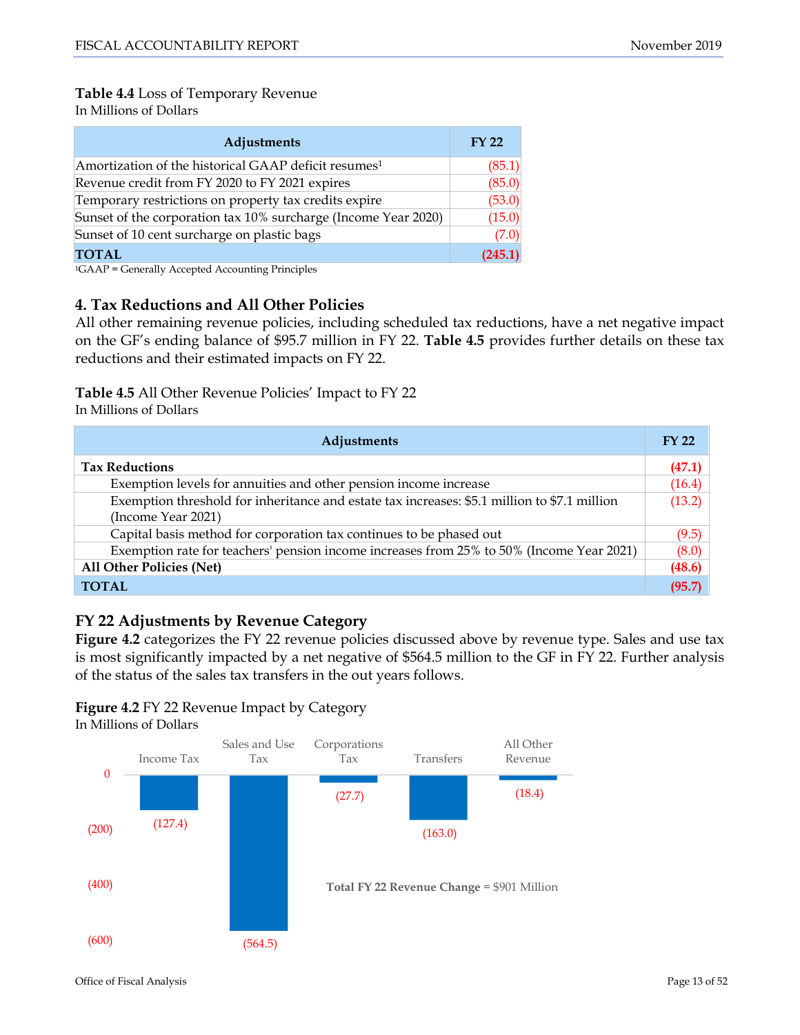**Table 4.4** Loss of Temporary Revenue
In Millions of Dollars

| Adjustments | FY 22 |
|---|---|
| Amortization of the historical GAAP deficit resumes[1] | (85.1) |
| Revenue credit from FY 2020 to FY 2021 expires | (85.0) |
| Temporary restrictions on property tax credits expire | (53.0) |
| Sunset of the corporation tax 10% surcharge (Income Year 2020) | (15.0) |
| Sunset of 10 cent surcharge on plastic bags | (7.0) |
| **TOTAL** | **(245.1)** |

[1]GAAP = Generally Accepted Accounting Principles

## 4. Tax Reductions and All Other Policies

All other remaining revenue policies, including scheduled tax reductions, have a net negative impact on the GF's ending balance of $95.7 million in FY 22. **Table 4.5** provides further details on these tax reductions and their estimated impacts on FY 22.

**Table 4.5** All Other Revenue Policies' Impact to FY 22
In Millions of Dollars

| Adjustments | FY 22 |
|---|---|
| **Tax Reductions** | **(47.1)** |
| Exemption levels for annuities and other pension income increase | (16.4) |
| Exemption threshold for inheritance and estate tax increases: $5.1 million to $7.1 million (Income Year 2021) | (13.2) |
| Capital basis method for corporation tax continues to be phased out | (9.5) |
| Exemption rate for teachers' pension income increases from 25% to 50% (Income Year 2021) | (8.0) |
| **All Other Policies (Net)** | **(48.6)** |
| **TOTAL** | **(95.7)** |

## FY 22 Adjustments by Revenue Category

**Figure 4.2** categorizes the FY 22 revenue policies discussed above by revenue type. Sales and use tax is most significantly impacted by a net negative of $564.5 million to the GF in FY 22. Further analysis of the status of the sales tax transfers in the out years follows.

**Figure 4.2** FY 22 Revenue Impact by Category
In Millions of Dollars

| Category | FY 22 |
|---|---|
| Income Tax | (127.4) |
| Sales and Use Tax | (564.5) |
| Corporations Tax | (27.7) |
| Transfers | (163.0) |
| All Other Revenue | (18.4) |

**Total FY 22 Revenue Change** = $901 Million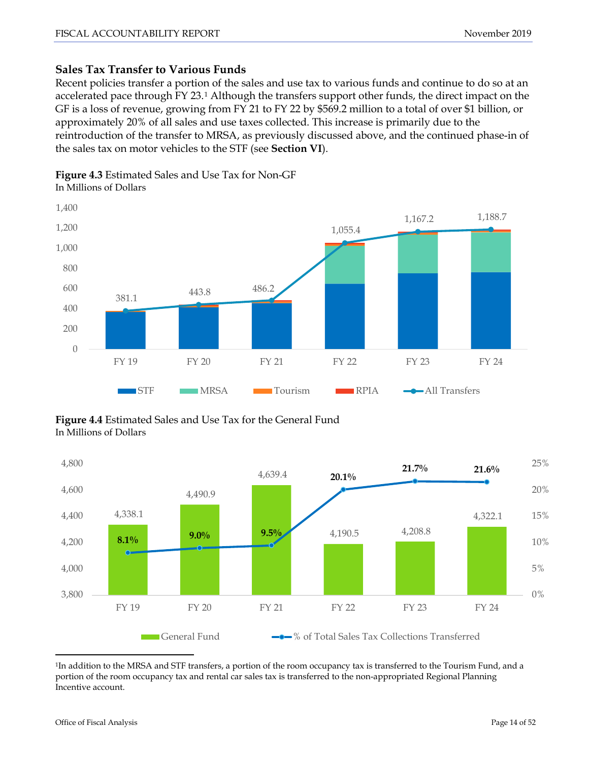## Sales Tax Transfer to Various Funds

Recent policies transfer a portion of the sales and use tax to various funds and continue to do so at an accelerated pace through FY 23.[1] Although the transfers support other funds, the direct impact on the GF is a loss of revenue, growing from FY 21 to FY 22 by $569.2 million to a total of over $1 billion, or approximately 20% of all sales and use taxes collected. This increase is primarily due to the reintroduction of the transfer to MRSA, as previously discussed above, and the continued phase-in of the sales tax on motor vehicles to the STF (see **Section VI**).

**Figure 4.3** Estimated Sales and Use Tax for Non-GF
In Millions of Dollars

| | FY 19 | FY 20 | FY 21 | FY 22 | FY 23 | FY 24 |
|---|---|---|---|---|---|---|
| All Transfers | 381.1 | 443.8 | 486.2 | 1,055.4 | 1,167.2 | 1,188.7 |

Legend: STF, MRSA, Tourism, RPIA, All Transfers

**Figure 4.4** Estimated Sales and Use Tax for the General Fund
In Millions of Dollars

| | FY 19 | FY 20 | FY 21 | FY 22 | FY 23 | FY 24 |
|---|---|---|---|---|---|---|
| General Fund | 4,338.1 | 4,490.9 | 4,639.4 | 4,190.5 | 4,208.8 | 4,322.1 |
| % of Total Sales Tax Collections Transferred | 8.1% | 9.0% | 9.5% | 20.1% | 21.7% | 21.6% |

[1] In addition to the MRSA and STF transfers, a portion of the room occupancy tax is transferred to the Tourism Fund, and a portion of the room occupancy tax and rental car sales tax is transferred to the non-appropriated Regional Planning Incentive account.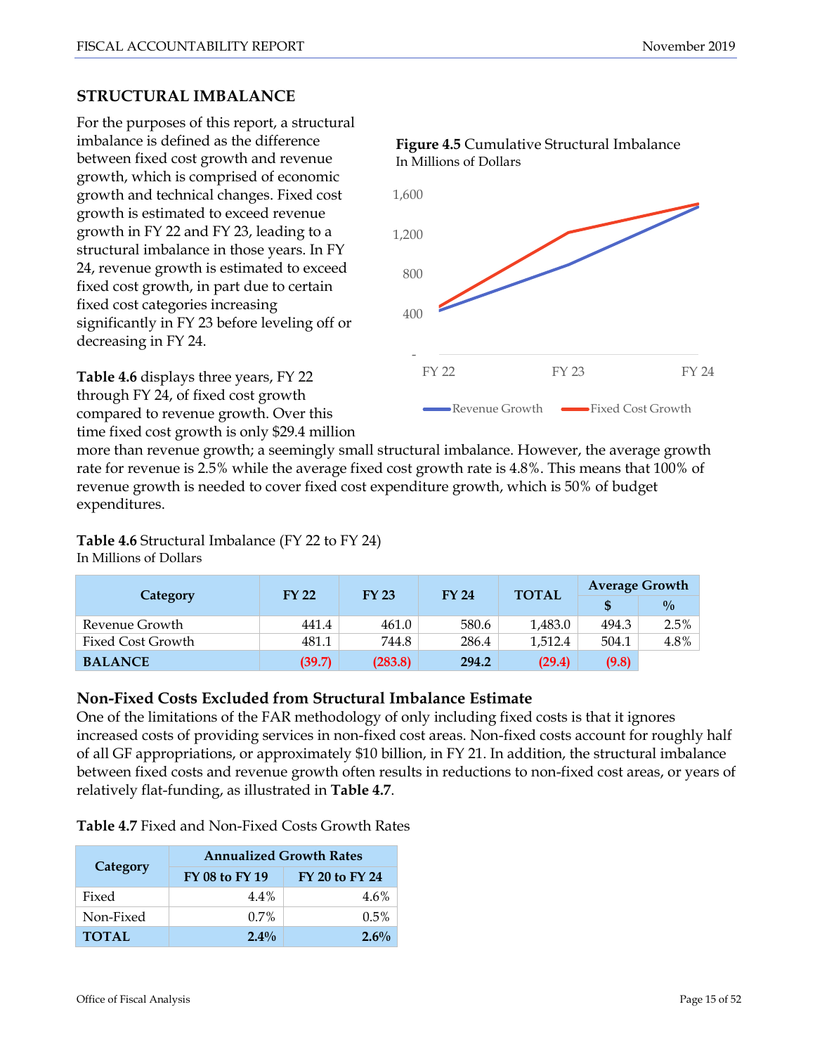## STRUCTURAL IMBALANCE

For the purposes of this report, a structural imbalance is defined as the difference between fixed cost growth and revenue growth, which is comprised of economic growth and technical changes. Fixed cost growth is estimated to exceed revenue growth in FY 22 and FY 23, leading to a structural imbalance in those years. In FY 24, revenue growth is estimated to exceed fixed cost growth, in part due to certain fixed cost categories increasing significantly in FY 23 before leveling off or decreasing in FY 24.

**Figure 4.5** Cumulative Structural Imbalance
In Millions of Dollars

**Table 4.6** displays three years, FY 22 through FY 24, of fixed cost growth compared to revenue growth. Over this time fixed cost growth is only $29.4 million more than revenue growth; a seemingly small structural imbalance. However, the average growth rate for revenue is 2.5% while the average fixed cost growth rate is 4.8%. This means that 100% of revenue growth is needed to cover fixed cost expenditure growth, which is 50% of budget expenditures.

**Table 4.6** Structural Imbalance (FY 22 to FY 24)
In Millions of Dollars

| Category | FY 22 | FY 23 | FY 24 | TOTAL | Average Growth | |
|---|---|---|---|---|---|---|
| | | | | | $ | % |
| Revenue Growth | 441.4 | 461.0 | 580.6 | 1,483.0 | 494.3 | 2.5% |
| Fixed Cost Growth | 481.1 | 744.8 | 286.4 | 1,512.4 | 504.1 | 4.8% |
| **BALANCE** | **(39.7)** | **(283.8)** | **294.2** | **(29.4)** | **(9.8)** | |

### Non-Fixed Costs Excluded from Structural Imbalance Estimate

One of the limitations of the FAR methodology of only including fixed costs is that it ignores increased costs of providing services in non-fixed cost areas. Non-fixed costs account for roughly half of all GF appropriations, or approximately $10 billion, in FY 21. In addition, the structural imbalance between fixed costs and revenue growth often results in reductions to non-fixed cost areas, or years of relatively flat-funding, as illustrated in **Table 4.7**.

**Table 4.7** Fixed and Non-Fixed Costs Growth Rates

| Category | Annualized Growth Rates | |
|---|---|---|
| | FY 08 to FY 19 | FY 20 to FY 24 |
| Fixed | 4.4% | 4.6% |
| Non-Fixed | 0.7% | 0.5% |
| **TOTAL** | **2.4%** | **2.6%** |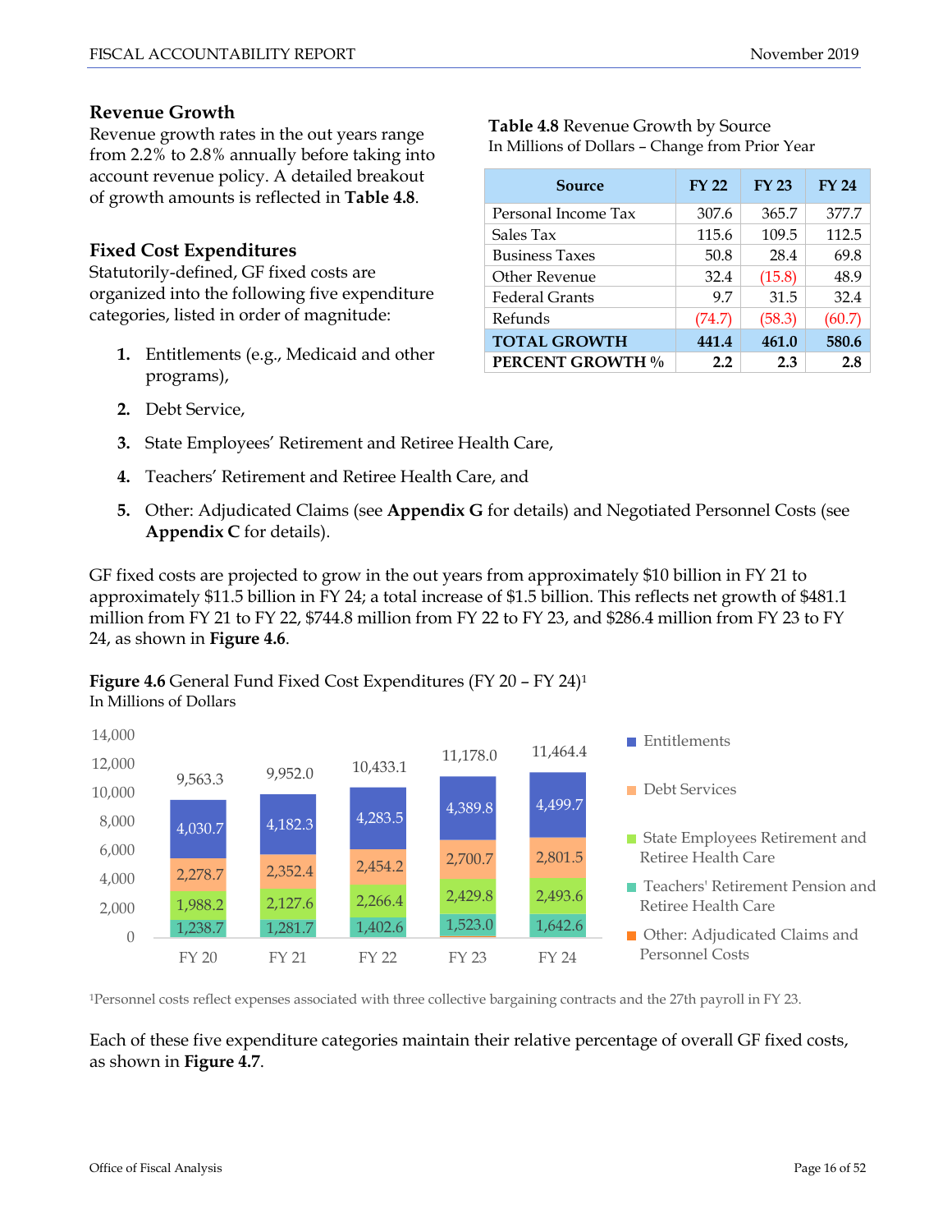### Revenue Growth

Revenue growth rates in the out years range from 2.2% to 2.8% annually before taking into account revenue policy. A detailed breakout of growth amounts is reflected in **Table 4.8**.

**Table 4.8** Revenue Growth by Source
In Millions of Dollars – Change from Prior Year

| Source | FY 22 | FY 23 | FY 24 |
|---|---|---|---|
| Personal Income Tax | 307.6 | 365.7 | 377.7 |
| Sales Tax | 115.6 | 109.5 | 112.5 |
| Business Taxes | 50.8 | 28.4 | 69.8 |
| Other Revenue | 32.4 | (15.8) | 48.9 |
| Federal Grants | 9.7 | 31.5 | 32.4 |
| Refunds | (74.7) | (58.3) | (60.7) |
| **TOTAL GROWTH** | **441.4** | **461.0** | **580.6** |
| **PERCENT GROWTH %** | **2.2** | **2.3** | **2.8** |

### Fixed Cost Expenditures

Statutorily-defined, GF fixed costs are organized into the following five expenditure categories, listed in order of magnitude:

1. Entitlements (e.g., Medicaid and other programs),
2. Debt Service,
3. State Employees' Retirement and Retiree Health Care,
4. Teachers' Retirement and Retiree Health Care, and
5. Other: Adjudicated Claims (see **Appendix G** for details) and Negotiated Personnel Costs (see **Appendix C** for details).

GF fixed costs are projected to grow in the out years from approximately $10 billion in FY 21 to approximately $11.5 billion in FY 24; a total increase of $1.5 billion. This reflects net growth of $481.1 million from FY 21 to FY 22, $744.8 million from FY 22 to FY 23, and $286.4 million from FY 23 to FY 24, as shown in **Figure 4.6**.

**Figure 4.6** General Fund Fixed Cost Expenditures (FY 20 – FY 24)[1]
In Millions of Dollars

| | FY 20 | FY 21 | FY 22 | FY 23 | FY 24 |
|---|---|---|---|---|---|
| Entitlements | 4,030.7 | 4,182.3 | 4,283.5 | 4,389.8 | 4,499.7 |
| Debt Services | 2,278.7 | 2,352.4 | 2,454.2 | 2,700.7 | 2,801.5 |
| State Employees Retirement and Retiree Health Care | 1,988.2 | 2,127.6 | 2,266.4 | 2,429.8 | 2,493.6 |
| Teachers' Retirement Pension and Retiree Health Care | 1,238.7 | 1,281.7 | 1,402.6 | 1,523.0 | 1,642.6 |
| Other: Adjudicated Claims and Personnel Costs | | | | | |
| Total | 9,563.3 | 9,952.0 | 10,433.1 | 11,178.0 | 11,464.4 |

[1]Personnel costs reflect expenses associated with three collective bargaining contracts and the 27th payroll in FY 23.

Each of these five expenditure categories maintain their relative percentage of overall GF fixed costs, as shown in **Figure 4.7**.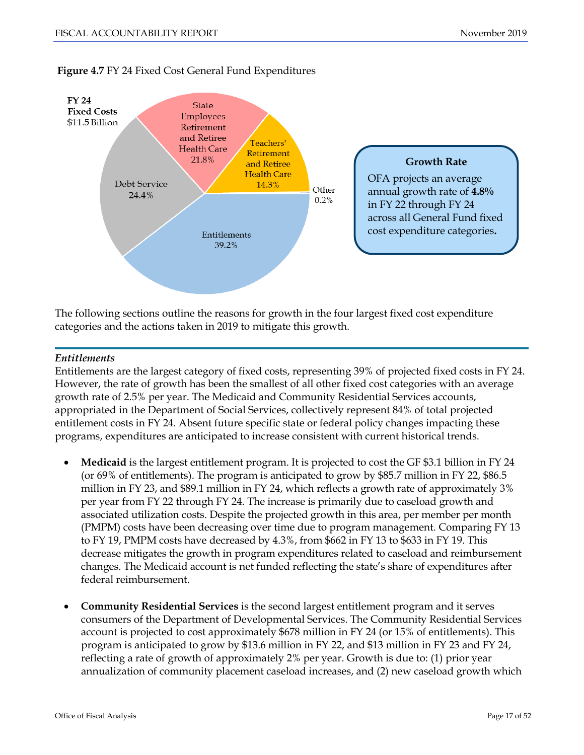**Figure 4.7** FY 24 Fixed Cost General Fund Expenditures

**FY 24 Fixed Costs** $11.5 Billion

| Category | Share |
| --- | --- |
| Entitlements | 39.2% |
| Debt Service | 24.4% |
| State Employees Retirement and Retiree Health Care | 21.8% |
| Teachers' Retirement and Retiree Health Care | 14.3% |
| Other | 0.2% |

**Growth Rate**

OFA projects an average annual growth rate of **4.8%** in FY 22 through FY 24 across all General Fund fixed cost expenditure categories**.**

The following sections outline the reasons for growth in the four largest fixed cost expenditure categories and the actions taken in 2019 to mitigate this growth.

### *Entitlements*

Entitlements are the largest category of fixed costs, representing 39% of projected fixed costs in FY 24. However, the rate of growth has been the smallest of all other fixed cost categories with an average growth rate of 2.5% per year. The Medicaid and Community Residential Services accounts, appropriated in the Department of Social Services, collectively represent 84% of total projected entitlement costs in FY 24. Absent future specific state or federal policy changes impacting these programs, expenditures are anticipated to increase consistent with current historical trends.

- **Medicaid** is the largest entitlement program. It is projected to cost the GF $3.1 billion in FY 24 (or 69% of entitlements). The program is anticipated to grow by $85.7 million in FY 22, $86.5 million in FY 23, and $89.1 million in FY 24, which reflects a growth rate of approximately 3% per year from FY 22 through FY 24. The increase is primarily due to caseload growth and associated utilization costs. Despite the projected growth in this area, per member per month (PMPM) costs have been decreasing over time due to program management. Comparing FY 13 to FY 19, PMPM costs have decreased by 4.3%, from $662 in FY 13 to $633 in FY 19. This decrease mitigates the growth in program expenditures related to caseload and reimbursement changes. The Medicaid account is net funded reflecting the state's share of expenditures after federal reimbursement.

- **Community Residential Services** is the second largest entitlement program and it serves consumers of the Department of Developmental Services. The Community Residential Services account is projected to cost approximately $678 million in FY 24 (or 15% of entitlements). This program is anticipated to grow by $13.6 million in FY 22, and $13 million in FY 23 and FY 24, reflecting a rate of growth of approximately 2% per year. Growth is due to: (1) prior year annualization of community placement caseload increases, and (2) new caseload growth which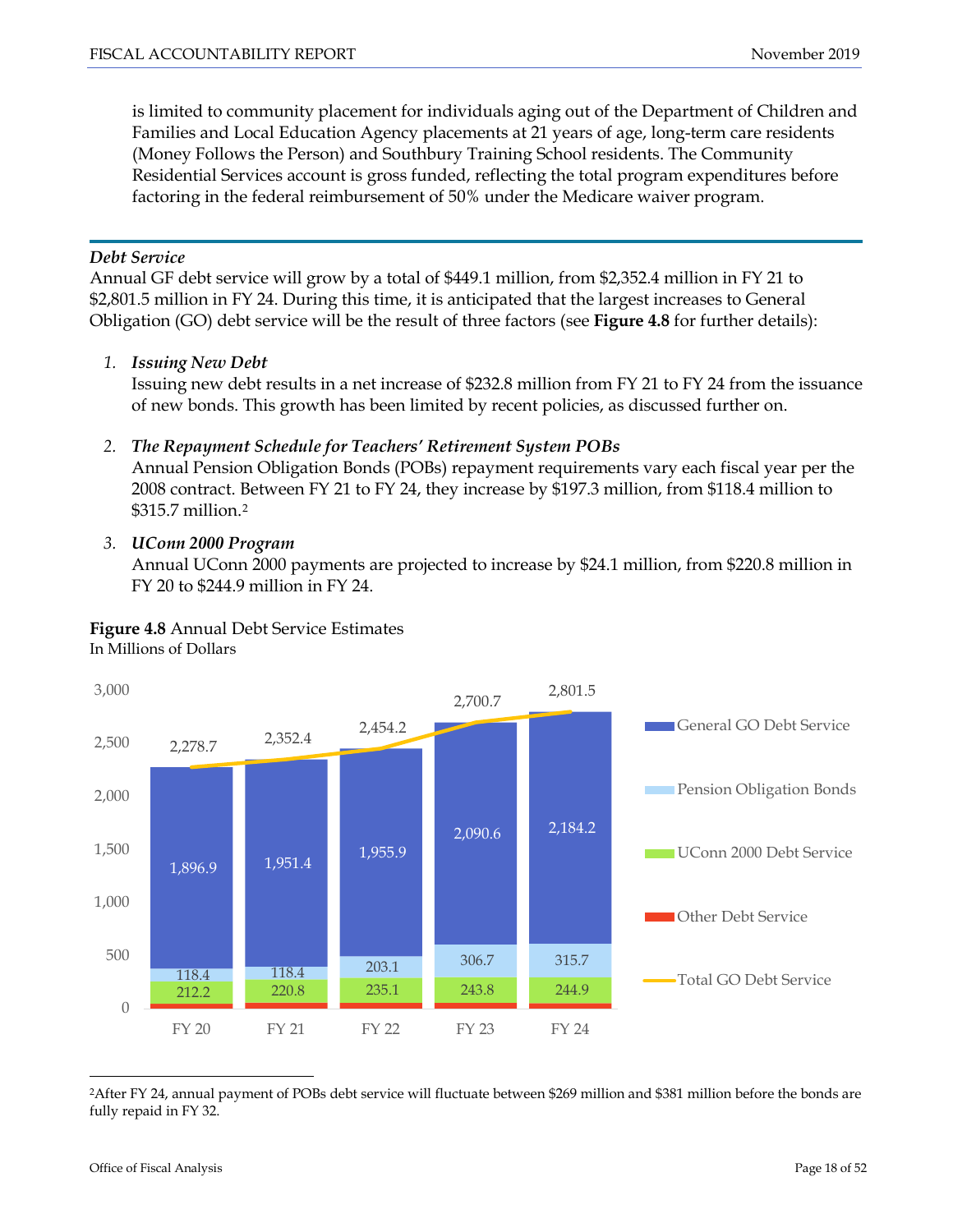is limited to community placement for individuals aging out of the Department of Children and Families and Local Education Agency placements at 21 years of age, long-term care residents (Money Follows the Person) and Southbury Training School residents. The Community Residential Services account is gross funded, reflecting the total program expenditures before factoring in the federal reimbursement of 50% under the Medicare waiver program.

### *Debt Service*

Annual GF debt service will grow by a total of $449.1 million, from $2,352.4 million in FY 21 to $2,801.5 million in FY 24. During this time, it is anticipated that the largest increases to General Obligation (GO) debt service will be the result of three factors (see **Figure 4.8** for further details):

1. ***Issuing New Debt***
   Issuing new debt results in a net increase of $232.8 million from FY 21 to FY 24 from the issuance of new bonds. This growth has been limited by recent policies, as discussed further on.

2. ***The Repayment Schedule for Teachers' Retirement System POBs***
   Annual Pension Obligation Bonds (POBs) repayment requirements vary each fiscal year per the 2008 contract. Between FY 21 to FY 24, they increase by $197.3 million, from $118.4 million to $315.7 million.[2]

3. ***UConn 2000 Program***
   Annual UConn 2000 payments are projected to increase by $24.1 million, from $220.8 million in FY 20 to $244.9 million in FY 24.

**Figure 4.8** Annual Debt Service Estimates
In Millions of Dollars

| | FY 20 | FY 21 | FY 22 | FY 23 | FY 24 |
|---|---|---|---|---|---|
| General GO Debt Service | 1,896.9 | 1,951.4 | 1,955.9 | 2,090.6 | 2,184.2 |
| Pension Obligation Bonds | 118.4 | 118.4 | 203.1 | 306.7 | 315.7 |
| UConn 2000 Debt Service | 212.2 | 220.8 | 235.1 | 243.8 | 244.9 |
| Other Debt Service | | | | | |
| Total GO Debt Service | 2,278.7 | 2,352.4 | 2,454.2 | 2,700.7 | 2,801.5 |

[2]After FY 24, annual payment of POBs debt service will fluctuate between $269 million and $381 million before the bonds are fully repaid in FY 32.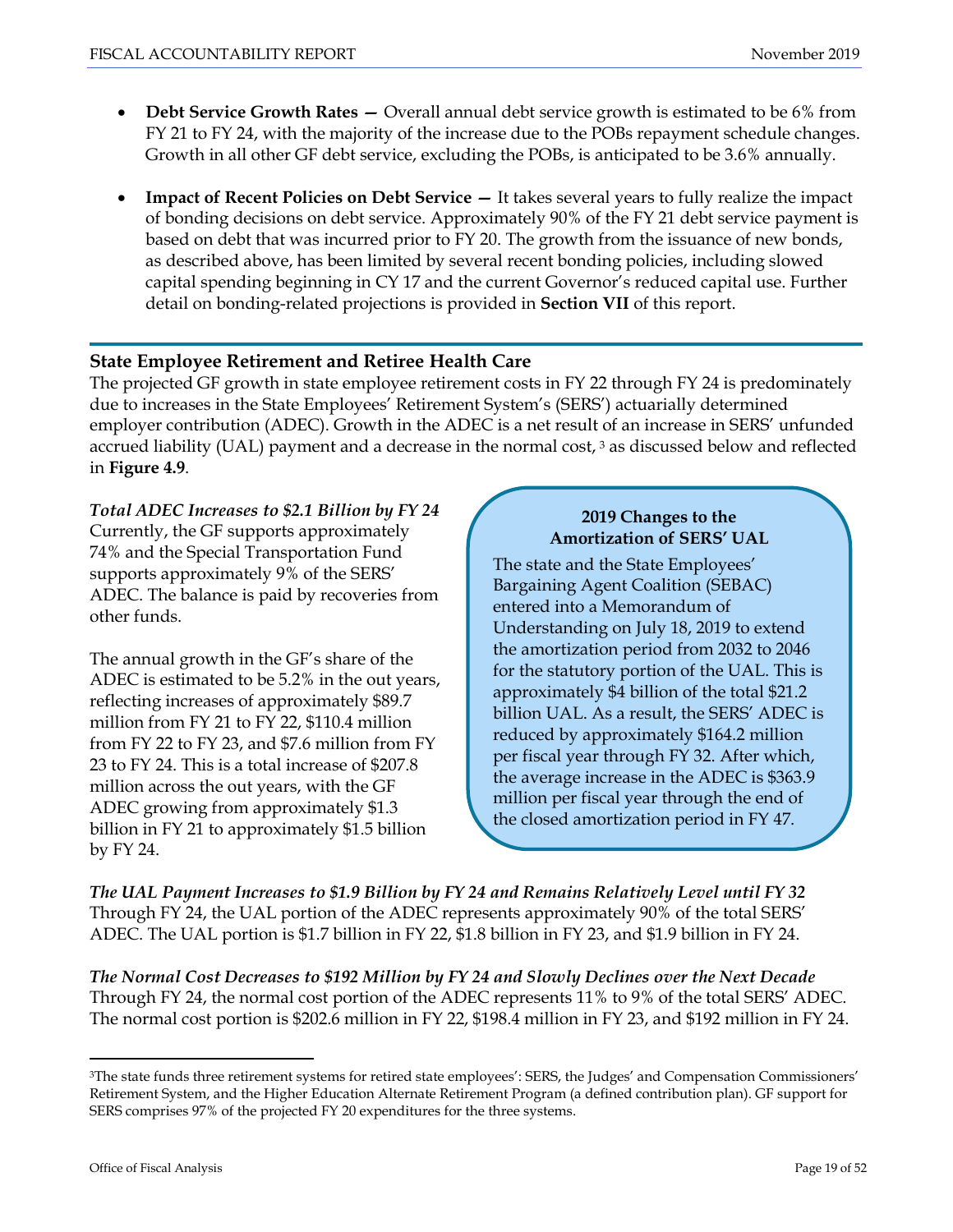- **Debt Service Growth Rates —** Overall annual debt service growth is estimated to be 6% from FY 21 to FY 24, with the majority of the increase due to the POBs repayment schedule changes. Growth in all other GF debt service, excluding the POBs, is anticipated to be 3.6% annually.

- **Impact of Recent Policies on Debt Service —** It takes several years to fully realize the impact of bonding decisions on debt service. Approximately 90% of the FY 21 debt service payment is based on debt that was incurred prior to FY 20. The growth from the issuance of new bonds, as described above, has been limited by several recent bonding policies, including slowed capital spending beginning in CY 17 and the current Governor's reduced capital use. Further detail on bonding-related projections is provided in **Section VII** of this report.

## State Employee Retirement and Retiree Health Care

The projected GF growth in state employee retirement costs in FY 22 through FY 24 is predominately due to increases in the State Employees' Retirement System's (SERS') actuarially determined employer contribution (ADEC). Growth in the ADEC is a net result of an increase in SERS' unfunded accrued liability (UAL) payment and a decrease in the normal cost, [3] as discussed below and reflected in **Figure 4.9**.

***Total ADEC Increases to $2.1 Billion by FY 24***

Currently, the GF supports approximately 74% and the Special Transportation Fund supports approximately 9% of the SERS' ADEC. The balance is paid by recoveries from other funds.

The annual growth in the GF's share of the ADEC is estimated to be 5.2% in the out years, reflecting increases of approximately $89.7 million from FY 21 to FY 22, $110.4 million from FY 22 to FY 23, and $7.6 million from FY 23 to FY 24. This is a total increase of $207.8 million across the out years, with the GF ADEC growing from approximately $1.3 billion in FY 21 to approximately $1.5 billion by FY 24.

**2019 Changes to the Amortization of SERS' UAL**

The state and the State Employees' Bargaining Agent Coalition (SEBAC) entered into a Memorandum of Understanding on July 18, 2019 to extend the amortization period from 2032 to 2046 for the statutory portion of the UAL. This is approximately $4 billion of the total $21.2 billion UAL. As a result, the SERS' ADEC is reduced by approximately $164.2 million per fiscal year through FY 32. After which, the average increase in the ADEC is $363.9 million per fiscal year through the end of the closed amortization period in FY 47.

***The UAL Payment Increases to $1.9 Billion by FY 24 and Remains Relatively Level until FY 32***

Through FY 24, the UAL portion of the ADEC represents approximately 90% of the total SERS' ADEC. The UAL portion is $1.7 billion in FY 22, $1.8 billion in FY 23, and $1.9 billion in FY 24.

***The Normal Cost Decreases to $192 Million by FY 24 and Slowly Declines over the Next Decade***

Through FY 24, the normal cost portion of the ADEC represents 11% to 9% of the total SERS' ADEC. The normal cost portion is $202.6 million in FY 22, $198.4 million in FY 23, and $192 million in FY 24.

---

[3] The state funds three retirement systems for retired state employees': SERS, the Judges' and Compensation Commissioners' Retirement System, and the Higher Education Alternate Retirement Program (a defined contribution plan). GF support for SERS comprises 97% of the projected FY 20 expenditures for the three systems.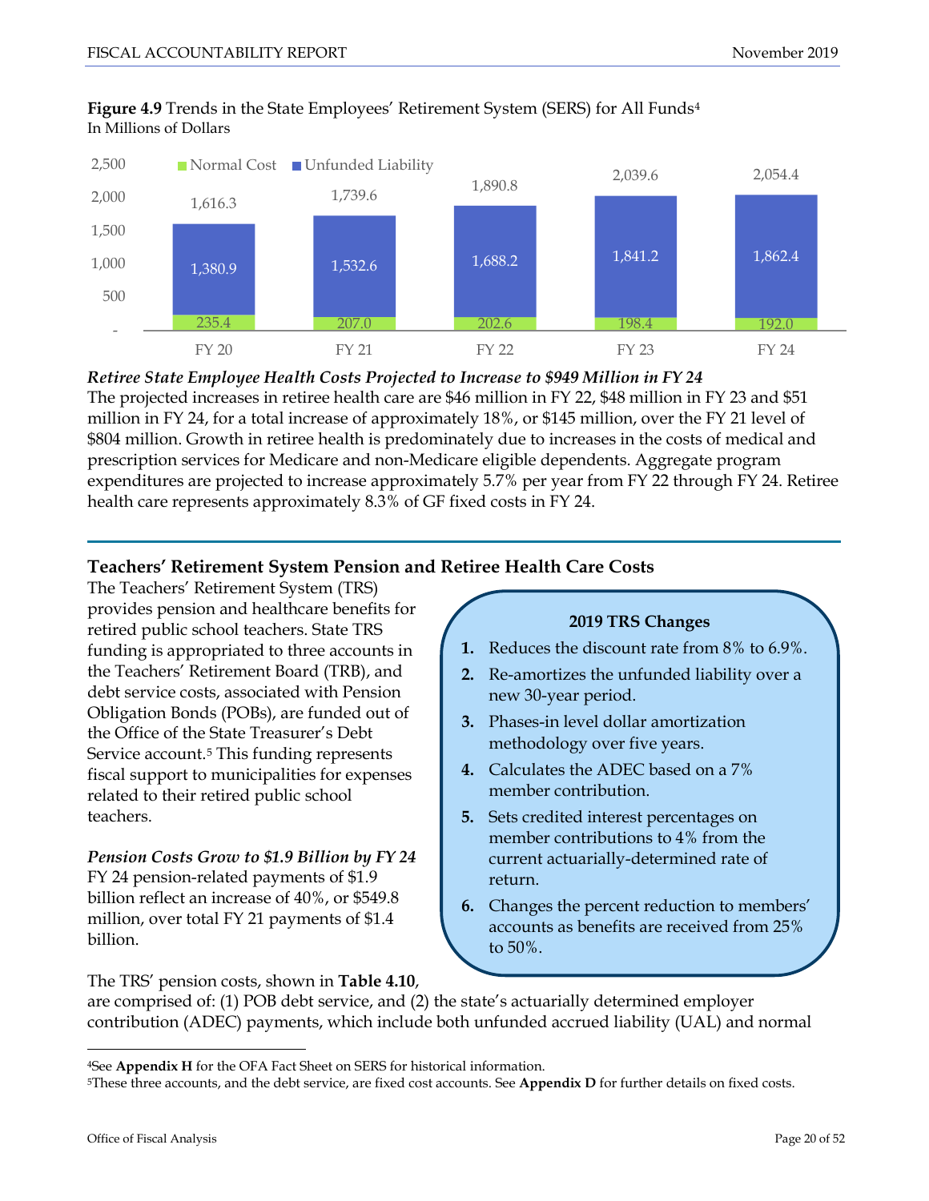**Figure 4.9** Trends in the State Employees' Retirement System (SERS) for All Funds[4]
In Millions of Dollars

| | FY 20 | FY 21 | FY 22 | FY 23 | FY 24 |
|---|---|---|---|---|---|
| Normal Cost | 235.4 | 207.0 | 202.6 | 198.4 | 192.0 |
| Unfunded Liability | 1,380.9 | 1,532.6 | 1,688.2 | 1,841.2 | 1,862.4 |
| Total | 1,616.3 | 1,739.6 | 1,890.8 | 2,039.6 | 2,054.4 |

***Retiree State Employee Health Costs Projected to Increase to $949 Million in FY 24***

The projected increases in retiree health care are $46 million in FY 22, $48 million in FY 23 and $51 million in FY 24, for a total increase of approximately 18%, or $145 million, over the FY 21 level of $804 million. Growth in retiree health is predominately due to increases in the costs of medical and prescription services for Medicare and non-Medicare eligible dependents. Aggregate program expenditures are projected to increase approximately 5.7% per year from FY 22 through FY 24. Retiree health care represents approximately 8.3% of GF fixed costs in FY 24.

## Teachers' Retirement System Pension and Retiree Health Care Costs

The Teachers' Retirement System (TRS) provides pension and healthcare benefits for retired public school teachers. State TRS funding is appropriated to three accounts in the Teachers' Retirement Board (TRB), and debt service costs, associated with Pension Obligation Bonds (POBs), are funded out of the Office of the State Treasurer's Debt Service account.[5] This funding represents fiscal support to municipalities for expenses related to their retired public school teachers.

***Pension Costs Grow to $1.9 Billion by FY 24***

FY 24 pension-related payments of $1.9 billion reflect an increase of 40%, or $549.8 million, over total FY 21 payments of $1.4 billion.

> **2019 TRS Changes**
>
> 1. Reduces the discount rate from 8% to 6.9%.
> 2. Re-amortizes the unfunded liability over a new 30-year period.
> 3. Phases-in level dollar amortization methodology over five years.
> 4. Calculates the ADEC based on a 7% member contribution.
> 5. Sets credited interest percentages on member contributions to 4% from the current actuarially-determined rate of return.
> 6. Changes the percent reduction to members' accounts as benefits are received from 25% to 50%.

The TRS' pension costs, shown in **Table 4.10**, are comprised of: (1) POB debt service, and (2) the state's actuarially determined employer contribution (ADEC) payments, which include both unfunded accrued liability (UAL) and normal

---

[4]See **Appendix H** for the OFA Fact Sheet on SERS for historical information.

[5]These three accounts, and the debt service, are fixed cost accounts. See **Appendix D** for further details on fixed costs.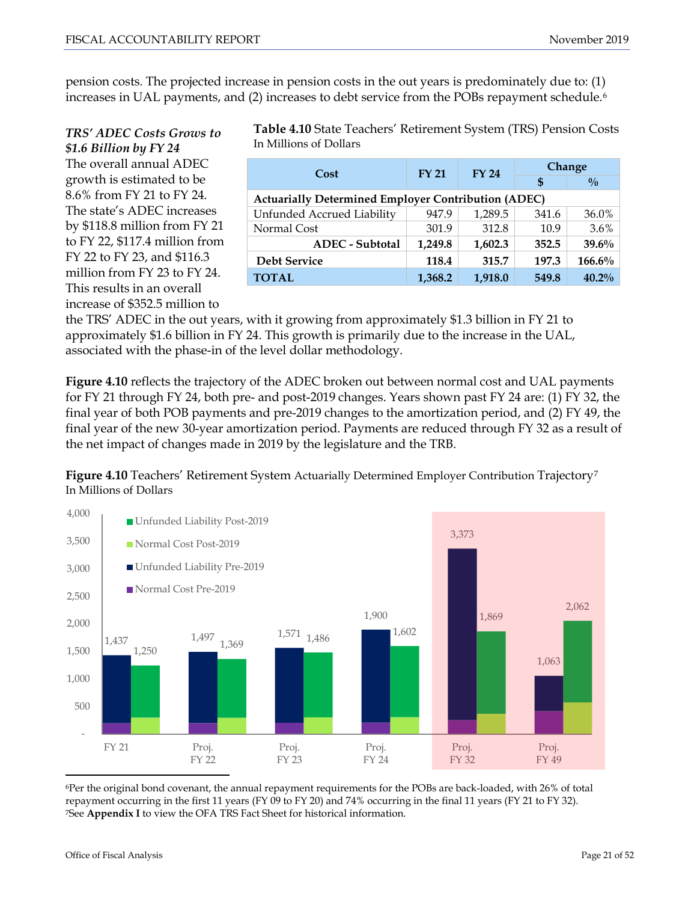pension costs. The projected increase in pension costs in the out years is predominately due to: (1) increases in UAL payments, and (2) increases to debt service from the POBs repayment schedule.[6]

***TRS' ADEC Costs Grows to $1.6 Billion by FY 24***

The overall annual ADEC growth is estimated to be 8.6% from FY 21 to FY 24. The state's ADEC increases by $118.8 million from FY 21 to FY 22, $117.4 million from FY 22 to FY 23, and $116.3 million from FY 23 to FY 24. This results in an overall increase of $352.5 million to the TRS' ADEC in the out years, with it growing from approximately $1.3 billion in FY 21 to approximately $1.6 billion in FY 24. This growth is primarily due to the increase in the UAL, associated with the phase-in of the level dollar methodology.

**Table 4.10** State Teachers' Retirement System (TRS) Pension Costs
In Millions of Dollars

| Cost | FY 21 | FY 24 | Change | |
|---|---|---|---|---|
| | | | $ | % |
| **Actuarially Determined Employer Contribution (ADEC)** | | | | |
| Unfunded Accrued Liability | 947.9 | 1,289.5 | 341.6 | 36.0% |
| Normal Cost | 301.9 | 312.8 | 10.9 | 3.6% |
| **ADEC - Subtotal** | **1,249.8** | **1,602.3** | **352.5** | **39.6%** |
| **Debt Service** | **118.4** | **315.7** | **197.3** | **166.6%** |
| **TOTAL** | **1,368.2** | **1,918.0** | **549.8** | **40.2%** |

**Figure 4.10** reflects the trajectory of the ADEC broken out between normal cost and UAL payments for FY 21 through FY 24, both pre- and post-2019 changes. Years shown past FY 24 are: (1) FY 32, the final year of both POB payments and pre-2019 changes to the amortization period, and (2) FY 49, the final year of the new 30-year amortization period. Payments are reduced through FY 32 as a result of the net impact of changes made in 2019 by the legislature and the TRB.

**Figure 4.10** Teachers' Retirement System Actuarially Determined Employer Contribution Trajectory[7]
In Millions of Dollars

| | FY 21 | Proj. FY 22 | Proj. FY 23 | Proj. FY 24 | Proj. FY 32 | Proj. FY 49 |
|---|---|---|---|---|---|---|
| Pre-2019 Total | 1,437 | 1,497 | 1,571 | 1,900 | 3,373 | 1,063 |
| Post-2019 Total | 1,250 | 1,369 | 1,486 | 1,602 | 1,869 | 2,062 |

Legend: Unfunded Liability Post-2019; Normal Cost Post-2019; Unfunded Liability Pre-2019; Normal Cost Pre-2019

---

[6] Per the original bond covenant, the annual repayment requirements for the POBs are back-loaded, with 26% of total repayment occurring in the first 11 years (FY 09 to FY 20) and 74% occurring in the final 11 years (FY 21 to FY 32).

[7] See **Appendix I** to view the OFA TRS Fact Sheet for historical information.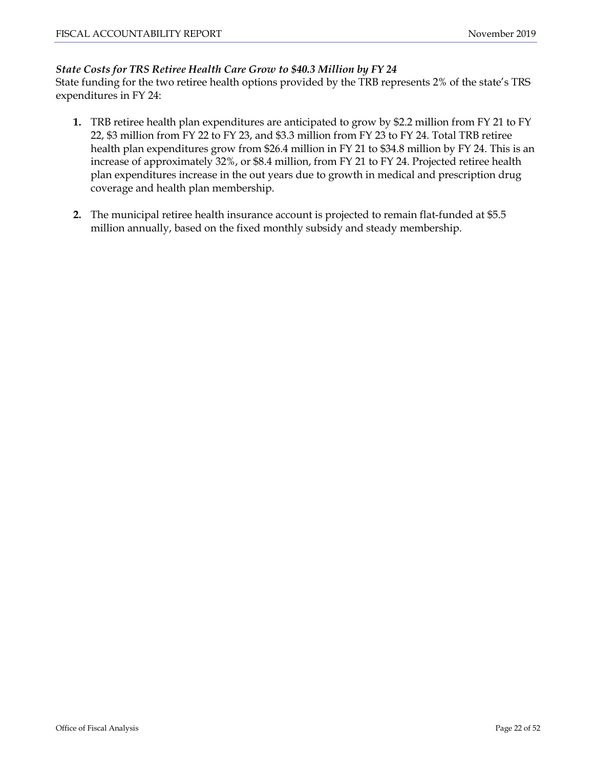***State Costs for TRS Retiree Health Care Grow to $40.3 Million by FY 24***

State funding for the two retiree health options provided by the TRB represents 2% of the state's TRS expenditures in FY 24:

1. TRB retiree health plan expenditures are anticipated to grow by $2.2 million from FY 21 to FY 22, $3 million from FY 22 to FY 23, and $3.3 million from FY 23 to FY 24. Total TRB retiree health plan expenditures grow from $26.4 million in FY 21 to $34.8 million by FY 24. This is an increase of approximately 32%, or $8.4 million, from FY 21 to FY 24. Projected retiree health plan expenditures increase in the out years due to growth in medical and prescription drug coverage and health plan membership.

2. The municipal retiree health insurance account is projected to remain flat-funded at $5.5 million annually, based on the fixed monthly subsidy and steady membership.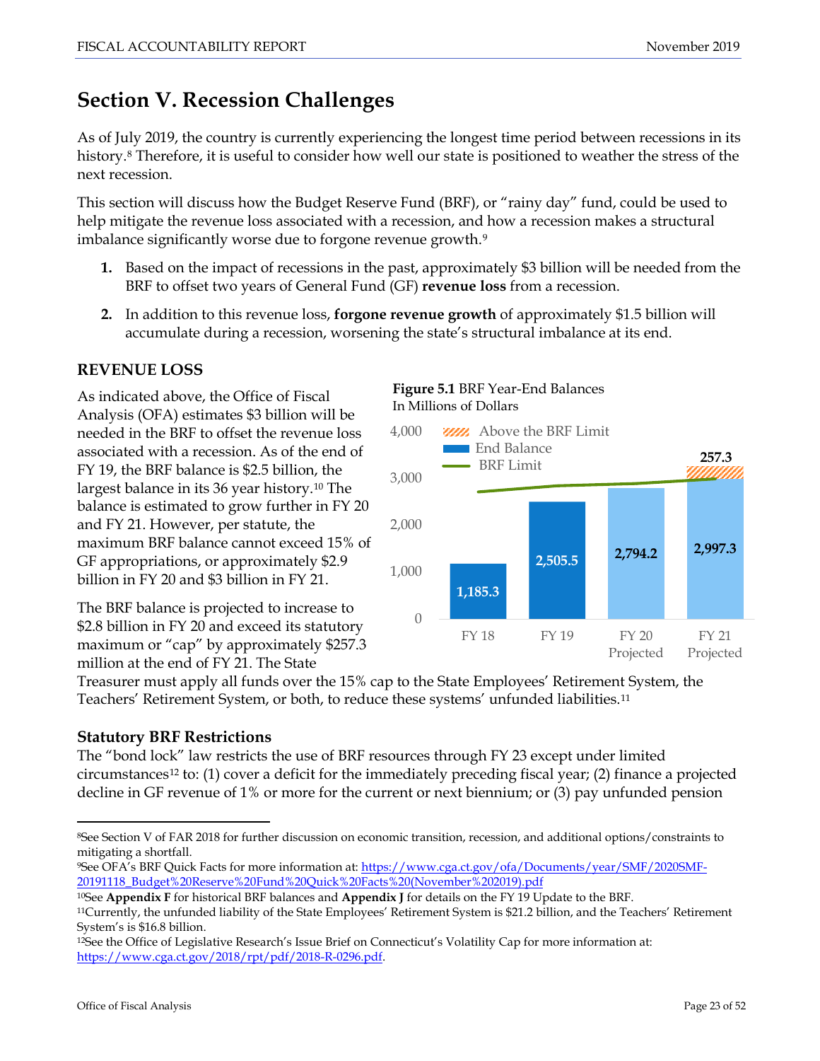# Section V. Recession Challenges

As of July 2019, the country is currently experiencing the longest time period between recessions in its history.[8] Therefore, it is useful to consider how well our state is positioned to weather the stress of the next recession.

This section will discuss how the Budget Reserve Fund (BRF), or "rainy day" fund, could be used to help mitigate the revenue loss associated with a recession, and how a recession makes a structural imbalance significantly worse due to forgone revenue growth.[9]

1. Based on the impact of recessions in the past, approximately $3 billion will be needed from the BRF to offset two years of General Fund (GF) **revenue loss** from a recession.
2. In addition to this revenue loss, **forgone revenue growth** of approximately $1.5 billion will accumulate during a recession, worsening the state's structural imbalance at its end.

## REVENUE LOSS

As indicated above, the Office of Fiscal Analysis (OFA) estimates $3 billion will be needed in the BRF to offset the revenue loss associated with a recession. As of the end of FY 19, the BRF balance is $2.5 billion, the largest balance in its 36 year history.[10] The balance is estimated to grow further in FY 20 and FY 21. However, per statute, the maximum BRF balance cannot exceed 15% of GF appropriations, or approximately $2.9 billion in FY 20 and $3 billion in FY 21.

**Figure 5.1** BRF Year-End Balances
In Millions of Dollars

| | FY 18 | FY 19 | FY 20 Projected | FY 21 Projected |
|---|---|---|---|---|
| End Balance | 1,185.3 | 2,505.5 | 2,794.2 | 2,997.3 |
| Above the BRF Limit | | | | 257.3 |

The BRF balance is projected to increase to $2.8 billion in FY 20 and exceed its statutory maximum or "cap" by approximately $257.3 million at the end of FY 21. The State Treasurer must apply all funds over the 15% cap to the State Employees' Retirement System, the Teachers' Retirement System, or both, to reduce these systems' unfunded liabilities.[11]

### Statutory BRF Restrictions

The "bond lock" law restricts the use of BRF resources through FY 23 except under limited circumstances[12] to: (1) cover a deficit for the immediately preceding fiscal year; (2) finance a projected decline in GF revenue of 1% or more for the current or next biennium; or (3) pay unfunded pension

---

[8]See Section V of FAR 2018 for further discussion on economic transition, recession, and additional options/constraints to mitigating a shortfall.

[9]See OFA's BRF Quick Facts for more information at: https://www.cga.ct.gov/ofa/Documents/year/SMF/2020SMF-20191118_Budget%20Reserve%20Fund%20Quick%20Facts%20(November%202019).pdf

[10]See **Appendix F** for historical BRF balances and **Appendix J** for details on the FY 19 Update to the BRF.

[11]Currently, the unfunded liability of the State Employees' Retirement System is $21.2 billion, and the Teachers' Retirement System's is $16.8 billion.

[12]See the Office of Legislative Research's Issue Brief on Connecticut's Volatility Cap for more information at: https://www.cga.ct.gov/2018/rpt/pdf/2018-R-0296.pdf.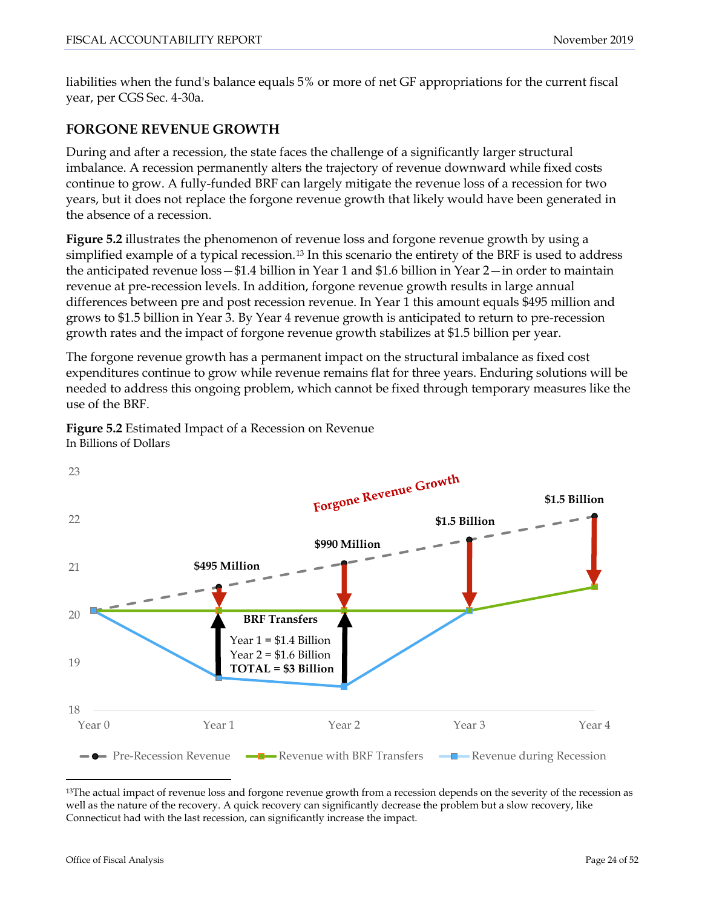liabilities when the fund's balance equals 5% or more of net GF appropriations for the current fiscal year, per CGS Sec. 4-30a.

## FORGONE REVENUE GROWTH

During and after a recession, the state faces the challenge of a significantly larger structural imbalance. A recession permanently alters the trajectory of revenue downward while fixed costs continue to grow. A fully-funded BRF can largely mitigate the revenue loss of a recession for two years, but it does not replace the forgone revenue growth that likely would have been generated in the absence of a recession.

**Figure 5.2** illustrates the phenomenon of revenue loss and forgone revenue growth by using a simplified example of a typical recession.[13] In this scenario the entirety of the BRF is used to address the anticipated revenue loss—$1.4 billion in Year 1 and $1.6 billion in Year 2—in order to maintain revenue at pre-recession levels. In addition, forgone revenue growth results in large annual differences between pre and post recession revenue. In Year 1 this amount equals $495 million and grows to $1.5 billion in Year 3. By Year 4 revenue growth is anticipated to return to pre-recession growth rates and the impact of forgone revenue growth stabilizes at $1.5 billion per year.

The forgone revenue growth has a permanent impact on the structural imbalance as fixed cost expenditures continue to grow while revenue remains flat for three years. Enduring solutions will be needed to address this ongoing problem, which cannot be fixed through temporary measures like the use of the BRF.

**Figure 5.2** Estimated Impact of a Recession on Revenue
In Billions of Dollars

Forgone Revenue Growth: Year 1 = $495 Million; Year 2 = $990 Million; Year 3 = $1.5 Billion; Year 4 = $1.5 Billion

BRF Transfers: Year 1 = $1.4 Billion; Year 2 = $1.6 Billion; **TOTAL = $3 Billion**

Legend: Pre-Recession Revenue; Revenue with BRF Transfers; Revenue during Recession

[13] The actual impact of revenue loss and forgone revenue growth from a recession depends on the severity of the recession as well as the nature of the recovery. A quick recovery can significantly decrease the problem but a slow recovery, like Connecticut had with the last recession, can significantly increase the impact.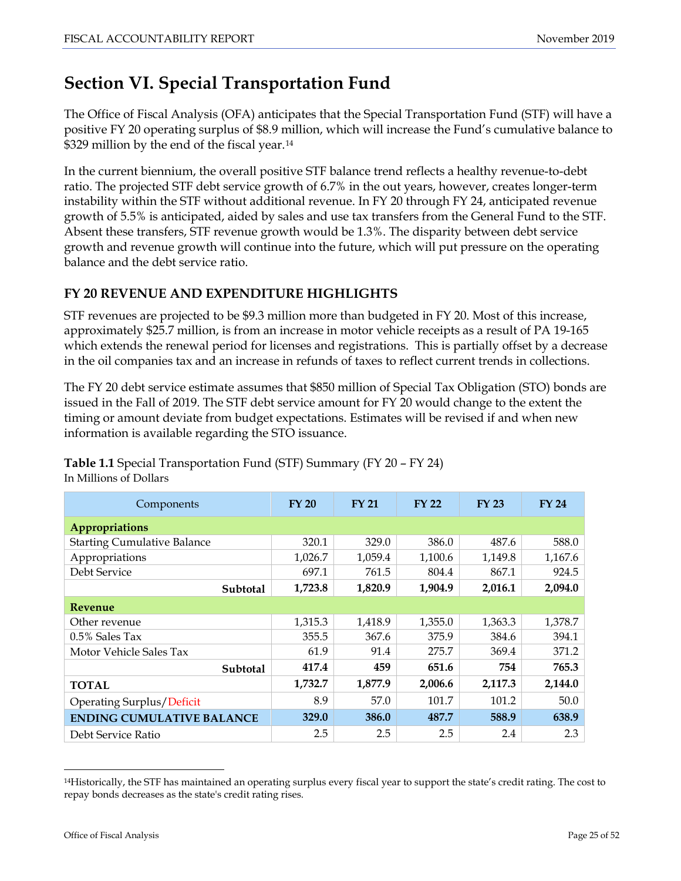# Section VI. Special Transportation Fund

The Office of Fiscal Analysis (OFA) anticipates that the Special Transportation Fund (STF) will have a positive FY 20 operating surplus of $8.9 million, which will increase the Fund's cumulative balance to $329 million by the end of the fiscal year.[14]

In the current biennium, the overall positive STF balance trend reflects a healthy revenue-to-debt ratio. The projected STF debt service growth of 6.7% in the out years, however, creates longer-term instability within the STF without additional revenue. In FY 20 through FY 24, anticipated revenue growth of 5.5% is anticipated, aided by sales and use tax transfers from the General Fund to the STF. Absent these transfers, STF revenue growth would be 1.3%. The disparity between debt service growth and revenue growth will continue into the future, which will put pressure on the operating balance and the debt service ratio.

## FY 20 REVENUE AND EXPENDITURE HIGHLIGHTS

STF revenues are projected to be $9.3 million more than budgeted in FY 20. Most of this increase, approximately $25.7 million, is from an increase in motor vehicle receipts as a result of PA 19-165 which extends the renewal period for licenses and registrations. This is partially offset by a decrease in the oil companies tax and an increase in refunds of taxes to reflect current trends in collections.

The FY 20 debt service estimate assumes that $850 million of Special Tax Obligation (STO) bonds are issued in the Fall of 2019. The STF debt service amount for FY 20 would change to the extent the timing or amount deviate from budget expectations. Estimates will be revised if and when new information is available regarding the STO issuance.

**Table 1.1** Special Transportation Fund (STF) Summary (FY 20 – FY 24)
In Millions of Dollars

| Components | FY 20 | FY 21 | FY 22 | FY 23 | FY 24 |
|---|---|---|---|---|---|
| **Appropriations** | | | | | |
| Starting Cumulative Balance | 320.1 | 329.0 | 386.0 | 487.6 | 588.0 |
| Appropriations | 1,026.7 | 1,059.4 | 1,100.6 | 1,149.8 | 1,167.6 |
| Debt Service | 697.1 | 761.5 | 804.4 | 867.1 | 924.5 |
| **Subtotal** | **1,723.8** | **1,820.9** | **1,904.9** | **2,016.1** | **2,094.0** |
| **Revenue** | | | | | |
| Other revenue | 1,315.3 | 1,418.9 | 1,355.0 | 1,363.3 | 1,378.7 |
| 0.5% Sales Tax | 355.5 | 367.6 | 375.9 | 384.6 | 394.1 |
| Motor Vehicle Sales Tax | 61.9 | 91.4 | 275.7 | 369.4 | 371.2 |
| **Subtotal** | **417.4** | **459** | **651.6** | **754** | **765.3** |
| **TOTAL** | **1,732.7** | **1,877.9** | **2,006.6** | **2,117.3** | **2,144.0** |
| Operating Surplus/Deficit | 8.9 | 57.0 | 101.7 | 101.2 | 50.0 |
| **ENDING CUMULATIVE BALANCE** | **329.0** | **386.0** | **487.7** | **588.9** | **638.9** |
| Debt Service Ratio | 2.5 | 2.5 | 2.5 | 2.4 | 2.3 |

[14] Historically, the STF has maintained an operating surplus every fiscal year to support the state's credit rating. The cost to repay bonds decreases as the state's credit rating rises.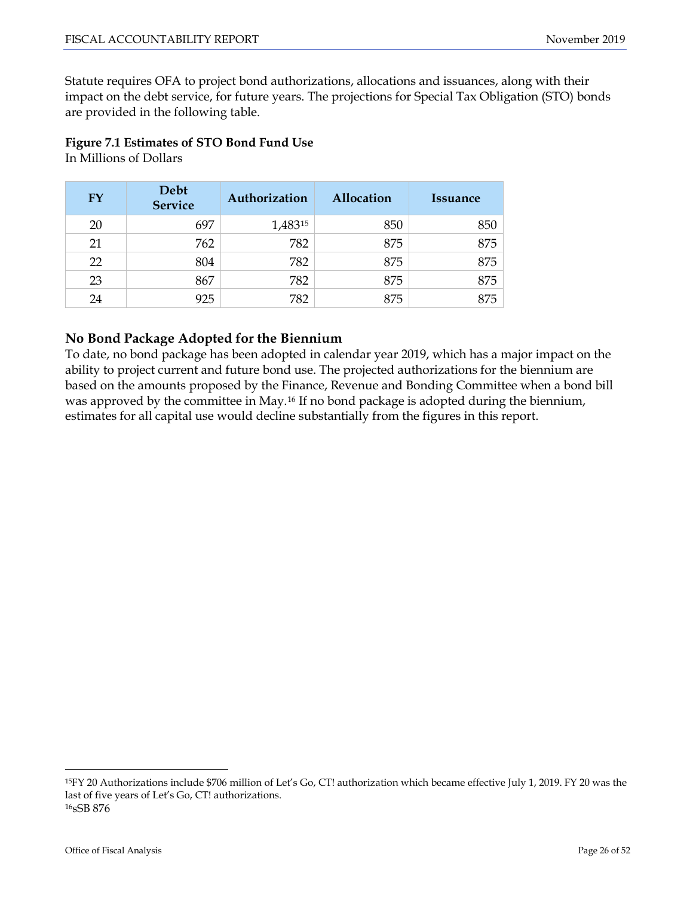Statute requires OFA to project bond authorizations, allocations and issuances, along with their impact on the debt service, for future years. The projections for Special Tax Obligation (STO) bonds are provided in the following table.

**Figure 7.1 Estimates of STO Bond Fund Use**
In Millions of Dollars

| FY | Debt Service | Authorization | Allocation | Issuance |
|---|---|---|---|---|
| 20 | 697 | 1,483[15] | 850 | 850 |
| 21 | 762 | 782 | 875 | 875 |
| 22 | 804 | 782 | 875 | 875 |
| 23 | 867 | 782 | 875 | 875 |
| 24 | 925 | 782 | 875 | 875 |

## No Bond Package Adopted for the Biennium

To date, no bond package has been adopted in calendar year 2019, which has a major impact on the ability to project current and future bond use. The projected authorizations for the biennium are based on the amounts proposed by the Finance, Revenue and Bonding Committee when a bond bill was approved by the committee in May.[16] If no bond package is adopted during the biennium, estimates for all capital use would decline substantially from the figures in this report.

---

[15] FY 20 Authorizations include $706 million of Let's Go, CT! authorization which became effective July 1, 2019. FY 20 was the last of five years of Let's Go, CT! authorizations.

[16] sSB 876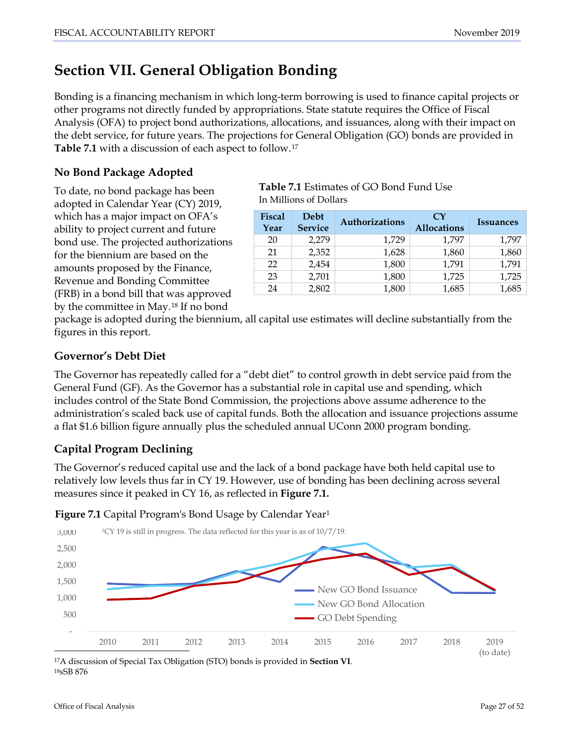# Section VII. General Obligation Bonding

Bonding is a financing mechanism in which long-term borrowing is used to finance capital projects or other programs not directly funded by appropriations. State statute requires the Office of Fiscal Analysis (OFA) to project bond authorizations, allocations, and issuances, along with their impact on the debt service, for future years. The projections for General Obligation (GO) bonds are provided in **Table 7.1** with a discussion of each aspect to follow.[17]

## No Bond Package Adopted

To date, no bond package has been adopted in Calendar Year (CY) 2019, which has a major impact on OFA's ability to project current and future bond use. The projected authorizations for the biennium are based on the amounts proposed by the Finance, Revenue and Bonding Committee (FRB) in a bond bill that was approved by the committee in May.[18] If no bond package is adopted during the biennium, all capital use estimates will decline substantially from the figures in this report.

**Table 7.1** Estimates of GO Bond Fund Use
In Millions of Dollars

| Fiscal Year | Debt Service | Authorizations | CY Allocations | Issuances |
|---|---|---|---|---|
| 20 | 2,279 | 1,729 | 1,797 | 1,797 |
| 21 | 2,352 | 1,628 | 1,860 | 1,860 |
| 22 | 2,454 | 1,800 | 1,791 | 1,791 |
| 23 | 2,701 | 1,800 | 1,725 | 1,725 |
| 24 | 2,802 | 1,800 | 1,685 | 1,685 |

## Governor's Debt Diet

The Governor has repeatedly called for a "debt diet" to control growth in debt service paid from the General Fund (GF). As the Governor has a substantial role in capital use and spending, which includes control of the State Bond Commission, the projections above assume adherence to the administration's scaled back use of capital funds. Both the allocation and issuance projections assume a flat $1.6 billion figure annually plus the scheduled annual UConn 2000 program bonding.

## Capital Program Declining

The Governor's reduced capital use and the lack of a bond package have both held capital use to relatively low levels thus far in CY 19. However, use of bonding has been declining across several measures since it peaked in CY 16, as reflected in **Figure 7.1.**

**Figure 7.1** Capital Program's Bond Usage by Calendar Year[1]

[1]CY 19 is still in progress. The data reflected for this year is as of 10/7/19.

[17]A discussion of Special Tax Obligation (STO) bonds is provided in **Section VI**.

[18]sSB 876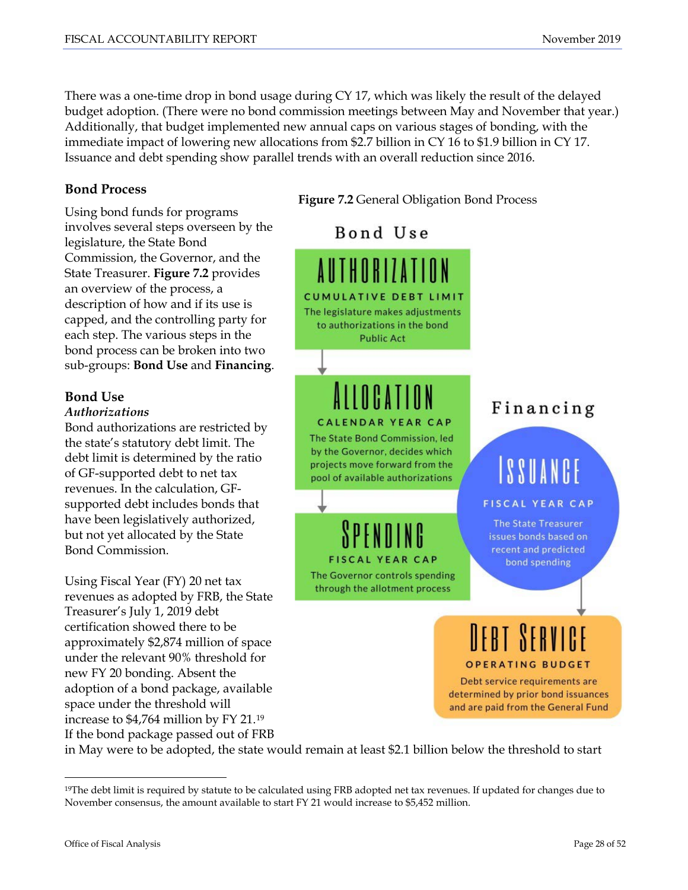There was a one-time drop in bond usage during CY 17, which was likely the result of the delayed budget adoption. (There were no bond commission meetings between May and November that year.) Additionally, that budget implemented new annual caps on various stages of bonding, with the immediate impact of lowering new allocations from $2.7 billion in CY 16 to $1.9 billion in CY 17. Issuance and debt spending show parallel trends with an overall reduction since 2016.

### Bond Process

Using bond funds for programs involves several steps overseen by the legislature, the State Bond Commission, the Governor, and the State Treasurer. **Figure 7.2** provides an overview of the process, a description of how and if its use is capped, and the controlling party for each step. The various steps in the bond process can be broken into two sub-groups: **Bond Use** and **Financing**.

**Figure 7.2** General Obligation Bond Process

**Bond Use**

**AUTHORIZATION**
CUMULATIVE DEBT LIMIT
The legislature makes adjustments to authorizations in the bond Public Act

**ALLOCATION**
CALENDAR YEAR CAP
The State Bond Commission, led by the Governor, decides which projects move forward from the pool of available authorizations

**SPENDING**
FISCAL YEAR CAP
The Governor controls spending through the allotment process

**Financing**

**ISSUANCE**
FISCAL YEAR CAP
The State Treasurer issues bonds based on recent and predicted bond spending

**DEBT SERVICE**
OPERATING BUDGET
Debt service requirements are determined by prior bond issuances and are paid from the General Fund

### Bond Use

***Authorizations***

Bond authorizations are restricted by the state's statutory debt limit. The debt limit is determined by the ratio of GF-supported debt to net tax revenues. In the calculation, GF-supported debt includes bonds that have been legislatively authorized, but not yet allocated by the State Bond Commission.

Using Fiscal Year (FY) 20 net tax revenues as adopted by FRB, the State Treasurer's July 1, 2019 debt certification showed there to be approximately $2,874 million of space under the relevant 90% threshold for new FY 20 bonding. Absent the adoption of a bond package, available space under the threshold will increase to $4,764 million by FY 21.[19] If the bond package passed out of FRB in May were to be adopted, the state would remain at least $2.1 billion below the threshold to start

[19] The debt limit is required by statute to be calculated using FRB adopted net tax revenues. If updated for changes due to November consensus, the amount available to start FY 21 would increase to $5,452 million.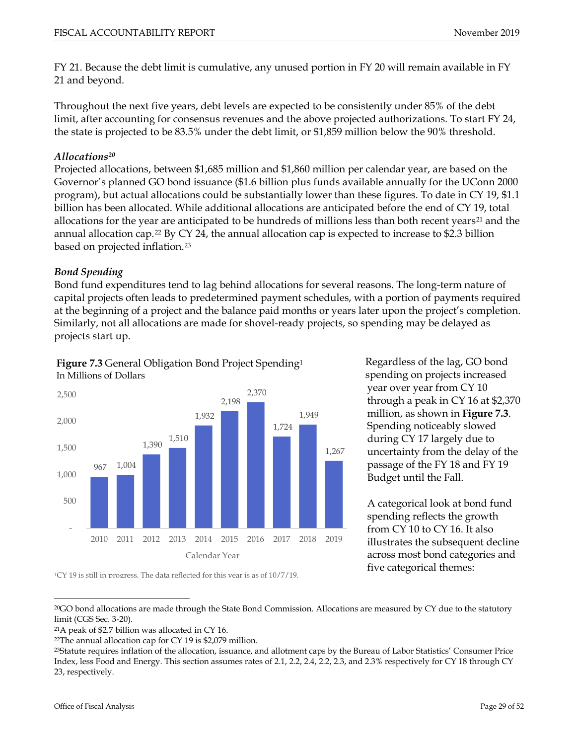FY 21. Because the debt limit is cumulative, any unused portion in FY 20 will remain available in FY 21 and beyond.

Throughout the next five years, debt levels are expected to be consistently under 85% of the debt limit, after accounting for consensus revenues and the above projected authorizations. To start FY 24, the state is projected to be 83.5% under the debt limit, or $1,859 million below the 90% threshold.

### *Allocations*[20]

Projected allocations, between $1,685 million and $1,860 million per calendar year, are based on the Governor's planned GO bond issuance ($1.6 billion plus funds available annually for the UConn 2000 program), but actual allocations could be substantially lower than these figures. To date in CY 19, $1.1 billion has been allocated. While additional allocations are anticipated before the end of CY 19, total allocations for the year are anticipated to be hundreds of millions less than both recent years[21] and the annual allocation cap.[22] By CY 24, the annual allocation cap is expected to increase to $2.3 billion based on projected inflation.[23]

### *Bond Spending*

Bond fund expenditures tend to lag behind allocations for several reasons. The long-term nature of capital projects often leads to predetermined payment schedules, with a portion of payments required at the beginning of a project and the balance paid months or years later upon the project's completion. Similarly, not all allocations are made for shovel-ready projects, so spending may be delayed as projects start up.

**Figure 7.3** General Obligation Bond Project Spending[1]
In Millions of Dollars

| Calendar Year | Spending |
|---|---|
| 2010 | 967 |
| 2011 | 1,004 |
| 2012 | 1,390 |
| 2013 | 1,510 |
| 2014 | 1,932 |
| 2015 | 2,198 |
| 2016 | 2,370 |
| 2017 | 1,724 |
| 2018 | 1,949 |
| 2019 | 1,267 |

[1]CY 19 is still in progress. The data reflected for this year is as of 10/7/19.

Regardless of the lag, GO bond spending on projects increased year over year from CY 10 through a peak in CY 16 at $2,370 million, as shown in **Figure 7.3**. Spending noticeably slowed during CY 17 largely due to uncertainty from the delay of the passage of the FY 18 and FY 19 Budget until the Fall.

A categorical look at bond fund spending reflects the growth from CY 10 to CY 16. It also illustrates the subsequent decline across most bond categories and five categorical themes:

---

[20]GO bond allocations are made through the State Bond Commission. Allocations are measured by CY due to the statutory limit (CGS Sec. 3-20).

[21]A peak of $2.7 billion was allocated in CY 16.

[22]The annual allocation cap for CY 19 is $2,079 million.

[23]Statute requires inflation of the allocation, issuance, and allotment caps by the Bureau of Labor Statistics' Consumer Price Index, less Food and Energy. This section assumes rates of 2.1, 2.2, 2.4, 2.2, 2.3, and 2.3% respectively for CY 18 through CY 23, respectively.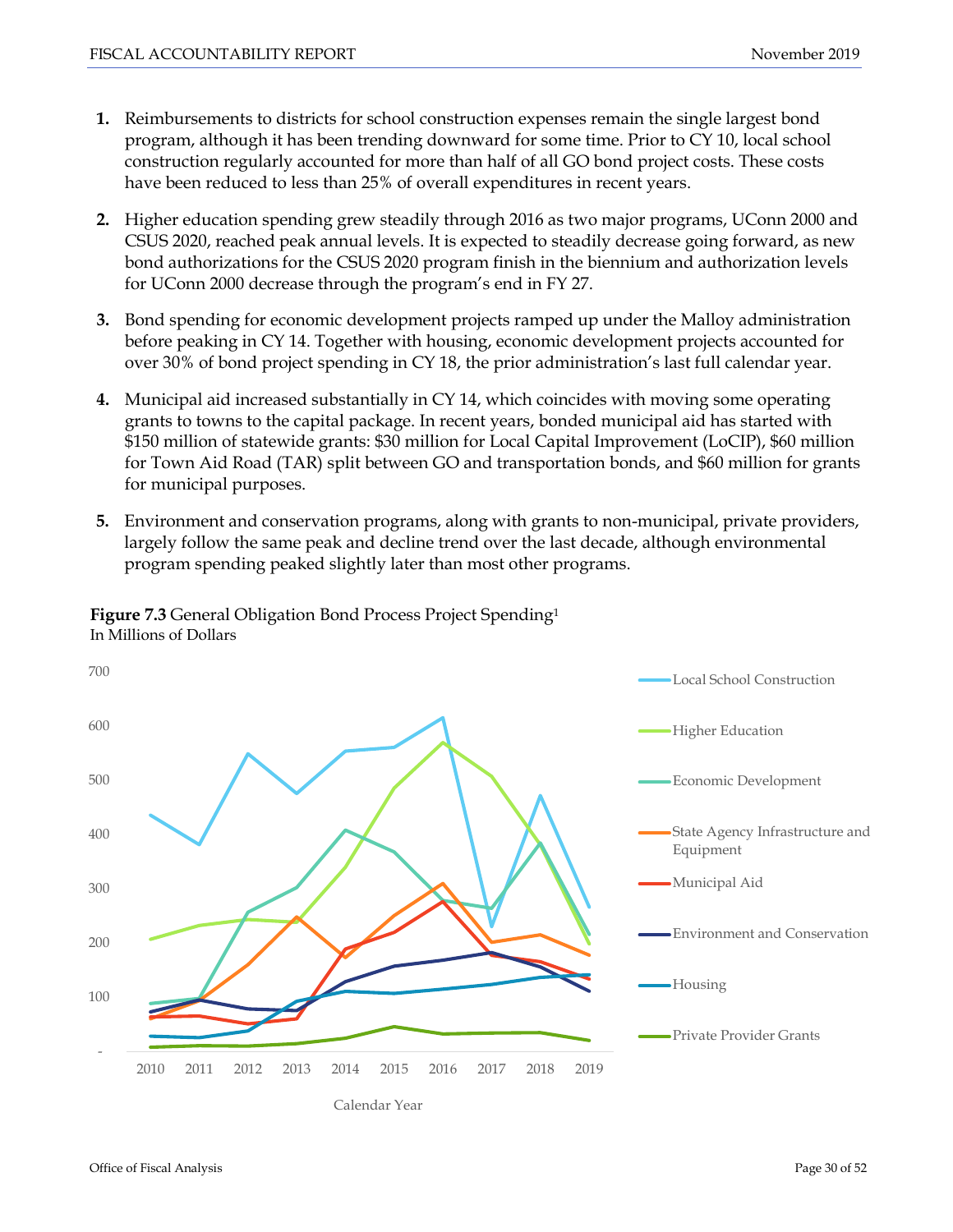1. Reimbursements to districts for school construction expenses remain the single largest bond program, although it has been trending downward for some time. Prior to CY 10, local school construction regularly accounted for more than half of all GO bond project costs. These costs have been reduced to less than 25% of overall expenditures in recent years.

2. Higher education spending grew steadily through 2016 as two major programs, UConn 2000 and CSUS 2020, reached peak annual levels. It is expected to steadily decrease going forward, as new bond authorizations for the CSUS 2020 program finish in the biennium and authorization levels for UConn 2000 decrease through the program's end in FY 27.

3. Bond spending for economic development projects ramped up under the Malloy administration before peaking in CY 14. Together with housing, economic development projects accounted for over 30% of bond project spending in CY 18, the prior administration's last full calendar year.

4. Municipal aid increased substantially in CY 14, which coincides with moving some operating grants to towns to the capital package. In recent years, bonded municipal aid has started with $150 million of statewide grants: $30 million for Local Capital Improvement (LoCIP), $60 million for Town Aid Road (TAR) split between GO and transportation bonds, and $60 million for grants for municipal purposes.

5. Environment and conservation programs, along with grants to non-municipal, private providers, largely follow the same peak and decline trend over the last decade, although environmental program spending peaked slightly later than most other programs.

**Figure 7.3** General Obligation Bond Process Project Spending[1]
In Millions of Dollars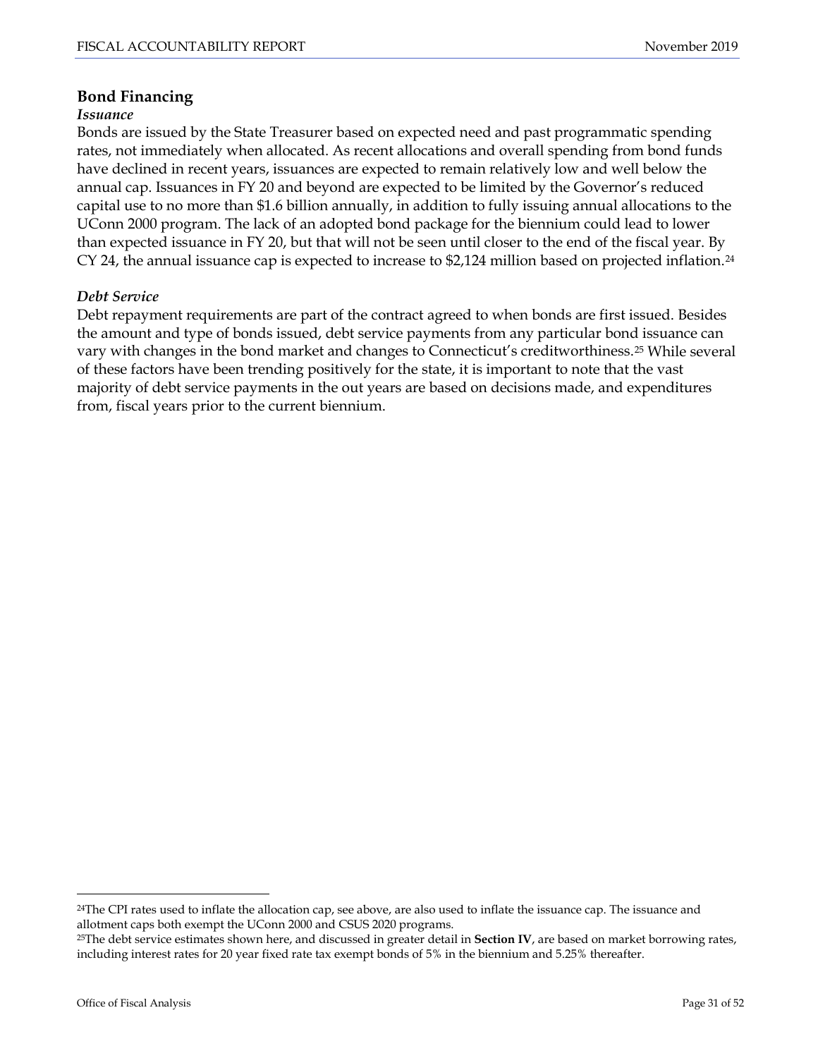## Bond Financing

### *Issuance*

Bonds are issued by the State Treasurer based on expected need and past programmatic spending rates, not immediately when allocated. As recent allocations and overall spending from bond funds have declined in recent years, issuances are expected to remain relatively low and well below the annual cap. Issuances in FY 20 and beyond are expected to be limited by the Governor's reduced capital use to no more than $1.6 billion annually, in addition to fully issuing annual allocations to the UConn 2000 program. The lack of an adopted bond package for the biennium could lead to lower than expected issuance in FY 20, but that will not be seen until closer to the end of the fiscal year. By CY 24, the annual issuance cap is expected to increase to $2,124 million based on projected inflation.[24]

### *Debt Service*

Debt repayment requirements are part of the contract agreed to when bonds are first issued. Besides the amount and type of bonds issued, debt service payments from any particular bond issuance can vary with changes in the bond market and changes to Connecticut's creditworthiness.[25] While several of these factors have been trending positively for the state, it is important to note that the vast majority of debt service payments in the out years are based on decisions made, and expenditures from, fiscal years prior to the current biennium.

---

[24]The CPI rates used to inflate the allocation cap, see above, are also used to inflate the issuance cap. The issuance and allotment caps both exempt the UConn 2000 and CSUS 2020 programs.

[25]The debt service estimates shown here, and discussed in greater detail in **Section IV**, are based on market borrowing rates, including interest rates for 20 year fixed rate tax exempt bonds of 5% in the biennium and 5.25% thereafter.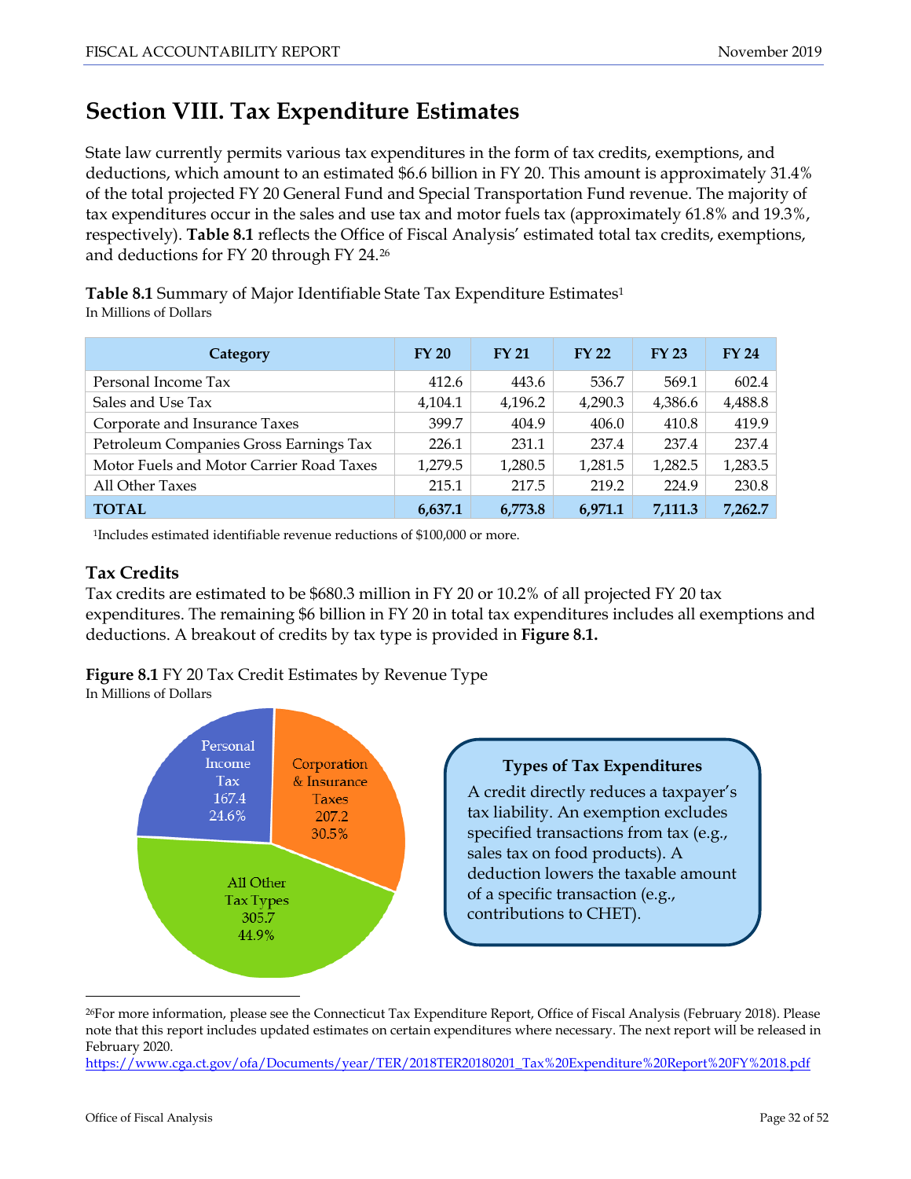# Section VIII. Tax Expenditure Estimates

State law currently permits various tax expenditures in the form of tax credits, exemptions, and deductions, which amount to an estimated $6.6 billion in FY 20. This amount is approximately 31.4% of the total projected FY 20 General Fund and Special Transportation Fund revenue. The majority of tax expenditures occur in the sales and use tax and motor fuels tax (approximately 61.8% and 19.3%, respectively). **Table 8.1** reflects the Office of Fiscal Analysis' estimated total tax credits, exemptions, and deductions for FY 20 through FY 24.[26]

**Table 8.1** Summary of Major Identifiable State Tax Expenditure Estimates[1]
In Millions of Dollars

| Category | FY 20 | FY 21 | FY 22 | FY 23 | FY 24 |
|---|---|---|---|---|---|
| Personal Income Tax | 412.6 | 443.6 | 536.7 | 569.1 | 602.4 |
| Sales and Use Tax | 4,104.1 | 4,196.2 | 4,290.3 | 4,386.6 | 4,488.8 |
| Corporate and Insurance Taxes | 399.7 | 404.9 | 406.0 | 410.8 | 419.9 |
| Petroleum Companies Gross Earnings Tax | 226.1 | 231.1 | 237.4 | 237.4 | 237.4 |
| Motor Fuels and Motor Carrier Road Taxes | 1,279.5 | 1,280.5 | 1,281.5 | 1,282.5 | 1,283.5 |
| All Other Taxes | 215.1 | 217.5 | 219.2 | 224.9 | 230.8 |
| **TOTAL** | **6,637.1** | **6,773.8** | **6,971.1** | **7,111.3** | **7,262.7** |

[1]Includes estimated identifiable revenue reductions of $100,000 or more.

### Tax Credits

Tax credits are estimated to be $680.3 million in FY 20 or 10.2% of all projected FY 20 tax expenditures. The remaining $6 billion in FY 20 in total tax expenditures includes all exemptions and deductions. A breakout of credits by tax type is provided in **Figure 8.1.**

**Figure 8.1** FY 20 Tax Credit Estimates by Revenue Type
In Millions of Dollars

| Revenue Type | Amount | Percent |
|---|---|---|
| Personal Income Tax | 167.4 | 24.6% |
| Corporation & Insurance Taxes | 207.2 | 30.5% |
| All Other Tax Types | 305.7 | 44.9% |

**Types of Tax Expenditures**

A credit directly reduces a taxpayer's tax liability. An exemption excludes specified transactions from tax (e.g., sales tax on food products). A deduction lowers the taxable amount of a specific transaction (e.g., contributions to CHET).

[26]For more information, please see the Connecticut Tax Expenditure Report, Office of Fiscal Analysis (February 2018). Please note that this report includes updated estimates on certain expenditures where necessary. The next report will be released in February 2020. https://www.cga.ct.gov/ofa/Documents/year/TER/2018TER20180201_Tax%20Expenditure%20Report%20FY%2018.pdf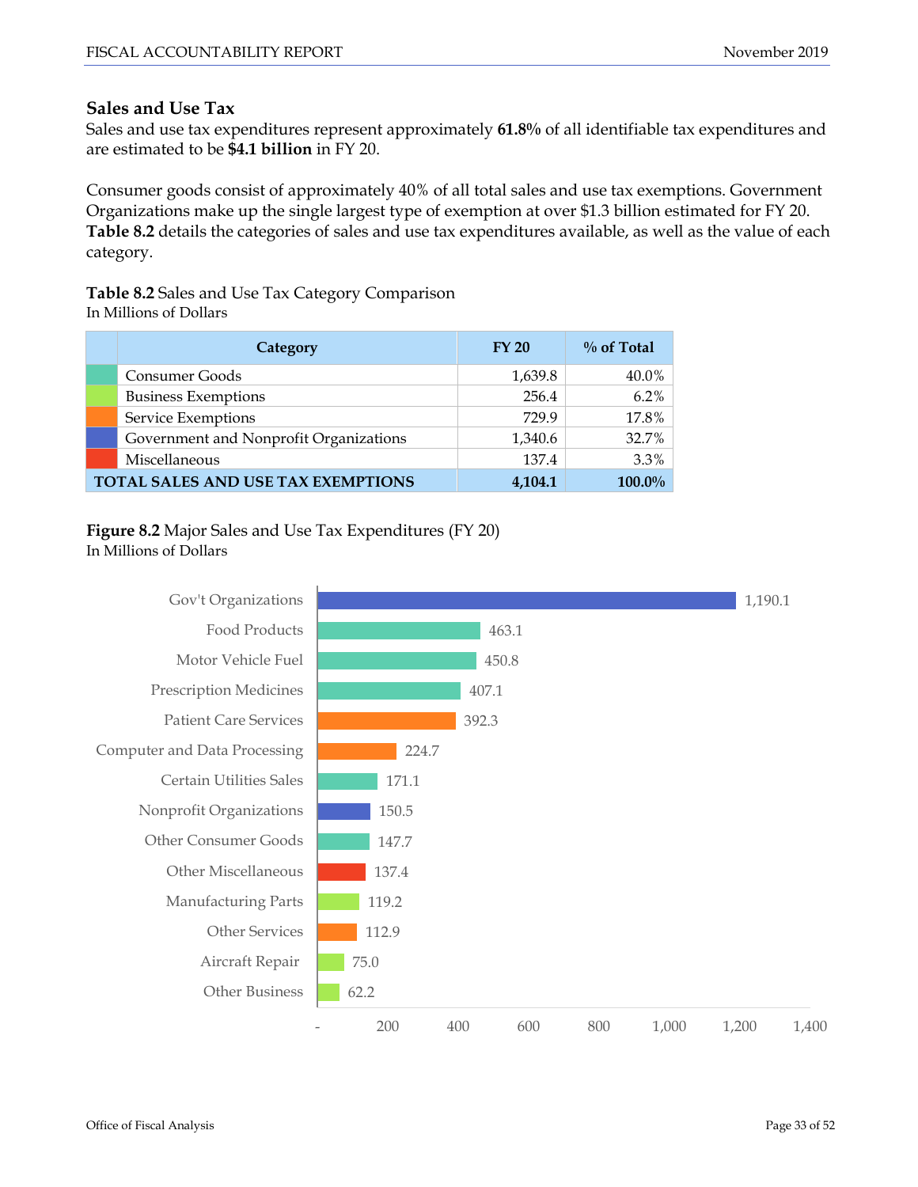## Sales and Use Tax

Sales and use tax expenditures represent approximately **61.8%** of all identifiable tax expenditures and are estimated to be **$4.1 billion** in FY 20.

Consumer goods consist of approximately 40% of all total sales and use tax exemptions. Government Organizations make up the single largest type of exemption at over $1.3 billion estimated for FY 20. **Table 8.2** details the categories of sales and use tax expenditures available, as well as the value of each category.

**Table 8.2** Sales and Use Tax Category Comparison
In Millions of Dollars

| Category | FY 20 | % of Total |
|---|---|---|
| Consumer Goods | 1,639.8 | 40.0% |
| Business Exemptions | 256.4 | 6.2% |
| Service Exemptions | 729.9 | 17.8% |
| Government and Nonprofit Organizations | 1,340.6 | 32.7% |
| Miscellaneous | 137.4 | 3.3% |
| **TOTAL SALES AND USE TAX EXEMPTIONS** | **4,104.1** | **100.0%** |

**Figure 8.2** Major Sales and Use Tax Expenditures (FY 20)
In Millions of Dollars

| Expenditure | FY 20 |
|---|---|
| Gov't Organizations | 1,190.1 |
| Food Products | 463.1 |
| Motor Vehicle Fuel | 450.8 |
| Prescription Medicines | 407.1 |
| Patient Care Services | 392.3 |
| Computer and Data Processing | 224.7 |
| Certain Utilities Sales | 171.1 |
| Nonprofit Organizations | 150.5 |
| Other Consumer Goods | 147.7 |
| Other Miscellaneous | 137.4 |
| Manufacturing Parts | 119.2 |
| Other Services | 112.9 |
| Aircraft Repair | 75.0 |
| Other Business | 62.2 |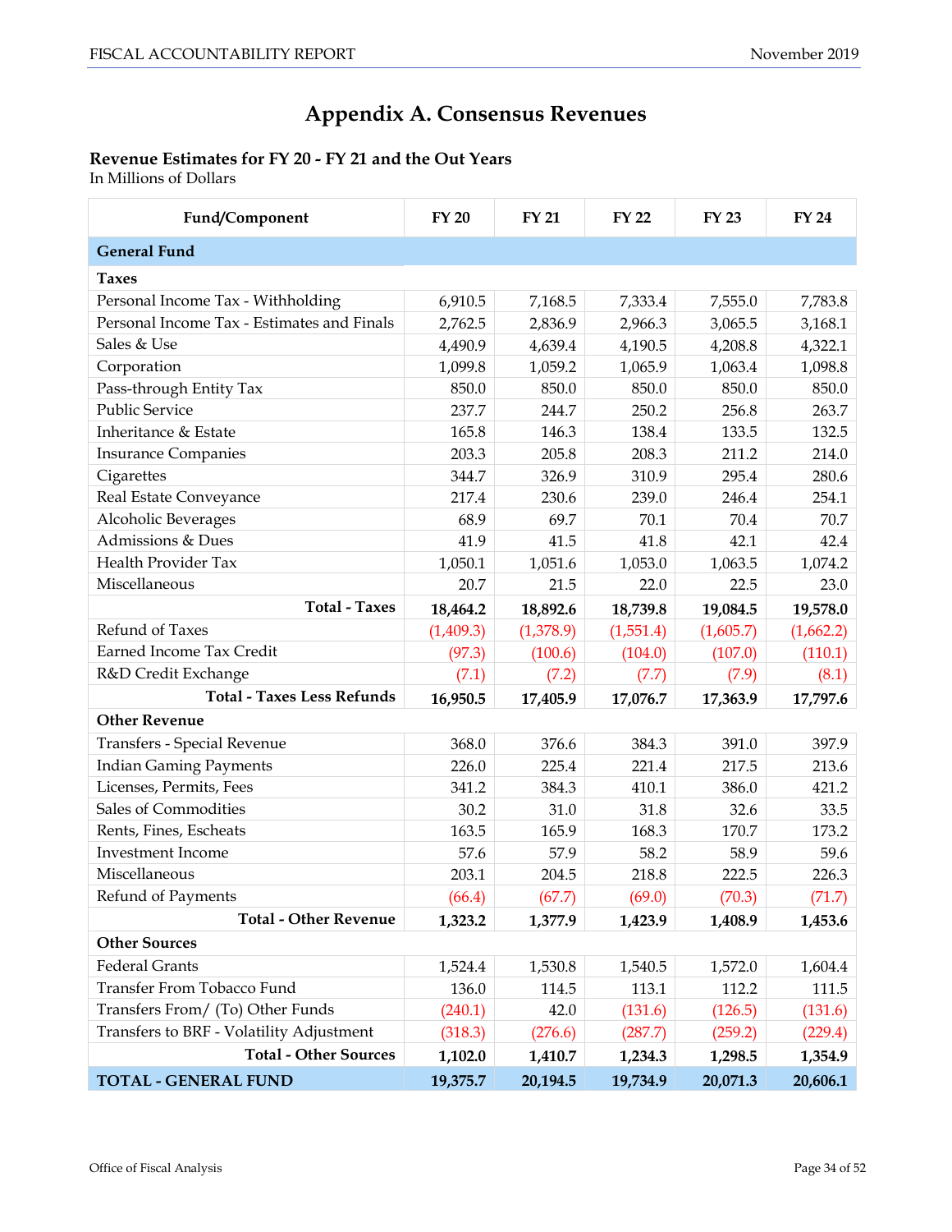# Appendix A. Consensus Revenues

**Revenue Estimates for FY 20 - FY 21 and the Out Years**
In Millions of Dollars

| Fund/Component | FY 20 | FY 21 | FY 22 | FY 23 | FY 24 |
|---|---|---|---|---|---|
| **General Fund** | | | | | |
| **Taxes** | | | | | |
| Personal Income Tax - Withholding | 6,910.5 | 7,168.5 | 7,333.4 | 7,555.0 | 7,783.8 |
| Personal Income Tax - Estimates and Finals | 2,762.5 | 2,836.9 | 2,966.3 | 3,065.5 | 3,168.1 |
| Sales & Use | 4,490.9 | 4,639.4 | 4,190.5 | 4,208.8 | 4,322.1 |
| Corporation | 1,099.8 | 1,059.2 | 1,065.9 | 1,063.4 | 1,098.8 |
| Pass-through Entity Tax | 850.0 | 850.0 | 850.0 | 850.0 | 850.0 |
| Public Service | 237.7 | 244.7 | 250.2 | 256.8 | 263.7 |
| Inheritance & Estate | 165.8 | 146.3 | 138.4 | 133.5 | 132.5 |
| Insurance Companies | 203.3 | 205.8 | 208.3 | 211.2 | 214.0 |
| Cigarettes | 344.7 | 326.9 | 310.9 | 295.4 | 280.6 |
| Real Estate Conveyance | 217.4 | 230.6 | 239.0 | 246.4 | 254.1 |
| Alcoholic Beverages | 68.9 | 69.7 | 70.1 | 70.4 | 70.7 |
| Admissions & Dues | 41.9 | 41.5 | 41.8 | 42.1 | 42.4 |
| Health Provider Tax | 1,050.1 | 1,051.6 | 1,053.0 | 1,063.5 | 1,074.2 |
| Miscellaneous | 20.7 | 21.5 | 22.0 | 22.5 | 23.0 |
| **Total - Taxes** | **18,464.2** | **18,892.6** | **18,739.8** | **19,084.5** | **19,578.0** |
| Refund of Taxes | (1,409.3) | (1,378.9) | (1,551.4) | (1,605.7) | (1,662.2) |
| Earned Income Tax Credit | (97.3) | (100.6) | (104.0) | (107.0) | (110.1) |
| R&D Credit Exchange | (7.1) | (7.2) | (7.7) | (7.9) | (8.1) |
| **Total - Taxes Less Refunds** | **16,950.5** | **17,405.9** | **17,076.7** | **17,363.9** | **17,797.6** |
| **Other Revenue** | | | | | |
| Transfers - Special Revenue | 368.0 | 376.6 | 384.3 | 391.0 | 397.9 |
| Indian Gaming Payments | 226.0 | 225.4 | 221.4 | 217.5 | 213.6 |
| Licenses, Permits, Fees | 341.2 | 384.3 | 410.1 | 386.0 | 421.2 |
| Sales of Commodities | 30.2 | 31.0 | 31.8 | 32.6 | 33.5 |
| Rents, Fines, Escheats | 163.5 | 165.9 | 168.3 | 170.7 | 173.2 |
| Investment Income | 57.6 | 57.9 | 58.2 | 58.9 | 59.6 |
| Miscellaneous | 203.1 | 204.5 | 218.8 | 222.5 | 226.3 |
| Refund of Payments | (66.4) | (67.7) | (69.0) | (70.3) | (71.7) |
| **Total - Other Revenue** | **1,323.2** | **1,377.9** | **1,423.9** | **1,408.9** | **1,453.6** |
| **Other Sources** | | | | | |
| Federal Grants | 1,524.4 | 1,530.8 | 1,540.5 | 1,572.0 | 1,604.4 |
| Transfer From Tobacco Fund | 136.0 | 114.5 | 113.1 | 112.2 | 111.5 |
| Transfers From/ (To) Other Funds | (240.1) | 42.0 | (131.6) | (126.5) | (131.6) |
| Transfers to BRF - Volatility Adjustment | (318.3) | (276.6) | (287.7) | (259.2) | (229.4) |
| **Total - Other Sources** | **1,102.0** | **1,410.7** | **1,234.3** | **1,298.5** | **1,354.9** |
| **TOTAL - GENERAL FUND** | **19,375.7** | **20,194.5** | **19,734.9** | **20,071.3** | **20,606.1** |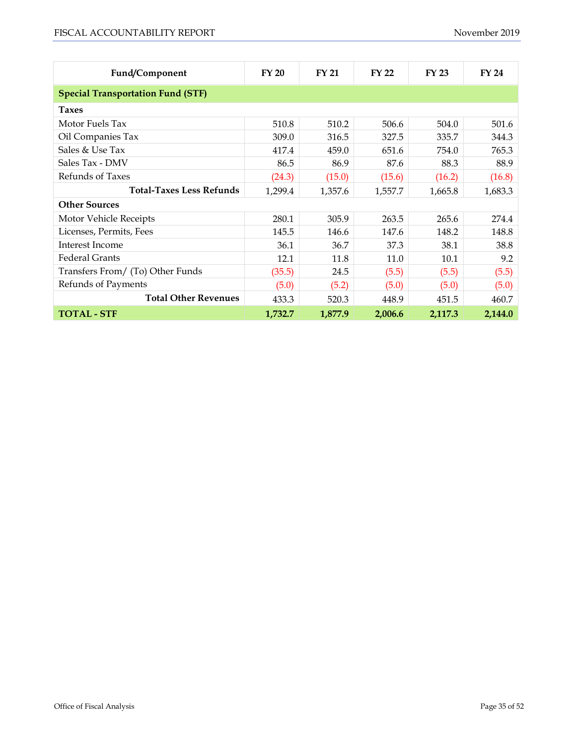| Fund/Component | FY 20 | FY 21 | FY 22 | FY 23 | FY 24 |
|---|---|---|---|---|---|
| **Special Transportation Fund (STF)** | | | | | |
| **Taxes** | | | | | |
| Motor Fuels Tax | 510.8 | 510.2 | 506.6 | 504.0 | 501.6 |
| Oil Companies Tax | 309.0 | 316.5 | 327.5 | 335.7 | 344.3 |
| Sales & Use Tax | 417.4 | 459.0 | 651.6 | 754.0 | 765.3 |
| Sales Tax - DMV | 86.5 | 86.9 | 87.6 | 88.3 | 88.9 |
| Refunds of Taxes | (24.3) | (15.0) | (15.6) | (16.2) | (16.8) |
| **Total-Taxes Less Refunds** | 1,299.4 | 1,357.6 | 1,557.7 | 1,665.8 | 1,683.3 |
| **Other Sources** | | | | | |
| Motor Vehicle Receipts | 280.1 | 305.9 | 263.5 | 265.6 | 274.4 |
| Licenses, Permits, Fees | 145.5 | 146.6 | 147.6 | 148.2 | 148.8 |
| Interest Income | 36.1 | 36.7 | 37.3 | 38.1 | 38.8 |
| Federal Grants | 12.1 | 11.8 | 11.0 | 10.1 | 9.2 |
| Transfers From/ (To) Other Funds | (35.5) | 24.5 | (5.5) | (5.5) | (5.5) |
| Refunds of Payments | (5.0) | (5.2) | (5.0) | (5.0) | (5.0) |
| **Total Other Revenues** | 433.3 | 520.3 | 448.9 | 451.5 | 460.7 |
| **TOTAL - STF** | **1,732.7** | **1,877.9** | **2,006.6** | **2,117.3** | **2,144.0** |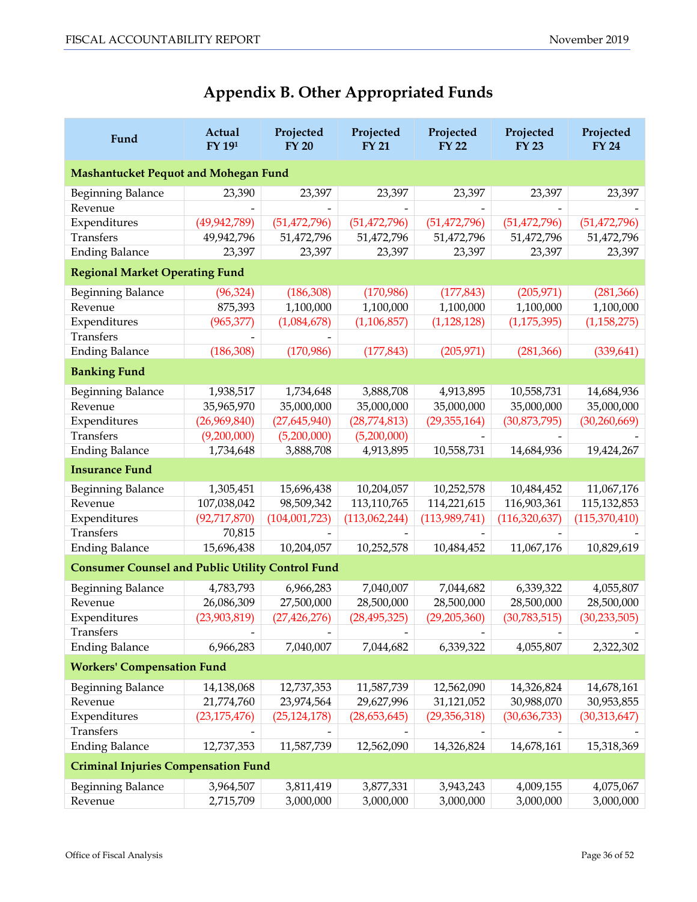# Appendix B. Other Appropriated Funds

| Fund | Actual FY 19[1] | Projected FY 20 | Projected FY 21 | Projected FY 22 | Projected FY 23 | Projected FY 24 |
|---|---|---|---|---|---|---|
| **Mashantucket Pequot and Mohegan Fund** | | | | | | |
| Beginning Balance | 23,390 | 23,397 | 23,397 | 23,397 | 23,397 | 23,397 |
| Revenue | - | - | - | - | - | - |
| Expenditures | (49,942,789) | (51,472,796) | (51,472,796) | (51,472,796) | (51,472,796) | (51,472,796) |
| Transfers | 49,942,796 | 51,472,796 | 51,472,796 | 51,472,796 | 51,472,796 | 51,472,796 |
| Ending Balance | 23,397 | 23,397 | 23,397 | 23,397 | 23,397 | 23,397 |
| **Regional Market Operating Fund** | | | | | | |
| Beginning Balance | (96,324) | (186,308) | (170,986) | (177,843) | (205,971) | (281,366) |
| Revenue | 875,393 | 1,100,000 | 1,100,000 | 1,100,000 | 1,100,000 | 1,100,000 |
| Expenditures | (965,377) | (1,084,678) | (1,106,857) | (1,128,128) | (1,175,395) | (1,158,275) |
| Transfers | - | - | | | | |
| Ending Balance | (186,308) | (170,986) | (177,843) | (205,971) | (281,366) | (339,641) |
| **Banking Fund** | | | | | | |
| Beginning Balance | 1,938,517 | 1,734,648 | 3,888,708 | 4,913,895 | 10,558,731 | 14,684,936 |
| Revenue | 35,965,970 | 35,000,000 | 35,000,000 | 35,000,000 | 35,000,000 | 35,000,000 |
| Expenditures | (26,969,840) | (27,645,940) | (28,774,813) | (29,355,164) | (30,873,795) | (30,260,669) |
| Transfers | (9,200,000) | (5,200,000) | (5,200,000) | - | - | - |
| Ending Balance | 1,734,648 | 3,888,708 | 4,913,895 | 10,558,731 | 14,684,936 | 19,424,267 |
| **Insurance Fund** | | | | | | |
| Beginning Balance | 1,305,451 | 15,696,438 | 10,204,057 | 10,252,578 | 10,484,452 | 11,067,176 |
| Revenue | 107,038,042 | 98,509,342 | 113,110,765 | 114,221,615 | 116,903,361 | 115,132,853 |
| Expenditures | (92,717,870) | (104,001,723) | (113,062,244) | (113,989,741) | (116,320,637) | (115,370,410) |
| Transfers | 70,815 | - | - | - | - | - |
| Ending Balance | 15,696,438 | 10,204,057 | 10,252,578 | 10,484,452 | 11,067,176 | 10,829,619 |
| **Consumer Counsel and Public Utility Control Fund** | | | | | | |
| Beginning Balance | 4,783,793 | 6,966,283 | 7,040,007 | 7,044,682 | 6,339,322 | 4,055,807 |
| Revenue | 26,086,309 | 27,500,000 | 28,500,000 | 28,500,000 | 28,500,000 | 28,500,000 |
| Expenditures | (23,903,819) | (27,426,276) | (28,495,325) | (29,205,360) | (30,783,515) | (30,233,505) |
| Transfers | - | - | - | - | - | - |
| Ending Balance | 6,966,283 | 7,040,007 | 7,044,682 | 6,339,322 | 4,055,807 | 2,322,302 |
| **Workers' Compensation Fund** | | | | | | |
| Beginning Balance | 14,138,068 | 12,737,353 | 11,587,739 | 12,562,090 | 14,326,824 | 14,678,161 |
| Revenue | 21,774,760 | 23,974,564 | 29,627,996 | 31,121,052 | 30,988,070 | 30,953,855 |
| Expenditures | (23,175,476) | (25,124,178) | (28,653,645) | (29,356,318) | (30,636,733) | (30,313,647) |
| Transfers | - | - | - | - | - | - |
| Ending Balance | 12,737,353 | 11,587,739 | 12,562,090 | 14,326,824 | 14,678,161 | 15,318,369 |
| **Criminal Injuries Compensation Fund** | | | | | | |
| Beginning Balance | 3,964,507 | 3,811,419 | 3,877,331 | 3,943,243 | 4,009,155 | 4,075,067 |
| Revenue | 2,715,709 | 3,000,000 | 3,000,000 | 3,000,000 | 3,000,000 | 3,000,000 |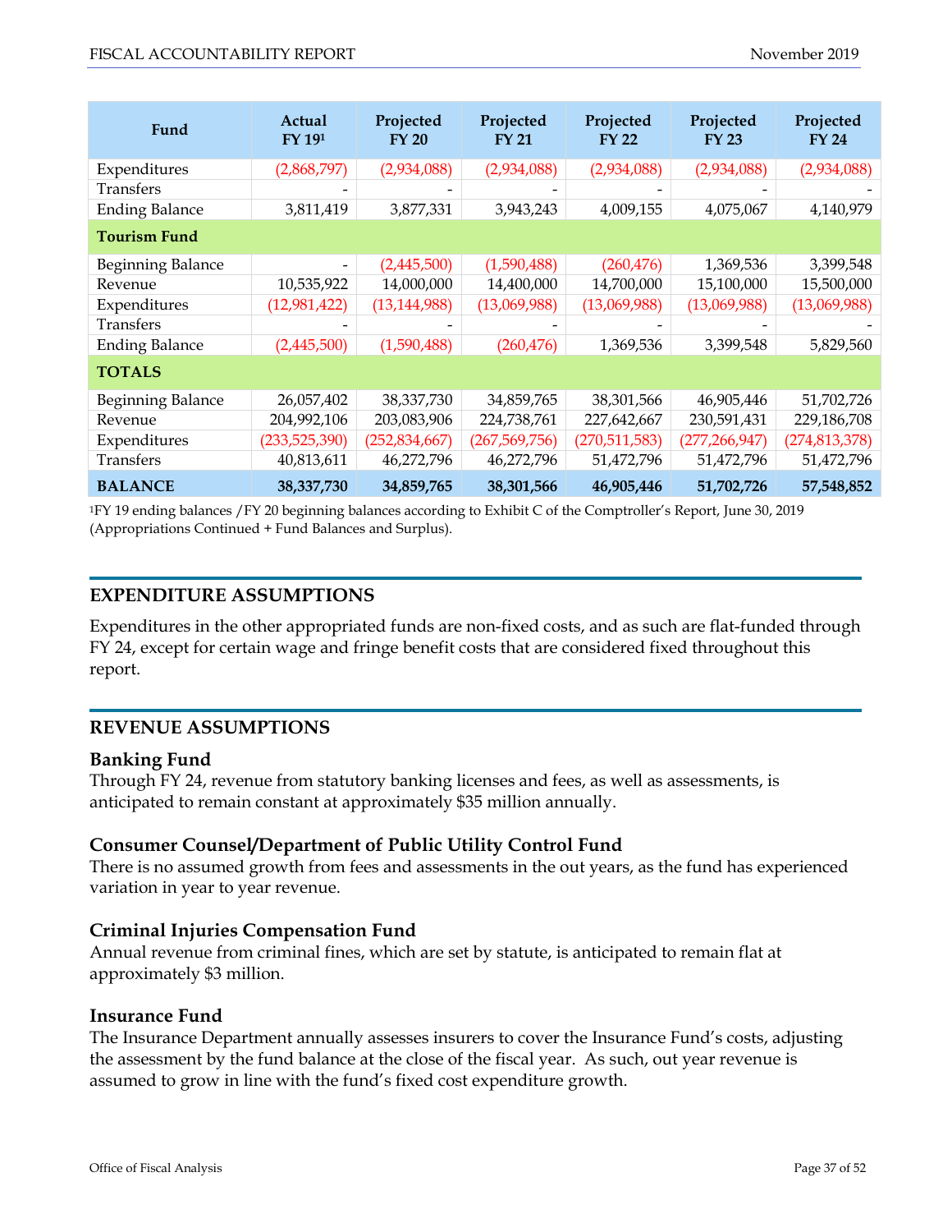| Fund | Actual FY 19[1] | Projected FY 20 | Projected FY 21 | Projected FY 22 | Projected FY 23 | Projected FY 24 |
|---|---|---|---|---|---|---|
| Expenditures | (2,868,797) | (2,934,088) | (2,934,088) | (2,934,088) | (2,934,088) | (2,934,088) |
| Transfers | - | - | - | - | - | - |
| Ending Balance | 3,811,419 | 3,877,331 | 3,943,243 | 4,009,155 | 4,075,067 | 4,140,979 |
| **Tourism Fund** | | | | | | |
| Beginning Balance | - | (2,445,500) | (1,590,488) | (260,476) | 1,369,536 | 3,399,548 |
| Revenue | 10,535,922 | 14,000,000 | 14,400,000 | 14,700,000 | 15,100,000 | 15,500,000 |
| Expenditures | (12,981,422) | (13,144,988) | (13,069,988) | (13,069,988) | (13,069,988) | (13,069,988) |
| Transfers | - | - | - | - | - | - |
| Ending Balance | (2,445,500) | (1,590,488) | (260,476) | 1,369,536 | 3,399,548 | 5,829,560 |
| **TOTALS** | | | | | | |
| Beginning Balance | 26,057,402 | 38,337,730 | 34,859,765 | 38,301,566 | 46,905,446 | 51,702,726 |
| Revenue | 204,992,106 | 203,083,906 | 224,738,761 | 227,642,667 | 230,591,431 | 229,186,708 |
| Expenditures | (233,525,390) | (252,834,667) | (267,569,756) | (270,511,583) | (277,266,947) | (274,813,378) |
| Transfers | 40,813,611 | 46,272,796 | 46,272,796 | 51,472,796 | 51,472,796 | 51,472,796 |
| **BALANCE** | **38,337,730** | **34,859,765** | **38,301,566** | **46,905,446** | **51,702,726** | **57,548,852** |

[1]FY 19 ending balances /FY 20 beginning balances according to Exhibit C of the Comptroller's Report, June 30, 2019 (Appropriations Continued + Fund Balances and Surplus).

## EXPENDITURE ASSUMPTIONS

Expenditures in the other appropriated funds are non-fixed costs, and as such are flat-funded through FY 24, except for certain wage and fringe benefit costs that are considered fixed throughout this report.

## REVENUE ASSUMPTIONS

### Banking Fund

Through FY 24, revenue from statutory banking licenses and fees, as well as assessments, is anticipated to remain constant at approximately $35 million annually.

### Consumer Counsel/Department of Public Utility Control Fund

There is no assumed growth from fees and assessments in the out years, as the fund has experienced variation in year to year revenue.

### Criminal Injuries Compensation Fund

Annual revenue from criminal fines, which are set by statute, is anticipated to remain flat at approximately $3 million.

### Insurance Fund

The Insurance Department annually assesses insurers to cover the Insurance Fund's costs, adjusting the assessment by the fund balance at the close of the fiscal year. As such, out year revenue is assumed to grow in line with the fund's fixed cost expenditure growth.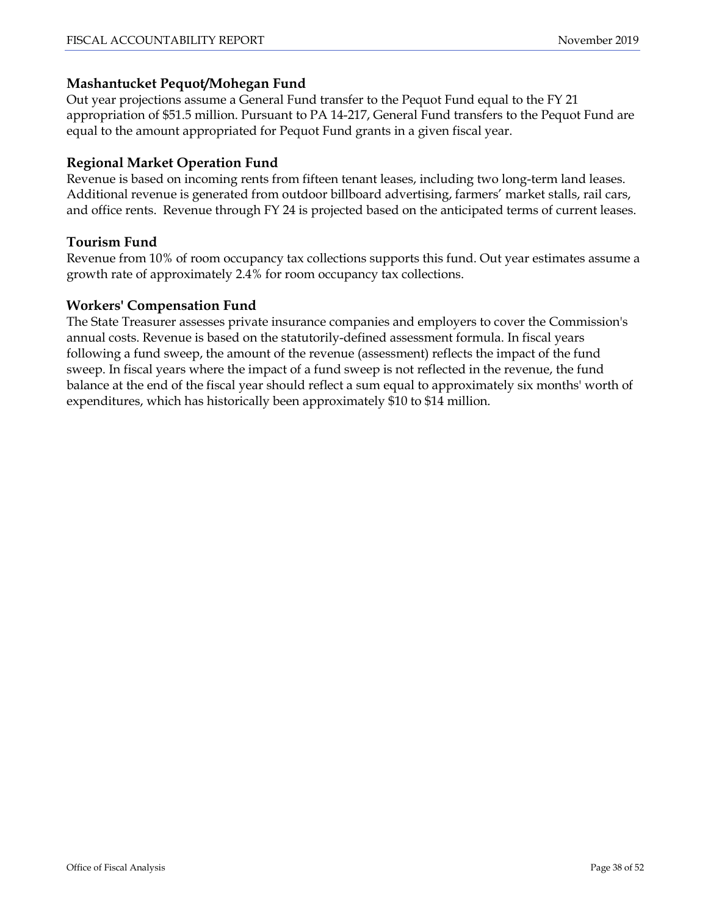### Mashantucket Pequot/Mohegan Fund

Out year projections assume a General Fund transfer to the Pequot Fund equal to the FY 21 appropriation of $51.5 million. Pursuant to PA 14-217, General Fund transfers to the Pequot Fund are equal to the amount appropriated for Pequot Fund grants in a given fiscal year.

### Regional Market Operation Fund

Revenue is based on incoming rents from fifteen tenant leases, including two long-term land leases. Additional revenue is generated from outdoor billboard advertising, farmers' market stalls, rail cars, and office rents. Revenue through FY 24 is projected based on the anticipated terms of current leases.

### Tourism Fund

Revenue from 10% of room occupancy tax collections supports this fund. Out year estimates assume a growth rate of approximately 2.4% for room occupancy tax collections.

### Workers' Compensation Fund

The State Treasurer assesses private insurance companies and employers to cover the Commission's annual costs. Revenue is based on the statutorily-defined assessment formula. In fiscal years following a fund sweep, the amount of the revenue (assessment) reflects the impact of the fund sweep. In fiscal years where the impact of a fund sweep is not reflected in the revenue, the fund balance at the end of the fiscal year should reflect a sum equal to approximately six months' worth of expenditures, which has historically been approximately $10 to $14 million.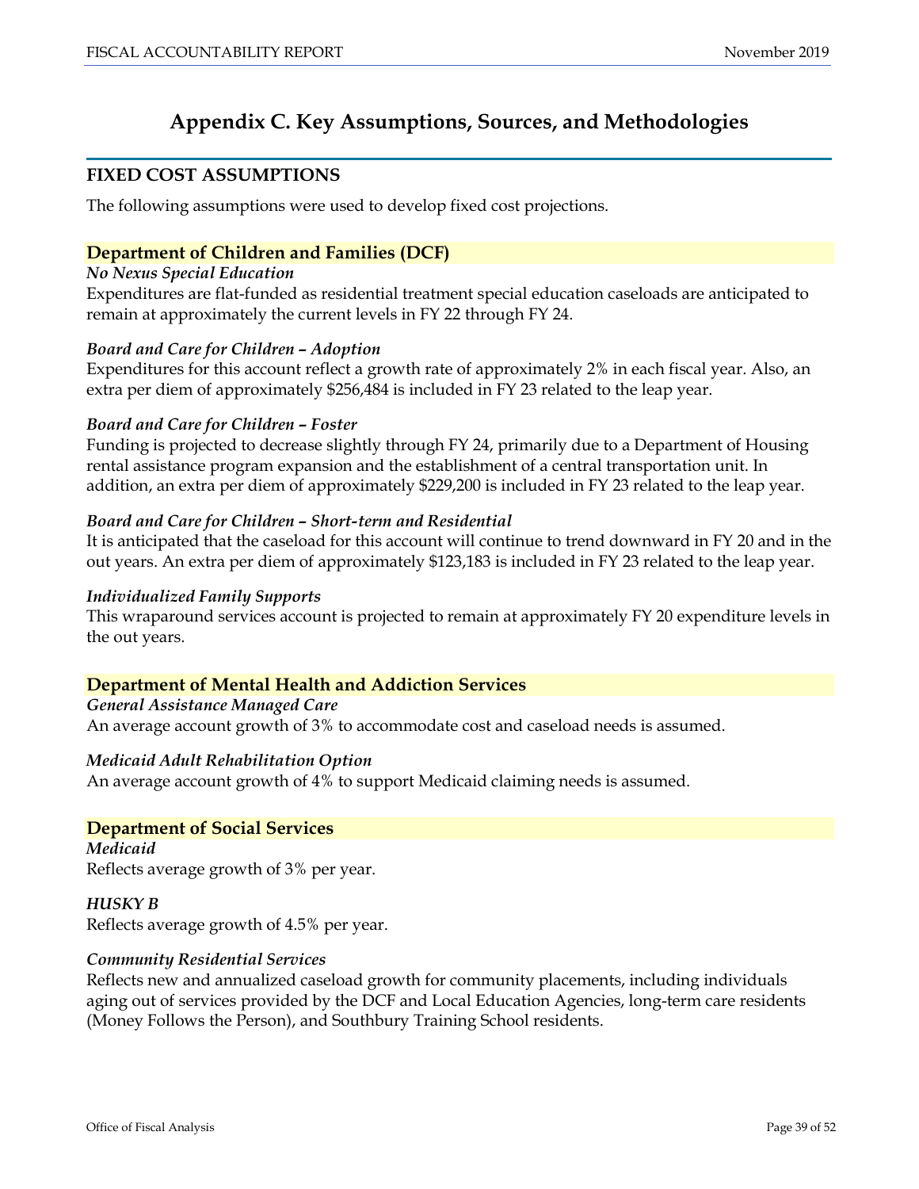# Appendix C. Key Assumptions, Sources, and Methodologies

## FIXED COST ASSUMPTIONS

The following assumptions were used to develop fixed cost projections.

### Department of Children and Families (DCF)

***No Nexus Special Education***

Expenditures are flat-funded as residential treatment special education caseloads are anticipated to remain at approximately the current levels in FY 22 through FY 24.

***Board and Care for Children – Adoption***

Expenditures for this account reflect a growth rate of approximately 2% in each fiscal year. Also, an extra per diem of approximately $256,484 is included in FY 23 related to the leap year.

***Board and Care for Children – Foster***

Funding is projected to decrease slightly through FY 24, primarily due to a Department of Housing rental assistance program expansion and the establishment of a central transportation unit. In addition, an extra per diem of approximately $229,200 is included in FY 23 related to the leap year.

***Board and Care for Children – Short-term and Residential***

It is anticipated that the caseload for this account will continue to trend downward in FY 20 and in the out years. An extra per diem of approximately $123,183 is included in FY 23 related to the leap year.

***Individualized Family Supports***

This wraparound services account is projected to remain at approximately FY 20 expenditure levels in the out years.

### Department of Mental Health and Addiction Services

***General Assistance Managed Care***

An average account growth of 3% to accommodate cost and caseload needs is assumed.

***Medicaid Adult Rehabilitation Option***

An average account growth of 4% to support Medicaid claiming needs is assumed.

### Department of Social Services

***Medicaid***

Reflects average growth of 3% per year.

***HUSKY B***

Reflects average growth of 4.5% per year.

***Community Residential Services***

Reflects new and annualized caseload growth for community placements, including individuals aging out of services provided by the DCF and Local Education Agencies, long-term care residents (Money Follows the Person), and Southbury Training School residents.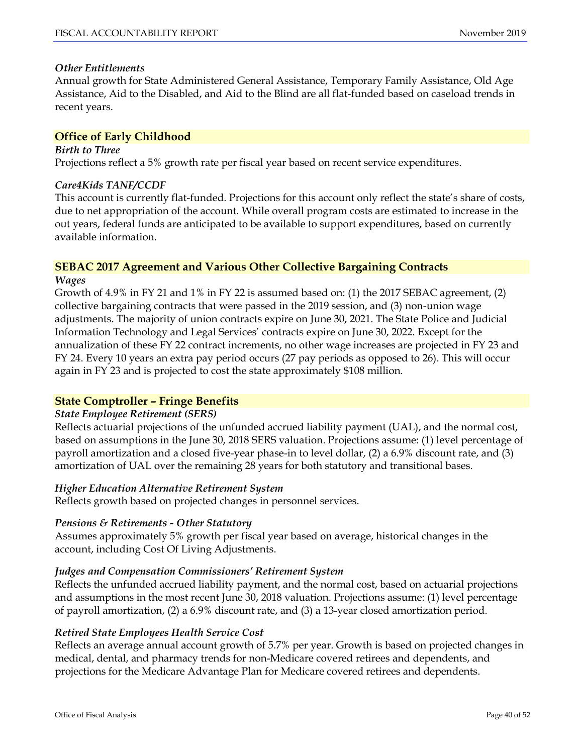### *Other Entitlements*

Annual growth for State Administered General Assistance, Temporary Family Assistance, Old Age Assistance, Aid to the Disabled, and Aid to the Blind are all flat-funded based on caseload trends in recent years.

## Office of Early Childhood

### *Birth to Three*

Projections reflect a 5% growth rate per fiscal year based on recent service expenditures.

### *Care4Kids TANF/CCDF*

This account is currently flat-funded. Projections for this account only reflect the state's share of costs, due to net appropriation of the account. While overall program costs are estimated to increase in the out years, federal funds are anticipated to be available to support expenditures, based on currently available information.

## SEBAC 2017 Agreement and Various Other Collective Bargaining Contracts

### *Wages*

Growth of 4.9% in FY 21 and 1% in FY 22 is assumed based on: (1) the 2017 SEBAC agreement, (2) collective bargaining contracts that were passed in the 2019 session, and (3) non-union wage adjustments. The majority of union contracts expire on June 30, 2021. The State Police and Judicial Information Technology and Legal Services' contracts expire on June 30, 2022. Except for the annualization of these FY 22 contract increments, no other wage increases are projected in FY 23 and FY 24. Every 10 years an extra pay period occurs (27 pay periods as opposed to 26). This will occur again in FY 23 and is projected to cost the state approximately $108 million.

## State Comptroller – Fringe Benefits

### *State Employee Retirement (SERS)*

Reflects actuarial projections of the unfunded accrued liability payment (UAL), and the normal cost, based on assumptions in the June 30, 2018 SERS valuation. Projections assume: (1) level percentage of payroll amortization and a closed five-year phase-in to level dollar, (2) a 6.9% discount rate, and (3) amortization of UAL over the remaining 28 years for both statutory and transitional bases.

### *Higher Education Alternative Retirement System*

Reflects growth based on projected changes in personnel services.

### *Pensions & Retirements - Other Statutory*

Assumes approximately 5% growth per fiscal year based on average, historical changes in the account, including Cost Of Living Adjustments.

### *Judges and Compensation Commissioners' Retirement System*

Reflects the unfunded accrued liability payment, and the normal cost, based on actuarial projections and assumptions in the most recent June 30, 2018 valuation. Projections assume: (1) level percentage of payroll amortization, (2) a 6.9% discount rate, and (3) a 13-year closed amortization period.

### *Retired State Employees Health Service Cost*

Reflects an average annual account growth of 5.7% per year. Growth is based on projected changes in medical, dental, and pharmacy trends for non-Medicare covered retirees and dependents, and projections for the Medicare Advantage Plan for Medicare covered retirees and dependents.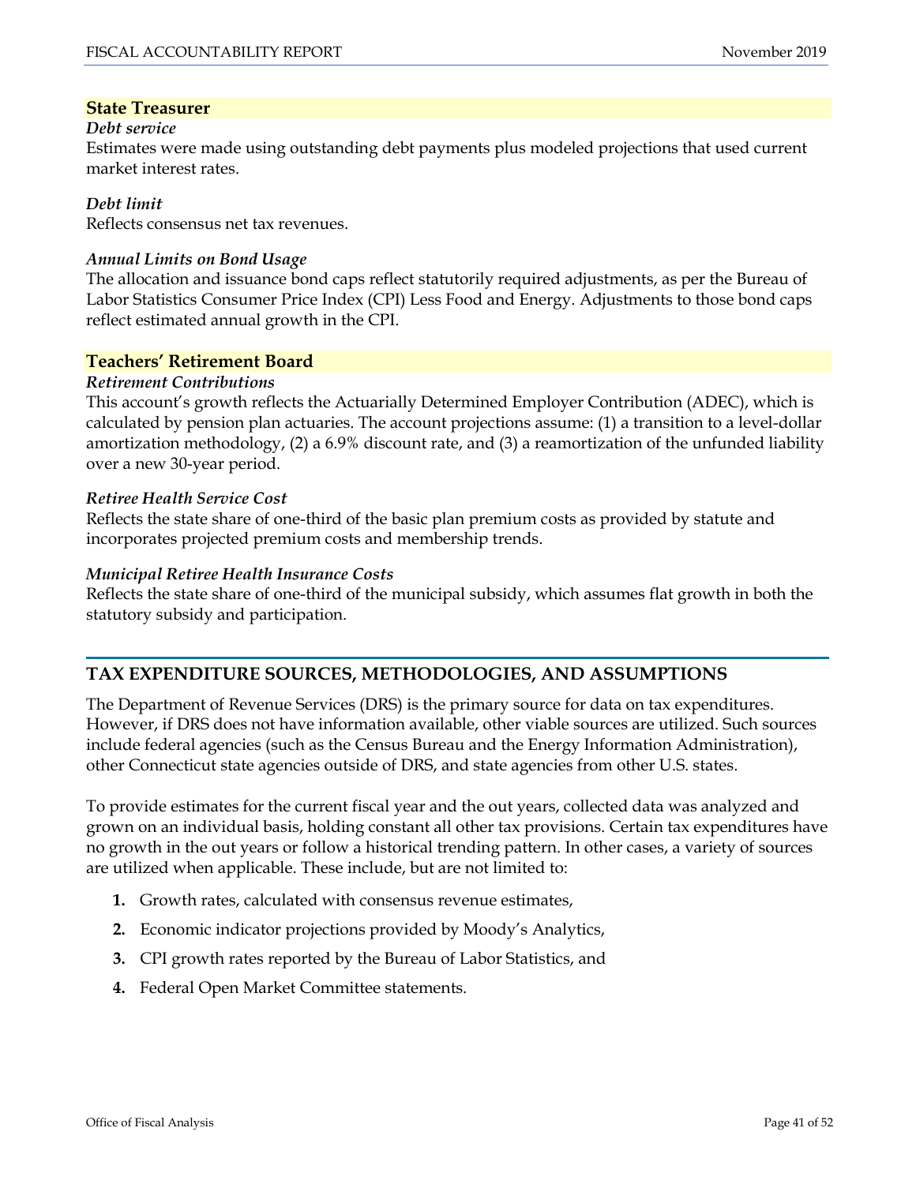## State Treasurer

***Debt service***

Estimates were made using outstanding debt payments plus modeled projections that used current market interest rates.

***Debt limit***

Reflects consensus net tax revenues.

***Annual Limits on Bond Usage***

The allocation and issuance bond caps reflect statutorily required adjustments, as per the Bureau of Labor Statistics Consumer Price Index (CPI) Less Food and Energy. Adjustments to those bond caps reflect estimated annual growth in the CPI.

## Teachers' Retirement Board

***Retirement Contributions***

This account's growth reflects the Actuarially Determined Employer Contribution (ADEC), which is calculated by pension plan actuaries. The account projections assume: (1) a transition to a level-dollar amortization methodology, (2) a 6.9% discount rate, and (3) a reamortization of the unfunded liability over a new 30-year period.

***Retiree Health Service Cost***

Reflects the state share of one-third of the basic plan premium costs as provided by statute and incorporates projected premium costs and membership trends.

***Municipal Retiree Health Insurance Costs***

Reflects the state share of one-third of the municipal subsidy, which assumes flat growth in both the statutory subsidy and participation.

# TAX EXPENDITURE SOURCES, METHODOLOGIES, AND ASSUMPTIONS

The Department of Revenue Services (DRS) is the primary source for data on tax expenditures. However, if DRS does not have information available, other viable sources are utilized. Such sources include federal agencies (such as the Census Bureau and the Energy Information Administration), other Connecticut state agencies outside of DRS, and state agencies from other U.S. states.

To provide estimates for the current fiscal year and the out years, collected data was analyzed and grown on an individual basis, holding constant all other tax provisions. Certain tax expenditures have no growth in the out years or follow a historical trending pattern. In other cases, a variety of sources are utilized when applicable. These include, but are not limited to:

1. Growth rates, calculated with consensus revenue estimates,
2. Economic indicator projections provided by Moody's Analytics,
3. CPI growth rates reported by the Bureau of Labor Statistics, and
4. Federal Open Market Committee statements.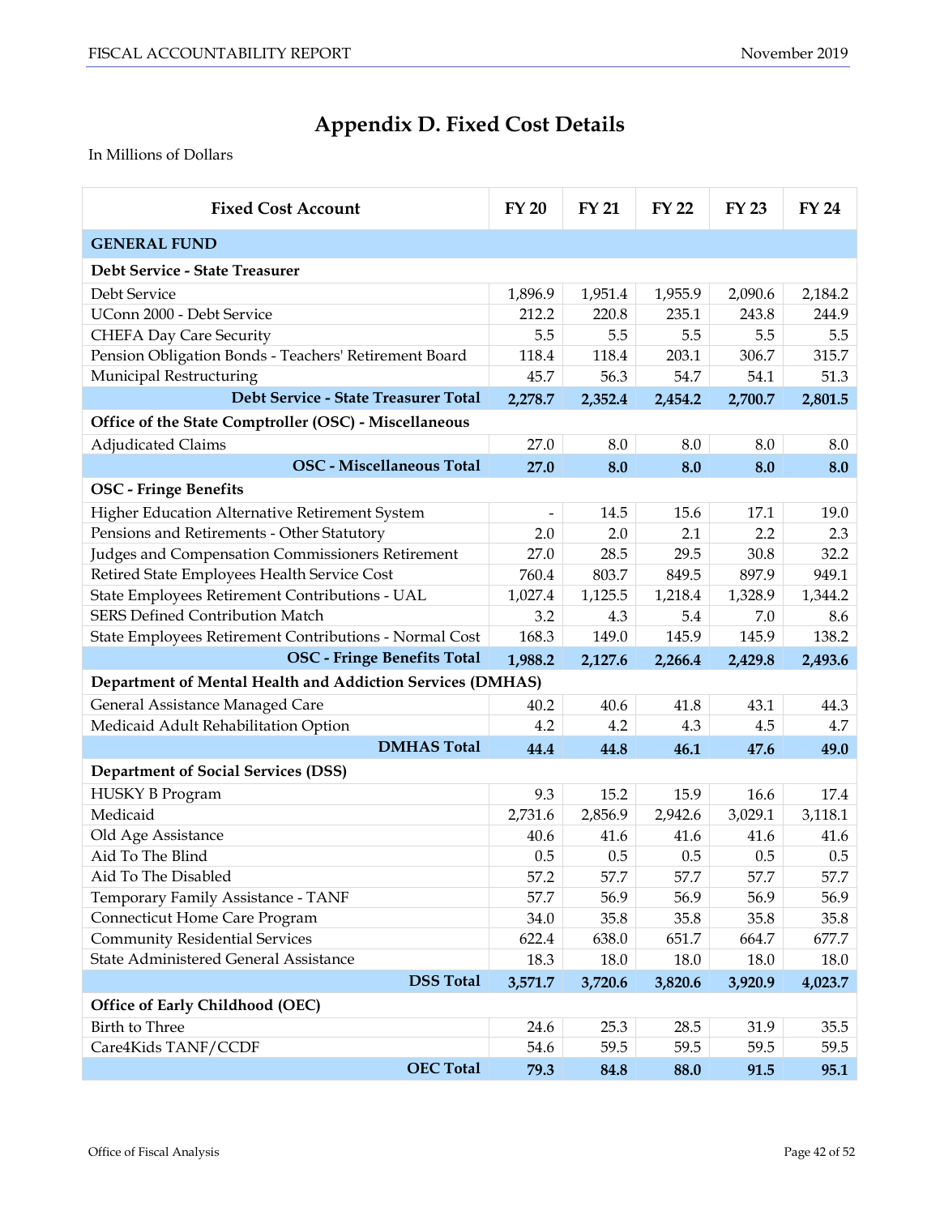# Appendix D. Fixed Cost Details

In Millions of Dollars

| Fixed Cost Account | FY 20 | FY 21 | FY 22 | FY 23 | FY 24 |
|---|---|---|---|---|---|
| **GENERAL FUND** | | | | | |
| **Debt Service - State Treasurer** | | | | | |
| Debt Service | 1,896.9 | 1,951.4 | 1,955.9 | 2,090.6 | 2,184.2 |
| UConn 2000 - Debt Service | 212.2 | 220.8 | 235.1 | 243.8 | 244.9 |
| CHEFA Day Care Security | 5.5 | 5.5 | 5.5 | 5.5 | 5.5 |
| Pension Obligation Bonds - Teachers' Retirement Board | 118.4 | 118.4 | 203.1 | 306.7 | 315.7 |
| Municipal Restructuring | 45.7 | 56.3 | 54.7 | 54.1 | 51.3 |
| **Debt Service - State Treasurer Total** | **2,278.7** | **2,352.4** | **2,454.2** | **2,700.7** | **2,801.5** |
| **Office of the State Comptroller (OSC) - Miscellaneous** | | | | | |
| Adjudicated Claims | 27.0 | 8.0 | 8.0 | 8.0 | 8.0 |
| **OSC - Miscellaneous Total** | **27.0** | **8.0** | **8.0** | **8.0** | **8.0** |
| **OSC - Fringe Benefits** | | | | | |
| Higher Education Alternative Retirement System | - | 14.5 | 15.6 | 17.1 | 19.0 |
| Pensions and Retirements - Other Statutory | 2.0 | 2.0 | 2.1 | 2.2 | 2.3 |
| Judges and Compensation Commissioners Retirement | 27.0 | 28.5 | 29.5 | 30.8 | 32.2 |
| Retired State Employees Health Service Cost | 760.4 | 803.7 | 849.5 | 897.9 | 949.1 |
| State Employees Retirement Contributions - UAL | 1,027.4 | 1,125.5 | 1,218.4 | 1,328.9 | 1,344.2 |
| SERS Defined Contribution Match | 3.2 | 4.3 | 5.4 | 7.0 | 8.6 |
| State Employees Retirement Contributions - Normal Cost | 168.3 | 149.0 | 145.9 | 145.9 | 138.2 |
| **OSC - Fringe Benefits Total** | **1,988.2** | **2,127.6** | **2,266.4** | **2,429.8** | **2,493.6** |
| **Department of Mental Health and Addiction Services (DMHAS)** | | | | | |
| General Assistance Managed Care | 40.2 | 40.6 | 41.8 | 43.1 | 44.3 |
| Medicaid Adult Rehabilitation Option | 4.2 | 4.2 | 4.3 | 4.5 | 4.7 |
| **DMHAS Total** | **44.4** | **44.8** | **46.1** | **47.6** | **49.0** |
| **Department of Social Services (DSS)** | | | | | |
| HUSKY B Program | 9.3 | 15.2 | 15.9 | 16.6 | 17.4 |
| Medicaid | 2,731.6 | 2,856.9 | 2,942.6 | 3,029.1 | 3,118.1 |
| Old Age Assistance | 40.6 | 41.6 | 41.6 | 41.6 | 41.6 |
| Aid To The Blind | 0.5 | 0.5 | 0.5 | 0.5 | 0.5 |
| Aid To The Disabled | 57.2 | 57.7 | 57.7 | 57.7 | 57.7 |
| Temporary Family Assistance - TANF | 57.7 | 56.9 | 56.9 | 56.9 | 56.9 |
| Connecticut Home Care Program | 34.0 | 35.8 | 35.8 | 35.8 | 35.8 |
| Community Residential Services | 622.4 | 638.0 | 651.7 | 664.7 | 677.7 |
| State Administered General Assistance | 18.3 | 18.0 | 18.0 | 18.0 | 18.0 |
| **DSS Total** | **3,571.7** | **3,720.6** | **3,820.6** | **3,920.9** | **4,023.7** |
| **Office of Early Childhood (OEC)** | | | | | |
| Birth to Three | 24.6 | 25.3 | 28.5 | 31.9 | 35.5 |
| Care4Kids TANF/CCDF | 54.6 | 59.5 | 59.5 | 59.5 | 59.5 |
| **OEC Total** | **79.3** | **84.8** | **88.0** | **91.5** | **95.1** |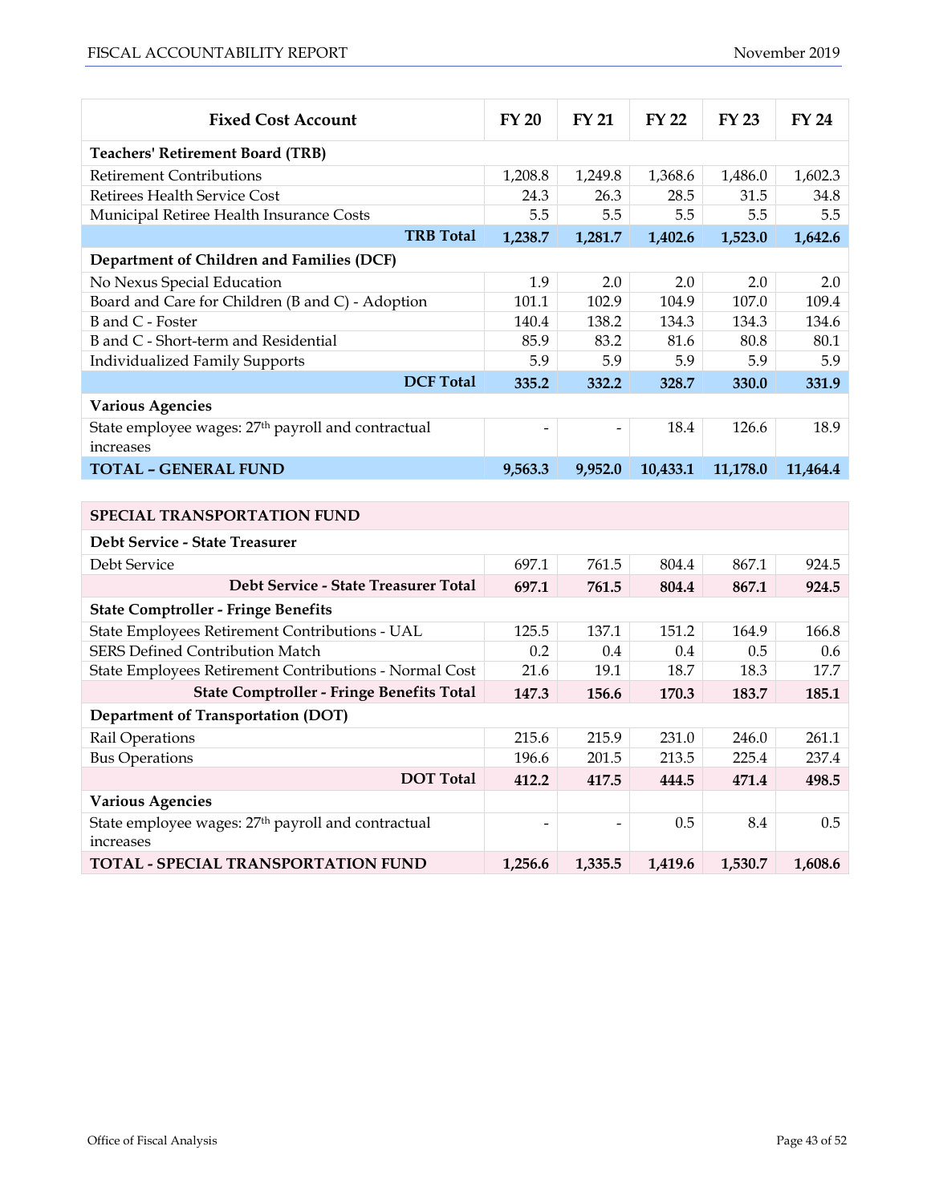| Fixed Cost Account | FY 20 | FY 21 | FY 22 | FY 23 | FY 24 |
|---|---|---|---|---|---|
| **Teachers' Retirement Board (TRB)** | | | | | |
| Retirement Contributions | 1,208.8 | 1,249.8 | 1,368.6 | 1,486.0 | 1,602.3 |
| Retirees Health Service Cost | 24.3 | 26.3 | 28.5 | 31.5 | 34.8 |
| Municipal Retiree Health Insurance Costs | 5.5 | 5.5 | 5.5 | 5.5 | 5.5 |
| **TRB Total** | **1,238.7** | **1,281.7** | **1,402.6** | **1,523.0** | **1,642.6** |
| **Department of Children and Families (DCF)** | | | | | |
| No Nexus Special Education | 1.9 | 2.0 | 2.0 | 2.0 | 2.0 |
| Board and Care for Children (B and C) - Adoption | 101.1 | 102.9 | 104.9 | 107.0 | 109.4 |
| B and C - Foster | 140.4 | 138.2 | 134.3 | 134.3 | 134.6 |
| B and C - Short-term and Residential | 85.9 | 83.2 | 81.6 | 80.8 | 80.1 |
| Individualized Family Supports | 5.9 | 5.9 | 5.9 | 5.9 | 5.9 |
| **DCF Total** | **335.2** | **332.2** | **328.7** | **330.0** | **331.9** |
| **Various Agencies** | | | | | |
| State employee wages: 27th payroll and contractual increases | - | - | 18.4 | 126.6 | 18.9 |
| **TOTAL – GENERAL FUND** | **9,563.3** | **9,952.0** | **10,433.1** | **11,178.0** | **11,464.4** |
| **SPECIAL TRANSPORTATION FUND** | | | | | |
| **Debt Service - State Treasurer** | | | | | |
| Debt Service | 697.1 | 761.5 | 804.4 | 867.1 | 924.5 |
| **Debt Service - State Treasurer Total** | **697.1** | **761.5** | **804.4** | **867.1** | **924.5** |
| **State Comptroller - Fringe Benefits** | | | | | |
| State Employees Retirement Contributions - UAL | 125.5 | 137.1 | 151.2 | 164.9 | 166.8 |
| SERS Defined Contribution Match | 0.2 | 0.4 | 0.4 | 0.5 | 0.6 |
| State Employees Retirement Contributions - Normal Cost | 21.6 | 19.1 | 18.7 | 18.3 | 17.7 |
| **State Comptroller - Fringe Benefits Total** | **147.3** | **156.6** | **170.3** | **183.7** | **185.1** |
| **Department of Transportation (DOT)** | | | | | |
| Rail Operations | 215.6 | 215.9 | 231.0 | 246.0 | 261.1 |
| Bus Operations | 196.6 | 201.5 | 213.5 | 225.4 | 237.4 |
| **DOT Total** | **412.2** | **417.5** | **444.5** | **471.4** | **498.5** |
| **Various Agencies** | | | | | |
| State employee wages: 27th payroll and contractual increases | - | - | 0.5 | 8.4 | 0.5 |
| **TOTAL - SPECIAL TRANSPORTATION FUND** | **1,256.6** | **1,335.5** | **1,419.6** | **1,530.7** | **1,608.6** |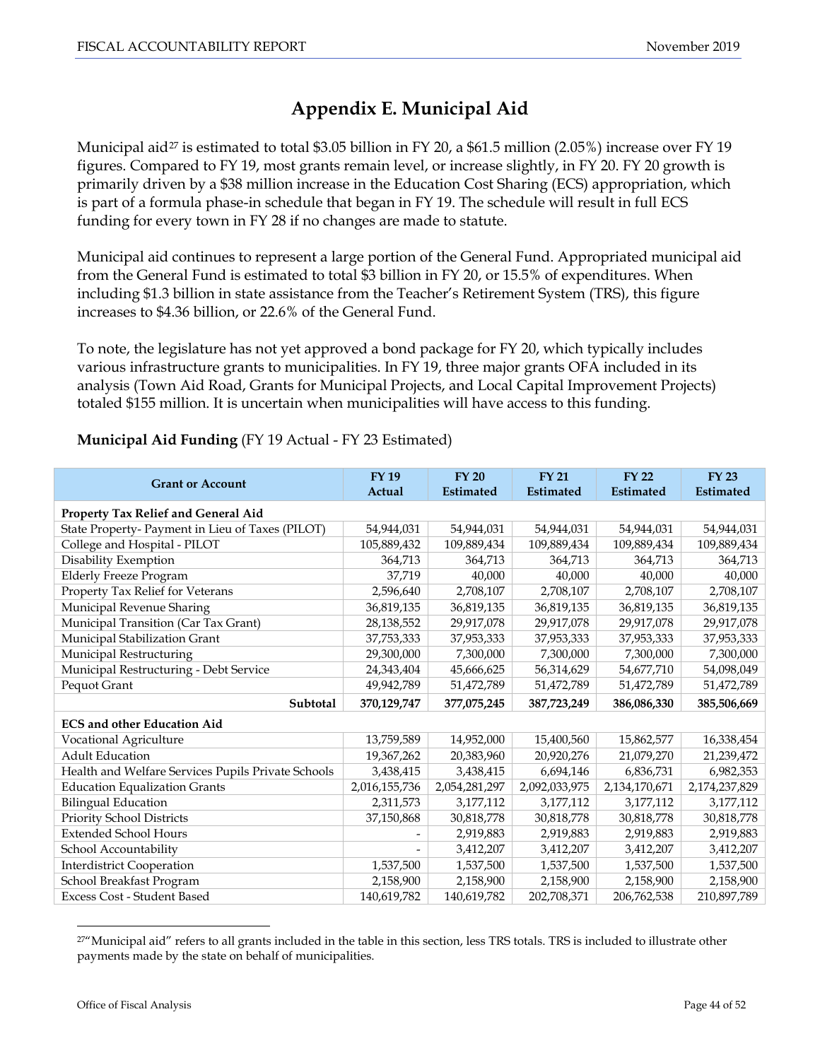# Appendix E. Municipal Aid

Municipal aid[27] is estimated to total $3.05 billion in FY 20, a $61.5 million (2.05%) increase over FY 19 figures. Compared to FY 19, most grants remain level, or increase slightly, in FY 20. FY 20 growth is primarily driven by a $38 million increase in the Education Cost Sharing (ECS) appropriation, which is part of a formula phase-in schedule that began in FY 19. The schedule will result in full ECS funding for every town in FY 28 if no changes are made to statute.

Municipal aid continues to represent a large portion of the General Fund. Appropriated municipal aid from the General Fund is estimated to total $3 billion in FY 20, or 15.5% of expenditures. When including $1.3 billion in state assistance from the Teacher's Retirement System (TRS), this figure increases to $4.36 billion, or 22.6% of the General Fund.

To note, the legislature has not yet approved a bond package for FY 20, which typically includes various infrastructure grants to municipalities. In FY 19, three major grants OFA included in its analysis (Town Aid Road, Grants for Municipal Projects, and Local Capital Improvement Projects) totaled $155 million. It is uncertain when municipalities will have access to this funding.

**Municipal Aid Funding** (FY 19 Actual - FY 23 Estimated)

| Grant or Account | FY 19 Actual | FY 20 Estimated | FY 21 Estimated | FY 22 Estimated | FY 23 Estimated |
|---|---|---|---|---|---|
| **Property Tax Relief and General Aid** | | | | | |
| State Property- Payment in Lieu of Taxes (PILOT) | 54,944,031 | 54,944,031 | 54,944,031 | 54,944,031 | 54,944,031 |
| College and Hospital - PILOT | 105,889,432 | 109,889,434 | 109,889,434 | 109,889,434 | 109,889,434 |
| Disability Exemption | 364,713 | 364,713 | 364,713 | 364,713 | 364,713 |
| Elderly Freeze Program | 37,719 | 40,000 | 40,000 | 40,000 | 40,000 |
| Property Tax Relief for Veterans | 2,596,640 | 2,708,107 | 2,708,107 | 2,708,107 | 2,708,107 |
| Municipal Revenue Sharing | 36,819,135 | 36,819,135 | 36,819,135 | 36,819,135 | 36,819,135 |
| Municipal Transition (Car Tax Grant) | 28,138,552 | 29,917,078 | 29,917,078 | 29,917,078 | 29,917,078 |
| Municipal Stabilization Grant | 37,753,333 | 37,953,333 | 37,953,333 | 37,953,333 | 37,953,333 |
| Municipal Restructuring | 29,300,000 | 7,300,000 | 7,300,000 | 7,300,000 | 7,300,000 |
| Municipal Restructuring - Debt Service | 24,343,404 | 45,666,625 | 56,314,629 | 54,677,710 | 54,098,049 |
| Pequot Grant | 49,942,789 | 51,472,789 | 51,472,789 | 51,472,789 | 51,472,789 |
| **Subtotal** | **370,129,747** | **377,075,245** | **387,723,249** | **386,086,330** | **385,506,669** |
| **ECS and other Education Aid** | | | | | |
| Vocational Agriculture | 13,759,589 | 14,952,000 | 15,400,560 | 15,862,577 | 16,338,454 |
| Adult Education | 19,367,262 | 20,383,960 | 20,920,276 | 21,079,270 | 21,239,472 |
| Health and Welfare Services Pupils Private Schools | 3,438,415 | 3,438,415 | 6,694,146 | 6,836,731 | 6,982,353 |
| Education Equalization Grants | 2,016,155,736 | 2,054,281,297 | 2,092,033,975 | 2,134,170,671 | 2,174,237,829 |
| Bilingual Education | 2,311,573 | 3,177,112 | 3,177,112 | 3,177,112 | 3,177,112 |
| Priority School Districts | 37,150,868 | 30,818,778 | 30,818,778 | 30,818,778 | 30,818,778 |
| Extended School Hours | - | 2,919,883 | 2,919,883 | 2,919,883 | 2,919,883 |
| School Accountability | - | 3,412,207 | 3,412,207 | 3,412,207 | 3,412,207 |
| Interdistrict Cooperation | 1,537,500 | 1,537,500 | 1,537,500 | 1,537,500 | 1,537,500 |
| School Breakfast Program | 2,158,900 | 2,158,900 | 2,158,900 | 2,158,900 | 2,158,900 |
| Excess Cost - Student Based | 140,619,782 | 140,619,782 | 202,708,371 | 206,762,538 | 210,897,789 |

[27] "Municipal aid" refers to all grants included in the table in this section, less TRS totals. TRS is included to illustrate other payments made by the state on behalf of municipalities.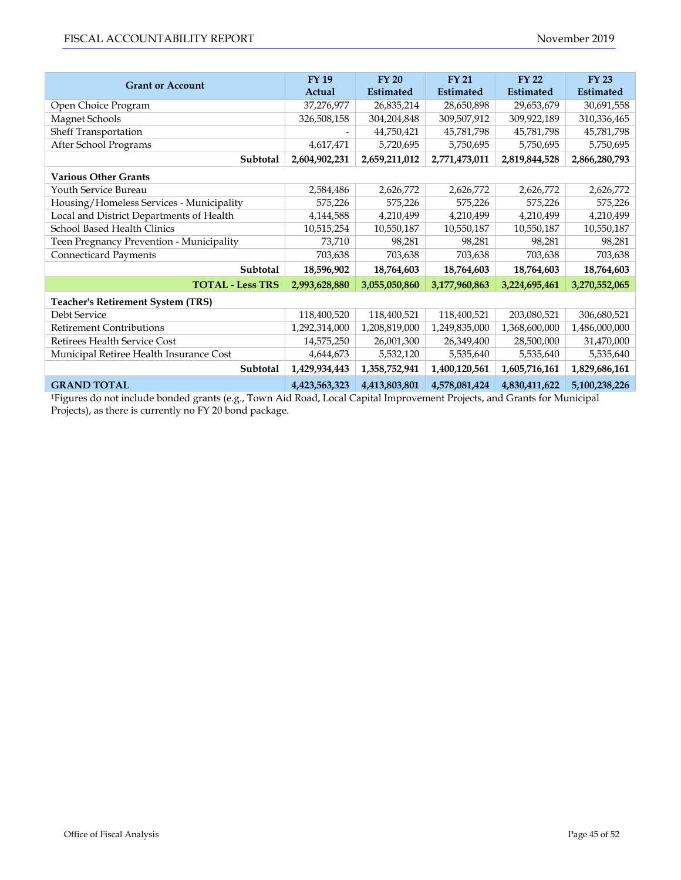| Grant or Account | FY 19 Actual | FY 20 Estimated | FY 21 Estimated | FY 22 Estimated | FY 23 Estimated |
|---|---|---|---|---|---|
| Open Choice Program | 37,276,977 | 26,835,214 | 28,650,898 | 29,653,679 | 30,691,558 |
| Magnet Schools | 326,508,158 | 304,204,848 | 309,507,912 | 309,922,189 | 310,336,465 |
| Sheff Transportation | - | 44,750,421 | 45,781,798 | 45,781,798 | 45,781,798 |
| After School Programs | 4,617,471 | 5,720,695 | 5,750,695 | 5,750,695 | 5,750,695 |
| **Subtotal** | **2,604,902,231** | **2,659,211,012** | **2,771,473,011** | **2,819,844,528** | **2,866,280,793** |
| **Various Other Grants** | | | | | |
| Youth Service Bureau | 2,584,486 | 2,626,772 | 2,626,772 | 2,626,772 | 2,626,772 |
| Housing/Homeless Services - Municipality | 575,226 | 575,226 | 575,226 | 575,226 | 575,226 |
| Local and District Departments of Health | 4,144,588 | 4,210,499 | 4,210,499 | 4,210,499 | 4,210,499 |
| School Based Health Clinics | 10,515,254 | 10,550,187 | 10,550,187 | 10,550,187 | 10,550,187 |
| Teen Pregnancy Prevention - Municipality | 73,710 | 98,281 | 98,281 | 98,281 | 98,281 |
| Connecticard Payments | 703,638 | 703,638 | 703,638 | 703,638 | 703,638 |
| **Subtotal** | **18,596,902** | **18,764,603** | **18,764,603** | **18,764,603** | **18,764,603** |
| **TOTAL - Less TRS** | **2,993,628,880** | **3,055,050,860** | **3,177,960,863** | **3,224,695,461** | **3,270,552,065** |
| **Teacher's Retirement System (TRS)** | | | | | |
| Debt Service | 118,400,520 | 118,400,521 | 118,400,521 | 203,080,521 | 306,680,521 |
| Retirement Contributions | 1,292,314,000 | 1,208,819,000 | 1,249,835,000 | 1,368,600,000 | 1,486,000,000 |
| Retirees Health Service Cost | 14,575,250 | 26,001,300 | 26,349,400 | 28,500,000 | 31,470,000 |
| Municipal Retiree Health Insurance Cost | 4,644,673 | 5,532,120 | 5,535,640 | 5,535,640 | 5,535,640 |
| **Subtotal** | **1,429,934,443** | **1,358,752,941** | **1,400,120,561** | **1,605,716,161** | **1,829,686,161** |
| **GRAND TOTAL** | **4,423,563,323** | **4,413,803,801** | **4,578,081,424** | **4,830,411,622** | **5,100,238,226** |

[1]Figures do not include bonded grants (e.g., Town Aid Road, Local Capital Improvement Projects, and Grants for Municipal Projects), as there is currently no FY 20 bond package.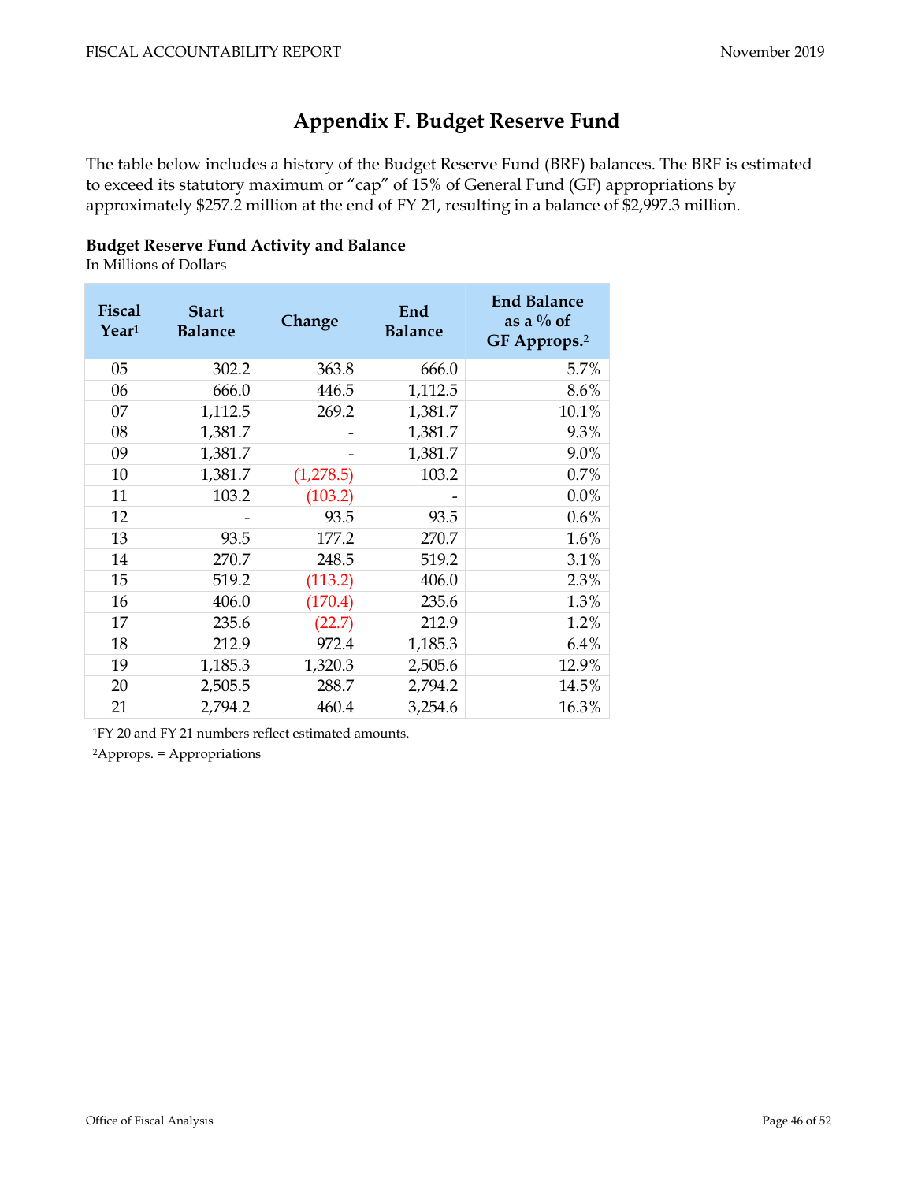# Appendix F. Budget Reserve Fund

The table below includes a history of the Budget Reserve Fund (BRF) balances. The BRF is estimated to exceed its statutory maximum or "cap" of 15% of General Fund (GF) appropriations by approximately $257.2 million at the end of FY 21, resulting in a balance of $2,997.3 million.

**Budget Reserve Fund Activity and Balance**
In Millions of Dollars

| Fiscal Year[1] | Start Balance | Change | End Balance | End Balance as a % of GF Approps.[2] |
|---|---|---|---|---|
| 05 | 302.2 | 363.8 | 666.0 | 5.7% |
| 06 | 666.0 | 446.5 | 1,112.5 | 8.6% |
| 07 | 1,112.5 | 269.2 | 1,381.7 | 10.1% |
| 08 | 1,381.7 | - | 1,381.7 | 9.3% |
| 09 | 1,381.7 | - | 1,381.7 | 9.0% |
| 10 | 1,381.7 | (1,278.5) | 103.2 | 0.7% |
| 11 | 103.2 | (103.2) | - | 0.0% |
| 12 | - | 93.5 | 93.5 | 0.6% |
| 13 | 93.5 | 177.2 | 270.7 | 1.6% |
| 14 | 270.7 | 248.5 | 519.2 | 3.1% |
| 15 | 519.2 | (113.2) | 406.0 | 2.3% |
| 16 | 406.0 | (170.4) | 235.6 | 1.3% |
| 17 | 235.6 | (22.7) | 212.9 | 1.2% |
| 18 | 212.9 | 972.4 | 1,185.3 | 6.4% |
| 19 | 1,185.3 | 1,320.3 | 2,505.6 | 12.9% |
| 20 | 2,505.5 | 288.7 | 2,794.2 | 14.5% |
| 21 | 2,794.2 | 460.4 | 3,254.6 | 16.3% |

[1]FY 20 and FY 21 numbers reflect estimated amounts.

[2]Approps. = Appropriations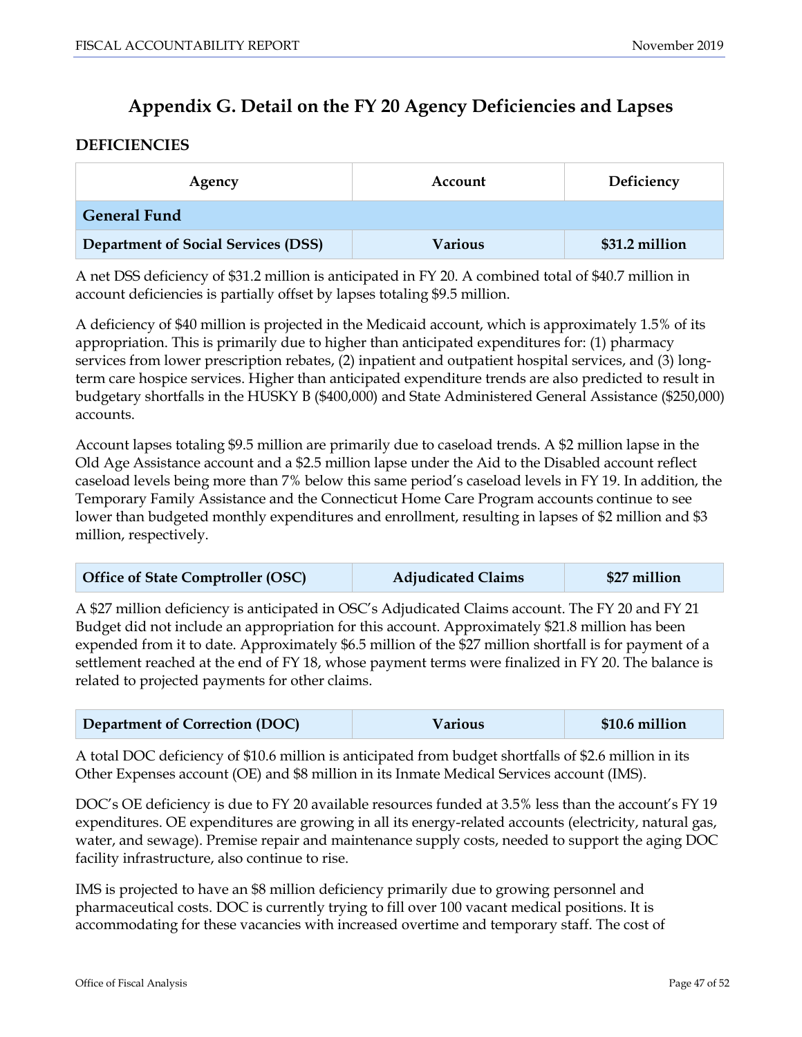# Appendix G. Detail on the FY 20 Agency Deficiencies and Lapses

## DEFICIENCIES

| Agency | Account | Deficiency |
|---|---|---|
| **General Fund** | | |
| **Department of Social Services (DSS)** | **Various** | **$31.2 million** |

A net DSS deficiency of $31.2 million is anticipated in FY 20. A combined total of $40.7 million in account deficiencies is partially offset by lapses totaling $9.5 million.

A deficiency of $40 million is projected in the Medicaid account, which is approximately 1.5% of its appropriation. This is primarily due to higher than anticipated expenditures for: (1) pharmacy services from lower prescription rebates, (2) inpatient and outpatient hospital services, and (3) long-term care hospice services. Higher than anticipated expenditure trends are also predicted to result in budgetary shortfalls in the HUSKY B ($400,000) and State Administered General Assistance ($250,000) accounts.

Account lapses totaling $9.5 million are primarily due to caseload trends. A $2 million lapse in the Old Age Assistance account and a $2.5 million lapse under the Aid to the Disabled account reflect caseload levels being more than 7% below this same period's caseload levels in FY 19. In addition, the Temporary Family Assistance and the Connecticut Home Care Program accounts continue to see lower than budgeted monthly expenditures and enrollment, resulting in lapses of $2 million and $3 million, respectively.

| Agency | Account | Deficiency |
|---|---|---|
| **Office of State Comptroller (OSC)** | **Adjudicated Claims** | **$27 million** |

A $27 million deficiency is anticipated in OSC's Adjudicated Claims account. The FY 20 and FY 21 Budget did not include an appropriation for this account. Approximately $21.8 million has been expended from it to date. Approximately $6.5 million of the $27 million shortfall is for payment of a settlement reached at the end of FY 18, whose payment terms were finalized in FY 20. The balance is related to projected payments for other claims.

| Agency | Account | Deficiency |
|---|---|---|
| **Department of Correction (DOC)** | **Various** | **$10.6 million** |

A total DOC deficiency of $10.6 million is anticipated from budget shortfalls of $2.6 million in its Other Expenses account (OE) and $8 million in its Inmate Medical Services account (IMS).

DOC's OE deficiency is due to FY 20 available resources funded at 3.5% less than the account's FY 19 expenditures. OE expenditures are growing in all its energy-related accounts (electricity, natural gas, water, and sewage). Premise repair and maintenance supply costs, needed to support the aging DOC facility infrastructure, also continue to rise.

IMS is projected to have an $8 million deficiency primarily due to growing personnel and pharmaceutical costs. DOC is currently trying to fill over 100 vacant medical positions. It is accommodating for these vacancies with increased overtime and temporary staff. The cost of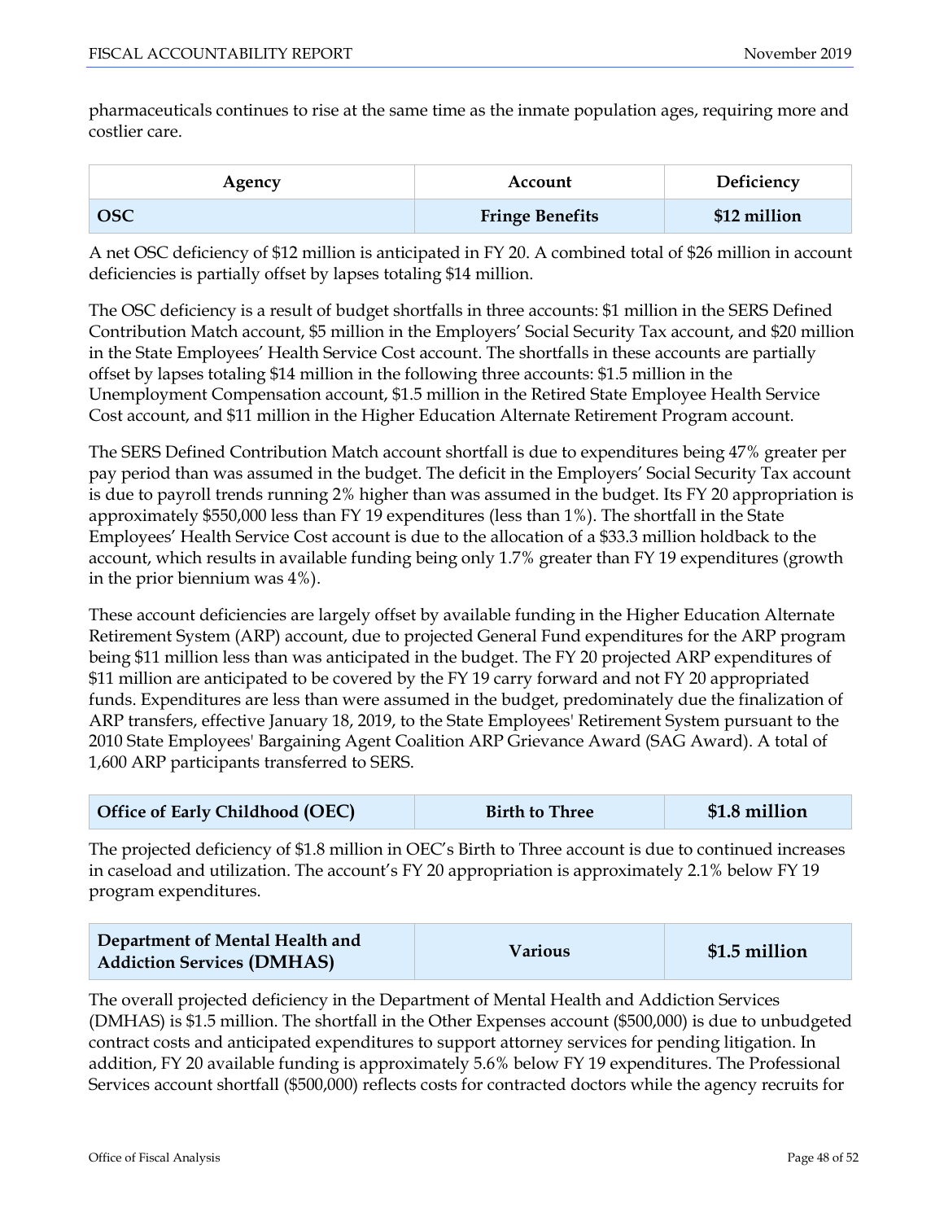pharmaceuticals continues to rise at the same time as the inmate population ages, requiring more and costlier care.

| Agency | Account | Deficiency |
|---|---|---|
| **OSC** | **Fringe Benefits** | **$12 million** |

A net OSC deficiency of $12 million is anticipated in FY 20. A combined total of $26 million in account deficiencies is partially offset by lapses totaling $14 million.

The OSC deficiency is a result of budget shortfalls in three accounts: $1 million in the SERS Defined Contribution Match account, $5 million in the Employers' Social Security Tax account, and $20 million in the State Employees' Health Service Cost account. The shortfalls in these accounts are partially offset by lapses totaling $14 million in the following three accounts: $1.5 million in the Unemployment Compensation account, $1.5 million in the Retired State Employee Health Service Cost account, and $11 million in the Higher Education Alternate Retirement Program account.

The SERS Defined Contribution Match account shortfall is due to expenditures being 47% greater per pay period than was assumed in the budget. The deficit in the Employers' Social Security Tax account is due to payroll trends running 2% higher than was assumed in the budget. Its FY 20 appropriation is approximately $550,000 less than FY 19 expenditures (less than 1%). The shortfall in the State Employees' Health Service Cost account is due to the allocation of a $33.3 million holdback to the account, which results in available funding being only 1.7% greater than FY 19 expenditures (growth in the prior biennium was 4%).

These account deficiencies are largely offset by available funding in the Higher Education Alternate Retirement System (ARP) account, due to projected General Fund expenditures for the ARP program being $11 million less than was anticipated in the budget. The FY 20 projected ARP expenditures of $11 million are anticipated to be covered by the FY 19 carry forward and not FY 20 appropriated funds. Expenditures are less than were assumed in the budget, predominately due the finalization of ARP transfers, effective January 18, 2019, to the State Employees' Retirement System pursuant to the 2010 State Employees' Bargaining Agent Coalition ARP Grievance Award (SAG Award). A total of 1,600 ARP participants transferred to SERS.

| Agency | Account | Deficiency |
|---|---|---|
| **Office of Early Childhood (OEC)** | **Birth to Three** | **$1.8 million** |

The projected deficiency of $1.8 million in OEC's Birth to Three account is due to continued increases in caseload and utilization. The account's FY 20 appropriation is approximately 2.1% below FY 19 program expenditures.

| Agency | Account | Deficiency |
|---|---|---|
| **Department of Mental Health and Addiction Services (DMHAS)** | **Various** | **$1.5 million** |

The overall projected deficiency in the Department of Mental Health and Addiction Services (DMHAS) is $1.5 million. The shortfall in the Other Expenses account ($500,000) is due to unbudgeted contract costs and anticipated expenditures to support attorney services for pending litigation. In addition, FY 20 available funding is approximately 5.6% below FY 19 expenditures. The Professional Services account shortfall ($500,000) reflects costs for contracted doctors while the agency recruits for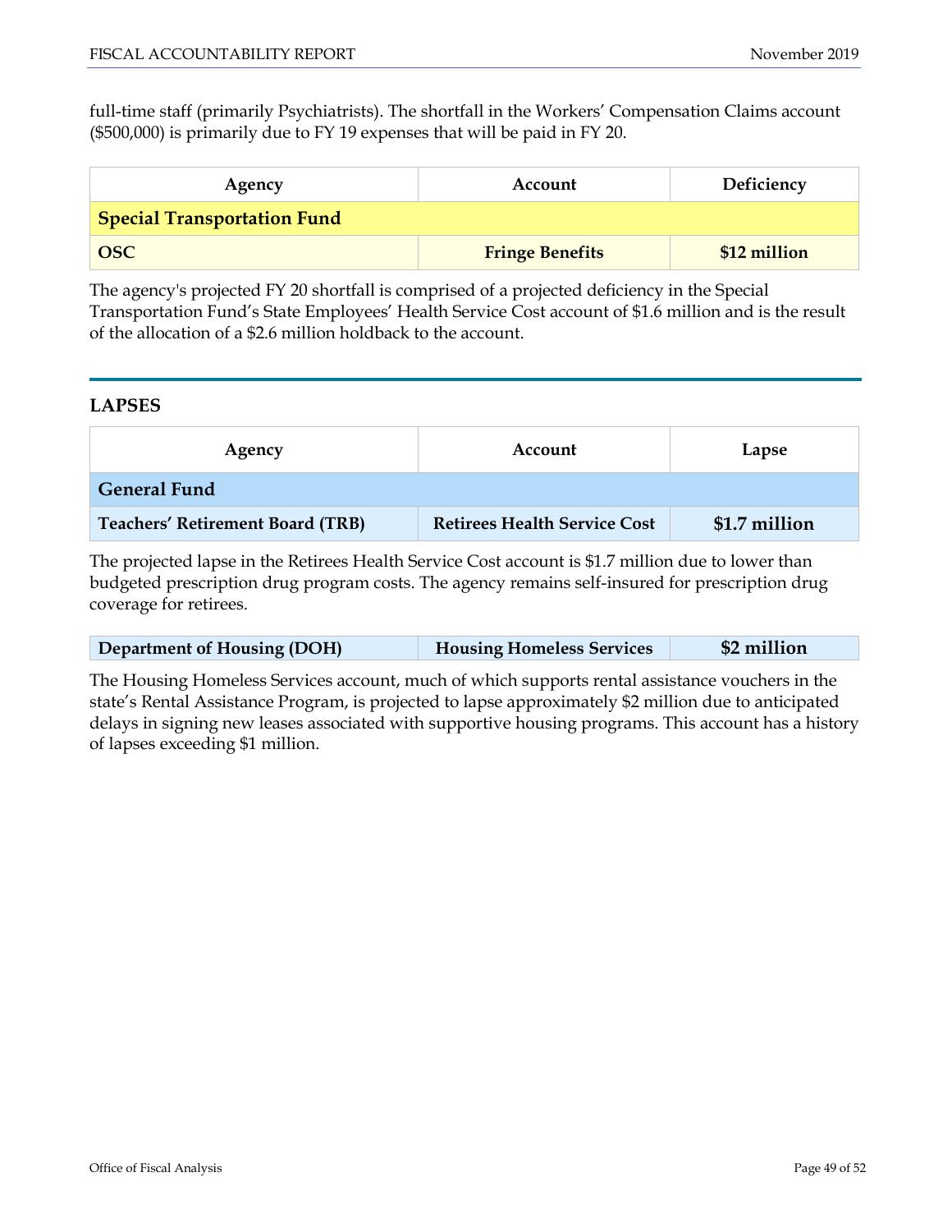full-time staff (primarily Psychiatrists). The shortfall in the Workers' Compensation Claims account ($500,000) is primarily due to FY 19 expenses that will be paid in FY 20.

| Agency | Account | Deficiency |
|---|---|---|
| **Special Transportation Fund** | | |
| **OSC** | **Fringe Benefits** | **$12 million** |

The agency's projected FY 20 shortfall is comprised of a projected deficiency in the Special Transportation Fund's State Employees' Health Service Cost account of $1.6 million and is the result of the allocation of a $2.6 million holdback to the account.

## LAPSES

| Agency | Account | Lapse |
|---|---|---|
| **General Fund** | | |
| **Teachers' Retirement Board (TRB)** | **Retirees Health Service Cost** | **$1.7 million** |

The projected lapse in the Retirees Health Service Cost account is $1.7 million due to lower than budgeted prescription drug program costs. The agency remains self-insured for prescription drug coverage for retirees.

| | | |
|---|---|---|
| **Department of Housing (DOH)** | **Housing Homeless Services** | **$2 million** |

The Housing Homeless Services account, much of which supports rental assistance vouchers in the state's Rental Assistance Program, is projected to lapse approximately $2 million due to anticipated delays in signing new leases associated with supportive housing programs. This account has a history of lapses exceeding $1 million.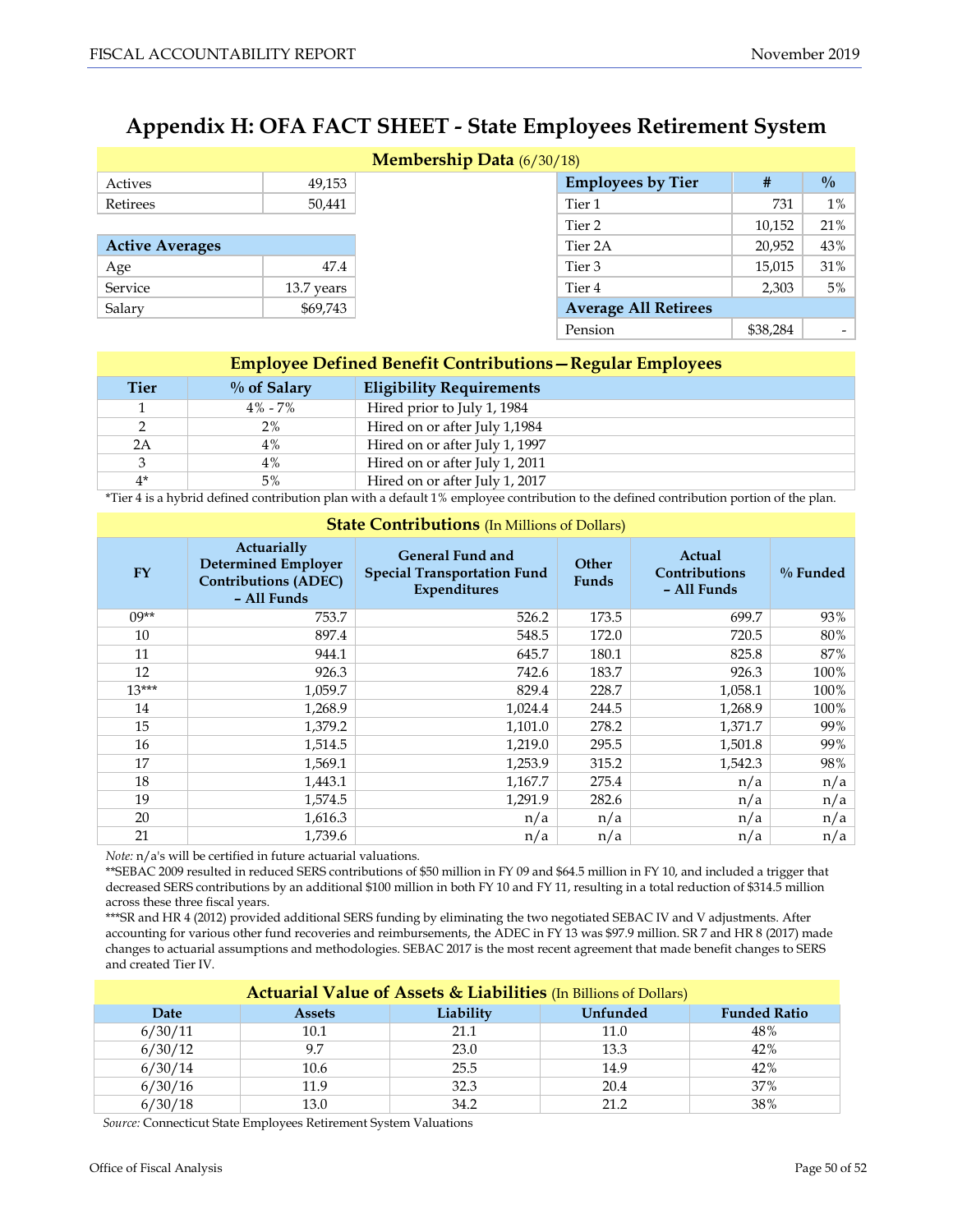# Appendix H: OFA FACT SHEET - State Employees Retirement System

**Membership Data** (6/30/18)

| | |
|---|---|
| Actives | 49,153 |
| Retirees | 50,441 |

| Active Averages | |
|---|---|
| Age | 47.4 |
| Service | 13.7 years |
| Salary | $69,743 |

| Employees by Tier | # | % |
|---|---|---|
| Tier 1 | 731 | 1% |
| Tier 2 | 10,152 | 21% |
| Tier 2A | 20,952 | 43% |
| Tier 3 | 15,015 | 31% |
| Tier 4 | 2,303 | 5% |
| **Average All Retirees** | | |
| Pension | $38,284 | - |

**Employee Defined Benefit Contributions—Regular Employees**

| Tier | % of Salary | Eligibility Requirements |
|---|---|---|
| 1 | 4% - 7% | Hired prior to July 1, 1984 |
| 2 | 2% | Hired on or after July 1,1984 |
| 2A | 4% | Hired on or after July 1, 1997 |
| 3 | 4% | Hired on or after July 1, 2011 |
| 4* | 5% | Hired on or after July 1, 2017 |

*Tier 4 is a hybrid defined contribution plan with a default 1% employee contribution to the defined contribution portion of the plan.

**State Contributions** (In Millions of Dollars)

| FY | Actuarially Determined Employer Contributions (ADEC) – All Funds | General Fund and Special Transportation Fund Expenditures | Other Funds | Actual Contributions – All Funds | % Funded |
|---|---|---|---|---|---|
| 09** | 753.7 | 526.2 | 173.5 | 699.7 | 93% |
| 10 | 897.4 | 548.5 | 172.0 | 720.5 | 80% |
| 11 | 944.1 | 645.7 | 180.1 | 825.8 | 87% |
| 12 | 926.3 | 742.6 | 183.7 | 926.3 | 100% |
| 13*** | 1,059.7 | 829.4 | 228.7 | 1,058.1 | 100% |
| 14 | 1,268.9 | 1,024.4 | 244.5 | 1,268.9 | 100% |
| 15 | 1,379.2 | 1,101.0 | 278.2 | 1,371.7 | 99% |
| 16 | 1,514.5 | 1,219.0 | 295.5 | 1,501.8 | 99% |
| 17 | 1,569.1 | 1,253.9 | 315.2 | 1,542.3 | 98% |
| 18 | 1,443.1 | 1,167.7 | 275.4 | n/a | n/a |
| 19 | 1,574.5 | 1,291.9 | 282.6 | n/a | n/a |
| 20 | 1,616.3 | n/a | n/a | n/a | n/a |
| 21 | 1,739.6 | n/a | n/a | n/a | n/a |

*Note:* n/a's will be certified in future actuarial valuations.

**SEBAC 2009 resulted in reduced SERS contributions of $50 million in FY 09 and $64.5 million in FY 10, and included a trigger that decreased SERS contributions by an additional $100 million in both FY 10 and FY 11, resulting in a total reduction of $314.5 million across these three fiscal years.

***SR and HR 4 (2012) provided additional SERS funding by eliminating the two negotiated SEBAC IV and V adjustments. After accounting for various other fund recoveries and reimbursements, the ADEC in FY 13 was $97.9 million. SR 7 and HR 8 (2017) made changes to actuarial assumptions and methodologies. SEBAC 2017 is the most recent agreement that made benefit changes to SERS and created Tier IV.

**Actuarial Value of Assets & Liabilities** (In Billions of Dollars)

| Date | Assets | Liability | Unfunded | Funded Ratio |
|---|---|---|---|---|
| 6/30/11 | 10.1 | 21.1 | 11.0 | 48% |
| 6/30/12 | 9.7 | 23.0 | 13.3 | 42% |
| 6/30/14 | 10.6 | 25.5 | 14.9 | 42% |
| 6/30/16 | 11.9 | 32.3 | 20.4 | 37% |
| 6/30/18 | 13.0 | 34.2 | 21.2 | 38% |

*Source:* Connecticut State Employees Retirement System Valuations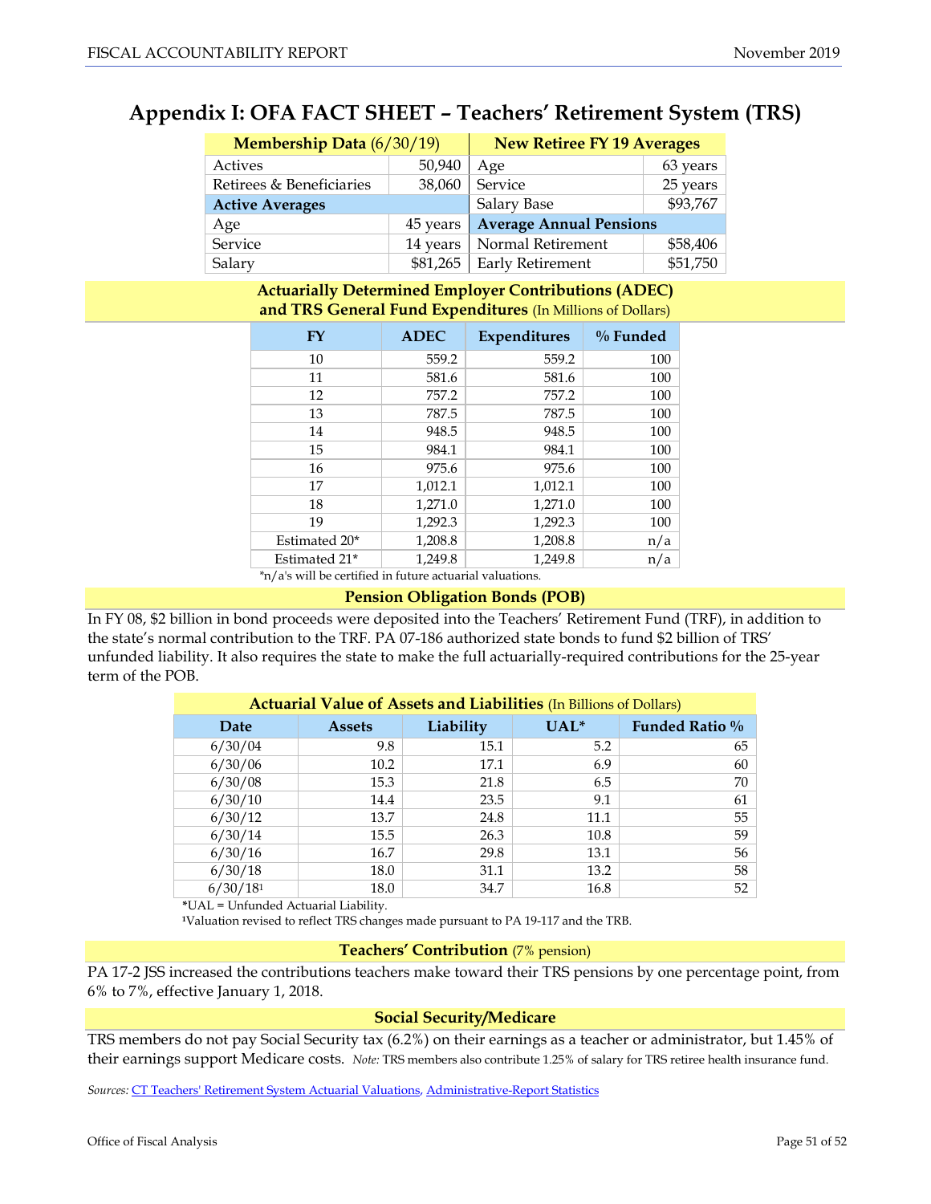# Appendix I: OFA FACT SHEET – Teachers' Retirement System (TRS)

| Membership Data (6/30/19) | | New Retiree FY 19 Averages | |
|---|---|---|---|
| Actives | 50,940 | Age | 63 years |
| Retirees & Beneficiaries | 38,060 | Service | 25 years |
| **Active Averages** | | Salary Base | $93,767 |
| Age | 45 years | **Average Annual Pensions** | |
| Service | 14 years | Normal Retirement | $58,406 |
| Salary | $81,265 | Early Retirement | $51,750 |

## Actuarially Determined Employer Contributions (ADEC) and TRS General Fund Expenditures (In Millions of Dollars)

| FY | ADEC | Expenditures | % Funded |
|---|---|---|---|
| 10 | 559.2 | 559.2 | 100 |
| 11 | 581.6 | 581.6 | 100 |
| 12 | 757.2 | 757.2 | 100 |
| 13 | 787.5 | 787.5 | 100 |
| 14 | 948.5 | 948.5 | 100 |
| 15 | 984.1 | 984.1 | 100 |
| 16 | 975.6 | 975.6 | 100 |
| 17 | 1,012.1 | 1,012.1 | 100 |
| 18 | 1,271.0 | 1,271.0 | 100 |
| 19 | 1,292.3 | 1,292.3 | 100 |
| Estimated 20* | 1,208.8 | 1,208.8 | n/a |
| Estimated 21* | 1,249.8 | 1,249.8 | n/a |

*n/a's will be certified in future actuarial valuations.

## Pension Obligation Bonds (POB)

In FY 08, $2 billion in bond proceeds were deposited into the Teachers' Retirement Fund (TRF), in addition to the state's normal contribution to the TRF. PA 07-186 authorized state bonds to fund $2 billion of TRS' unfunded liability. It also requires the state to make the full actuarially-required contributions for the 25-year term of the POB.

## Actuarial Value of Assets and Liabilities (In Billions of Dollars)

| Date | Assets | Liability | UAL* | Funded Ratio % |
|---|---|---|---|---|
| 6/30/04 | 9.8 | 15.1 | 5.2 | 65 |
| 6/30/06 | 10.2 | 17.1 | 6.9 | 60 |
| 6/30/08 | 15.3 | 21.8 | 6.5 | 70 |
| 6/30/10 | 14.4 | 23.5 | 9.1 | 61 |
| 6/30/12 | 13.7 | 24.8 | 11.1 | 55 |
| 6/30/14 | 15.5 | 26.3 | 10.8 | 59 |
| 6/30/16 | 16.7 | 29.8 | 13.1 | 56 |
| 6/30/18 | 18.0 | 31.1 | 13.2 | 58 |
| 6/30/18[1] | 18.0 | 34.7 | 16.8 | 52 |

*UAL = Unfunded Actuarial Liability.

[1]Valuation revised to reflect TRS changes made pursuant to PA 19-117 and the TRB.

## Teachers' Contribution (7% pension)

PA 17-2 JSS increased the contributions teachers make toward their TRS pensions by one percentage point, from 6% to 7%, effective January 1, 2018.

## Social Security/Medicare

TRS members do not pay Social Security tax (6.2%) on their earnings as a teacher or administrator, but 1.45% of their earnings support Medicare costs. *Note:* TRS members also contribute 1.25% of salary for TRS retiree health insurance fund.

*Sources:* CT Teachers' Retirement System Actuarial Valuations, Administrative-Report Statistics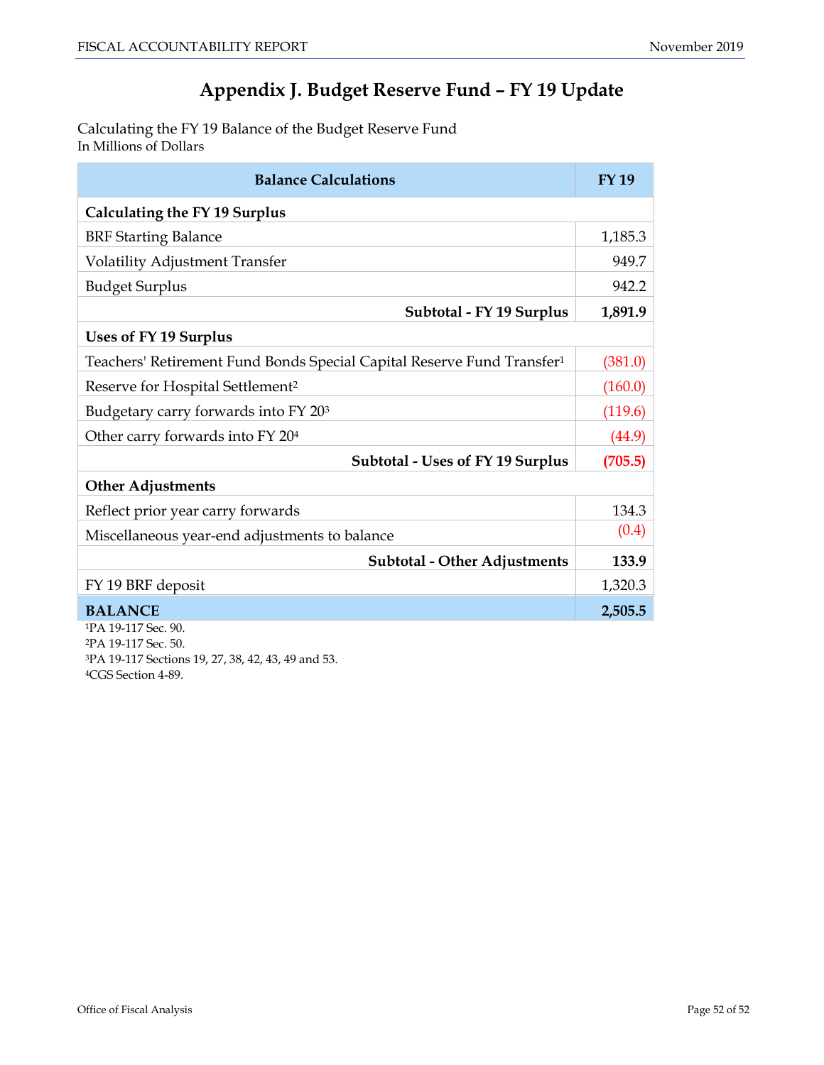# Appendix J. Budget Reserve Fund – FY 19 Update

Calculating the FY 19 Balance of the Budget Reserve Fund
In Millions of Dollars

| Balance Calculations | FY 19 |
|---|---|
| **Calculating the FY 19 Surplus** | |
| BRF Starting Balance | 1,185.3 |
| Volatility Adjustment Transfer | 949.7 |
| Budget Surplus | 942.2 |
| **Subtotal - FY 19 Surplus** | **1,891.9** |
| **Uses of FY 19 Surplus** | |
| Teachers' Retirement Fund Bonds Special Capital Reserve Fund Transfer[1] | (381.0) |
| Reserve for Hospital Settlement[2] | (160.0) |
| Budgetary carry forwards into FY 20[3] | (119.6) |
| Other carry forwards into FY 20[4] | (44.9) |
| **Subtotal - Uses of FY 19 Surplus** | **(705.5)** |
| **Other Adjustments** | |
| Reflect prior year carry forwards | 134.3 |
| Miscellaneous year-end adjustments to balance | (0.4) |
| **Subtotal - Other Adjustments** | **133.9** |
| FY 19 BRF deposit | 1,320.3 |
| **BALANCE** | **2,505.5** |

[1]PA 19-117 Sec. 90.
[2]PA 19-117 Sec. 50.
[3]PA 19-117 Sections 19, 27, 38, 42, 43, 49 and 53.
[4]CGS Section 4-89.